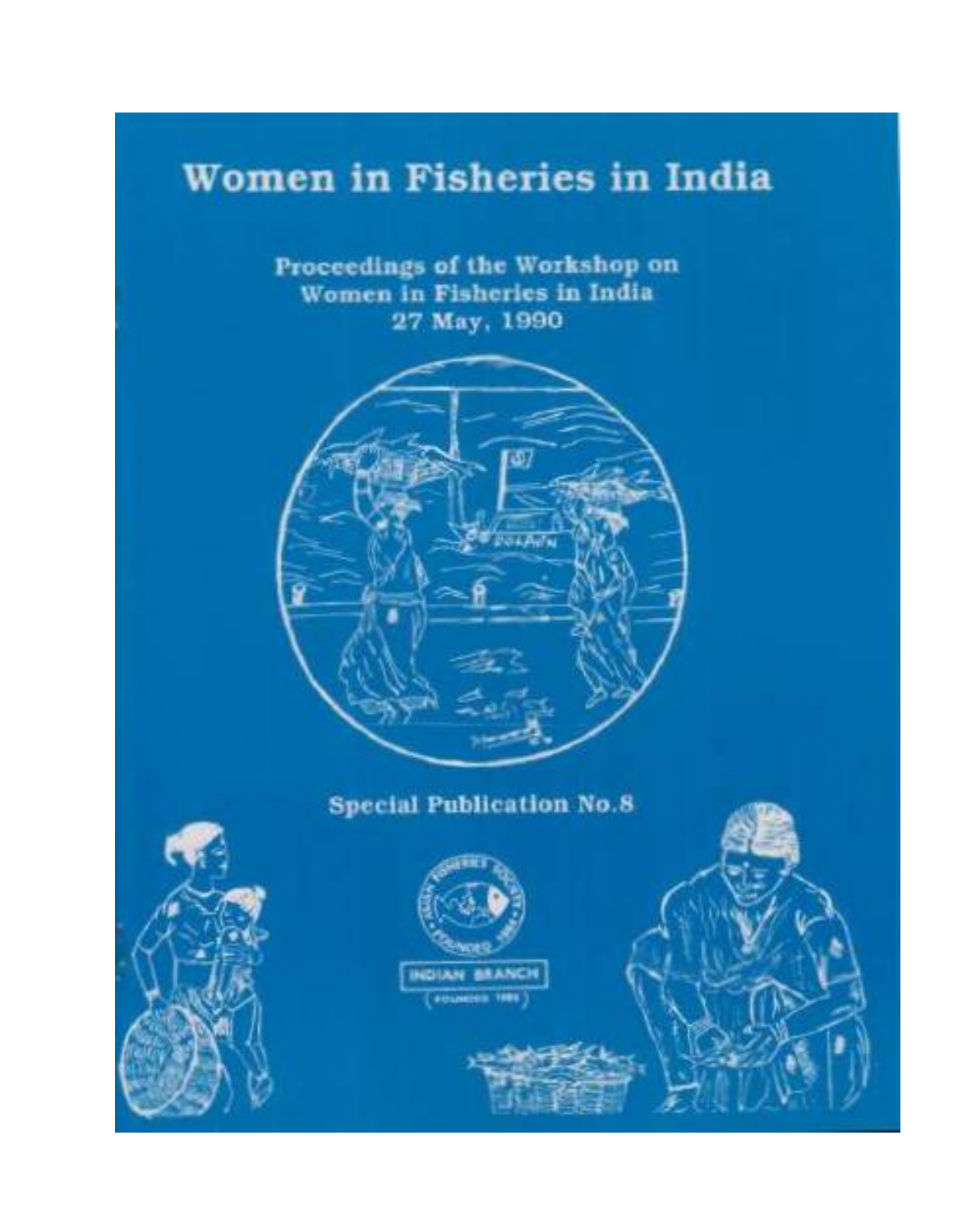# Women in Fisheries in India

**Proceedings of the Workshop on Women in Fisheries in India 27 May, 1990**

**Special Publication No.8**

INDIAN BRANCH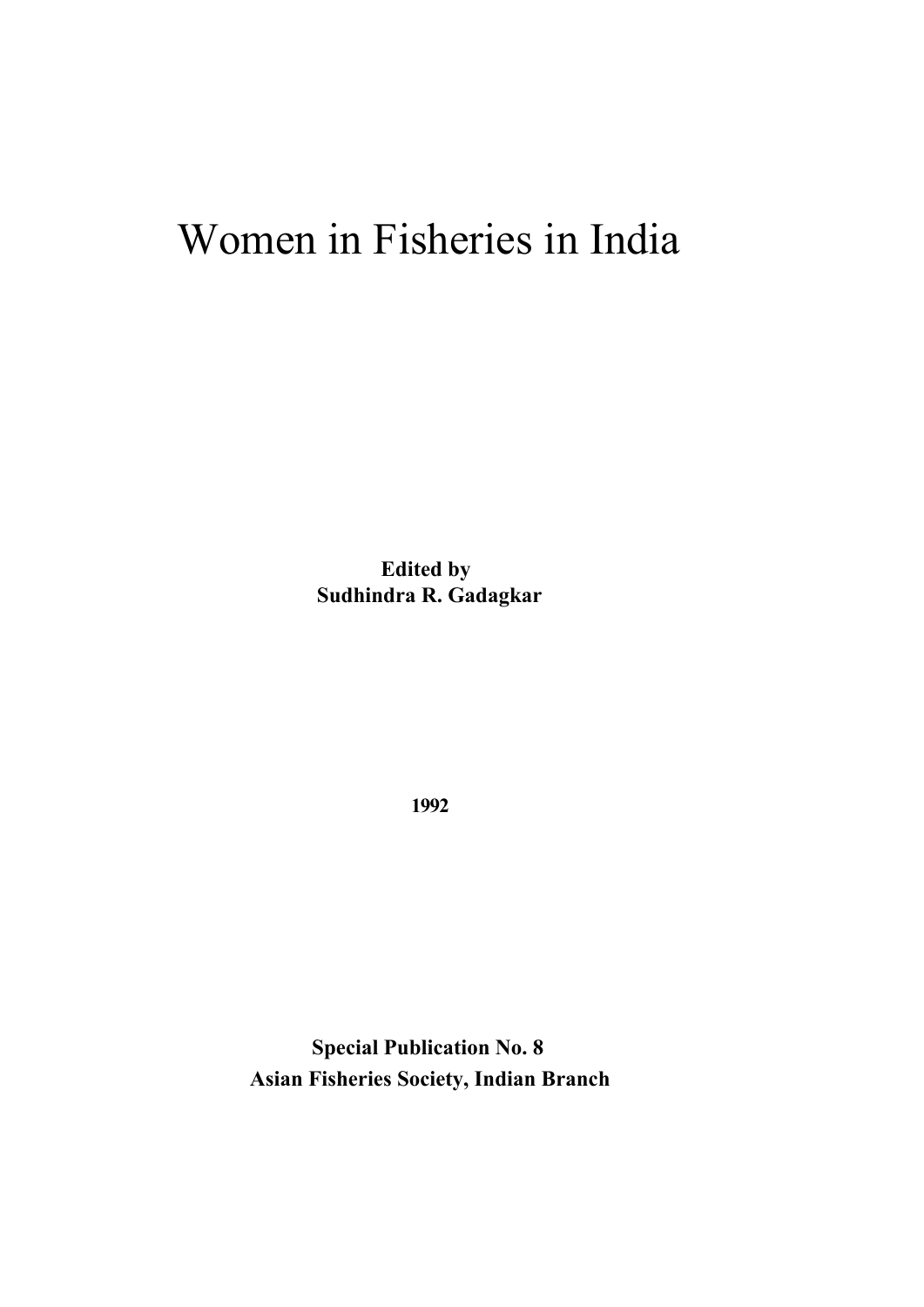# Women in Fisheries in India

**Edited by**
**Sudhindra R. Gadagkar**

**1992**

**Special Publication No. 8**
**Asian Fisheries Society, Indian Branch**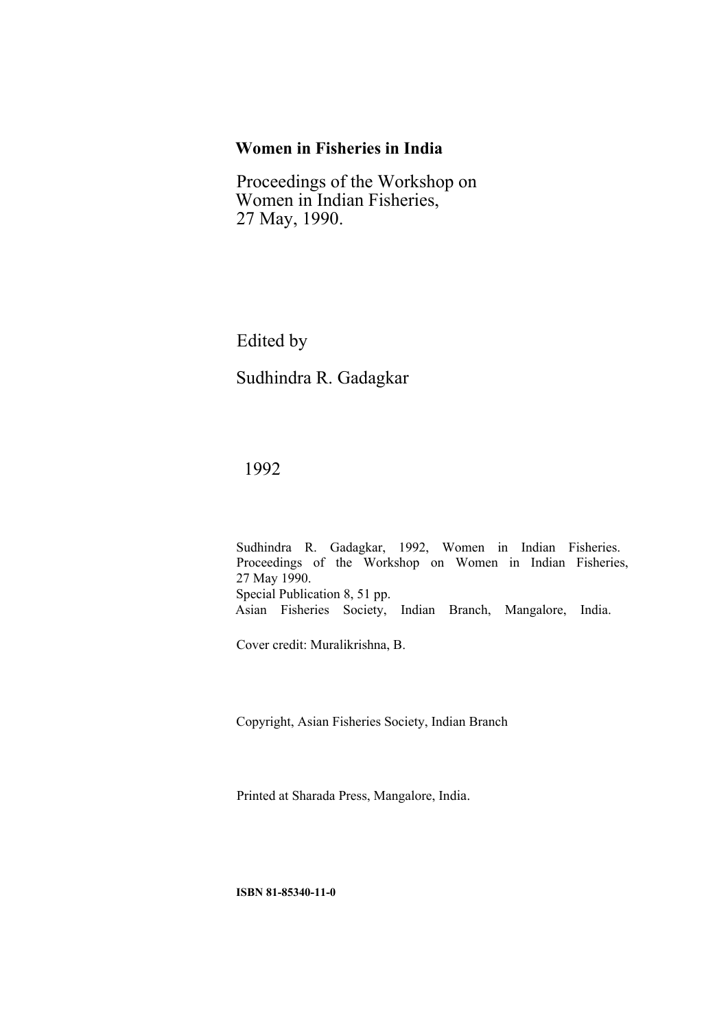**Women in Fisheries in India**

Proceedings of the Workshop on
Women in Indian Fisheries,
27 May, 1990.

Edited by

Sudhindra R. Gadagkar

1992

Sudhindra R. Gadagkar, 1992, Women in Indian Fisheries. Proceedings of the Workshop on Women in Indian Fisheries, 27 May 1990.
Special Publication 8, 51 pp.
Asian Fisheries Society, Indian Branch, Mangalore, India.

Cover credit: Muralikrishna, B.

Copyright, Asian Fisheries Society, Indian Branch

Printed at Sharada Press, Mangalore, India.

**ISBN 81-85340-11-0**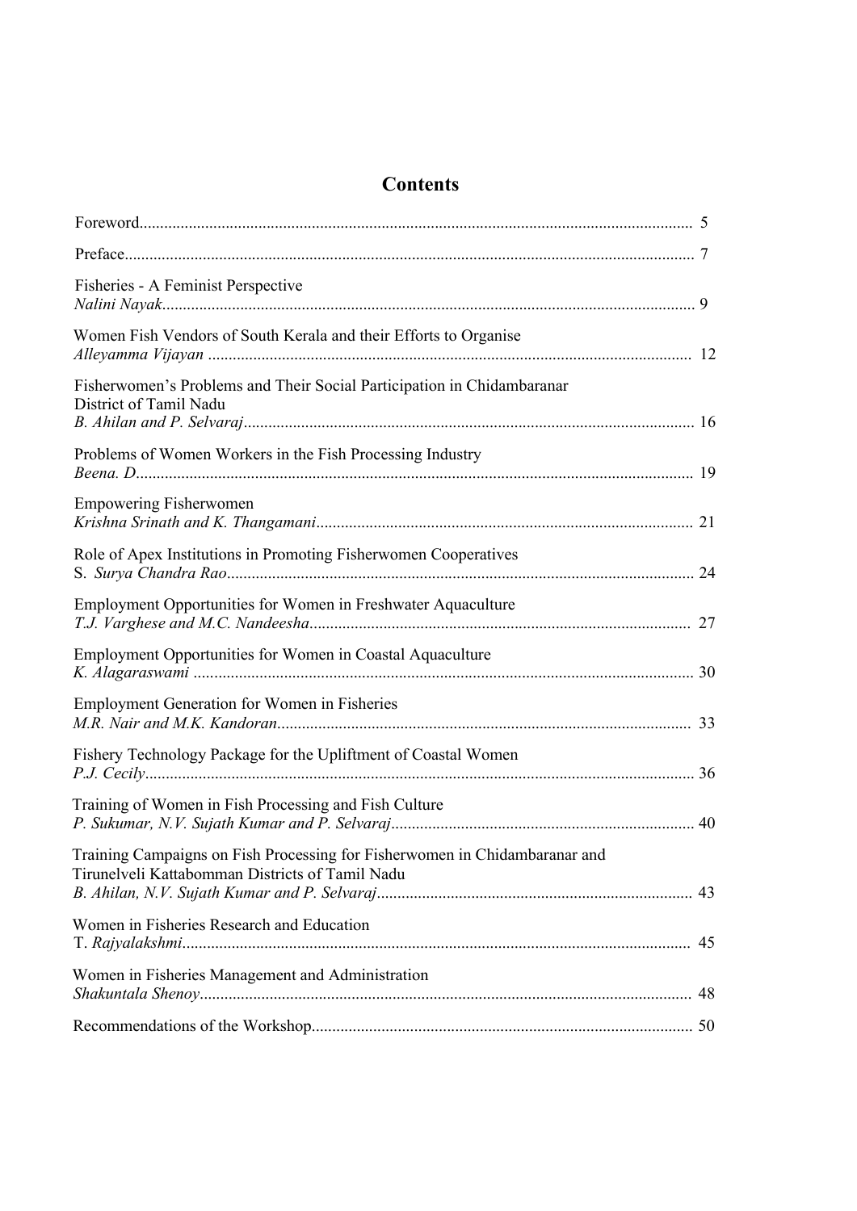# Contents

| | |
|---|---|
| Foreword | 5 |
| Preface | 7 |
| Fisheries - A Feminist Perspective<br>*Nalini Nayak* | 9 |
| Women Fish Vendors of South Kerala and their Efforts to Organise<br>*Alleyamma Vijayan* | 12 |
| Fisherwomen's Problems and Their Social Participation in Chidambaranar District of Tamil Nadu<br>*B. Ahilan and P. Selvaraj* | 16 |
| Problems of Women Workers in the Fish Processing Industry<br>*Beena. D* | 19 |
| Empowering Fisherwomen<br>*Krishna Srinath and K. Thangamani* | 21 |
| Role of Apex Institutions in Promoting Fisherwomen Cooperatives<br>S. *Surya Chandra Rao* | 24 |
| Employment Opportunities for Women in Freshwater Aquaculture<br>*T.J. Varghese and M.C. Nandeesha* | 27 |
| Employment Opportunities for Women in Coastal Aquaculture<br>*K. Alagaraswami* | 30 |
| Employment Generation for Women in Fisheries<br>*M.R. Nair and M.K. Kandoran* | 33 |
| Fishery Technology Package for the Upliftment of Coastal Women<br>*P.J. Cecily* | 36 |
| Training of Women in Fish Processing and Fish Culture<br>*P. Sukumar, N.V. Sujath Kumar and P. Selvaraj* | 40 |
| Training Campaigns on Fish Processing for Fisherwomen in Chidambaranar and Tirunelveli Kattabomman Districts of Tamil Nadu<br>*B. Ahilan, N.V. Sujath Kumar and P. Selvaraj* | 43 |
| Women in Fisheries Research and Education<br>T. *Rajyalakshmi* | 45 |
| Women in Fisheries Management and Administration<br>*Shakuntala Shenoy* | 48 |
| Recommendations of the Workshop | 50 |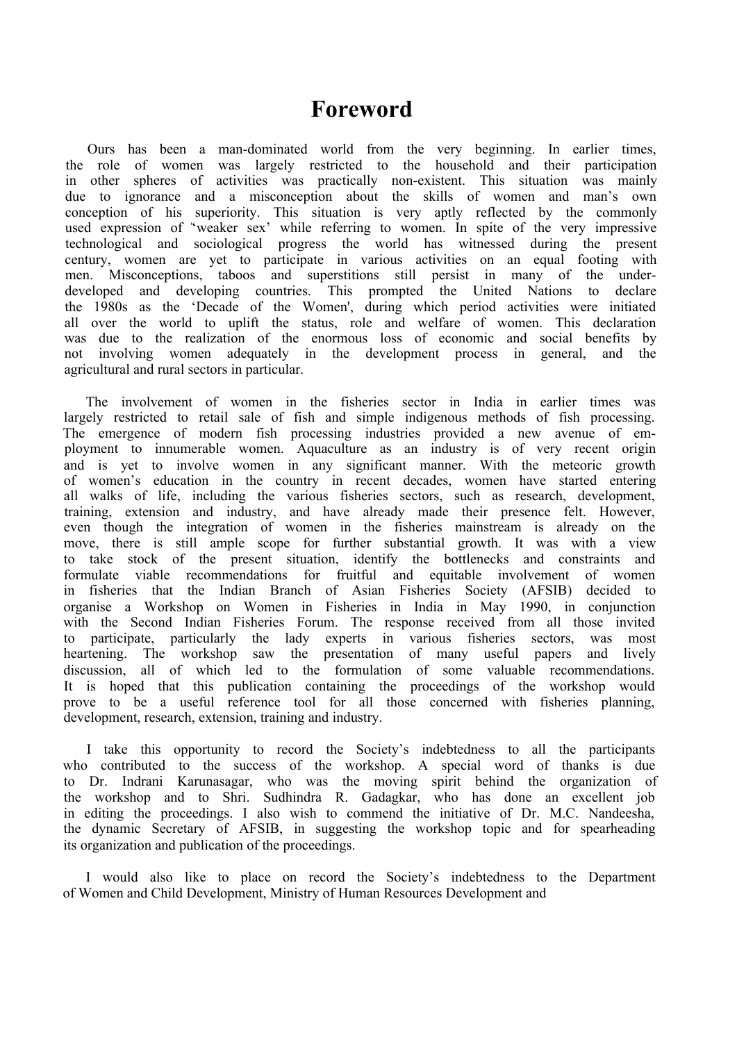# Foreword

Ours has been a man-dominated world from the very beginning. In earlier times, the role of women was largely restricted to the household and their participation in other spheres of activities was practically non-existent. This situation was mainly due to ignorance and a misconception about the skills of women and man's own conception of his superiority. This situation is very aptly reflected by the commonly used expression of "weaker sex' while referring to women. In spite of the very impressive technological and sociological progress the world has witnessed during the present century, women are yet to participate in various activities on an equal footing with men. Misconceptions, taboos and superstitions still persist in many of the under-developed and developing countries. This prompted the United Nations to declare the 1980s as the 'Decade of the Women', during which period activities were initiated all over the world to uplift the status, role and welfare of women. This declaration was due to the realization of the enormous loss of economic and social benefits by not involving women adequately in the development process in general, and the agricultural and rural sectors in particular.

The involvement of women in the fisheries sector in India in earlier times was largely restricted to retail sale of fish and simple indigenous methods of fish processing. The emergence of modern fish processing industries provided a new avenue of employment to innumerable women. Aquaculture as an industry is of very recent origin and is yet to involve women in any significant manner. With the meteoric growth of women's education in the country in recent decades, women have started entering all walks of life, including the various fisheries sectors, such as research, development, training, extension and industry, and have already made their presence felt. However, even though the integration of women in the fisheries mainstream is already on the move, there is still ample scope for further substantial growth. It was with a view to take stock of the present situation, identify the bottlenecks and constraints and formulate viable recommendations for fruitful and equitable involvement of women in fisheries that the Indian Branch of Asian Fisheries Society (AFSIB) decided to organise a Workshop on Women in Fisheries in India in May 1990, in conjunction with the Second Indian Fisheries Forum. The response received from all those invited to participate, particularly the lady experts in various fisheries sectors, was most heartening. The workshop saw the presentation of many useful papers and lively discussion, all of which led to the formulation of some valuable recommendations. It is hoped that this publication containing the proceedings of the workshop would prove to be a useful reference tool for all those concerned with fisheries planning, development, research, extension, training and industry.

I take this opportunity to record the Society's indebtedness to all the participants who contributed to the success of the workshop. A special word of thanks is due to Dr. Indrani Karunasagar, who was the moving spirit behind the organization of the workshop and to Shri. Sudhindra R. Gadagkar, who has done an excellent job in editing the proceedings. I also wish to commend the initiative of Dr. M.C. Nandeesha, the dynamic Secretary of AFSIB, in suggesting the workshop topic and for spearheading its organization and publication of the proceedings.

I would also like to place on record the Society's indebtedness to the Department of Women and Child Development, Ministry of Human Resources Development and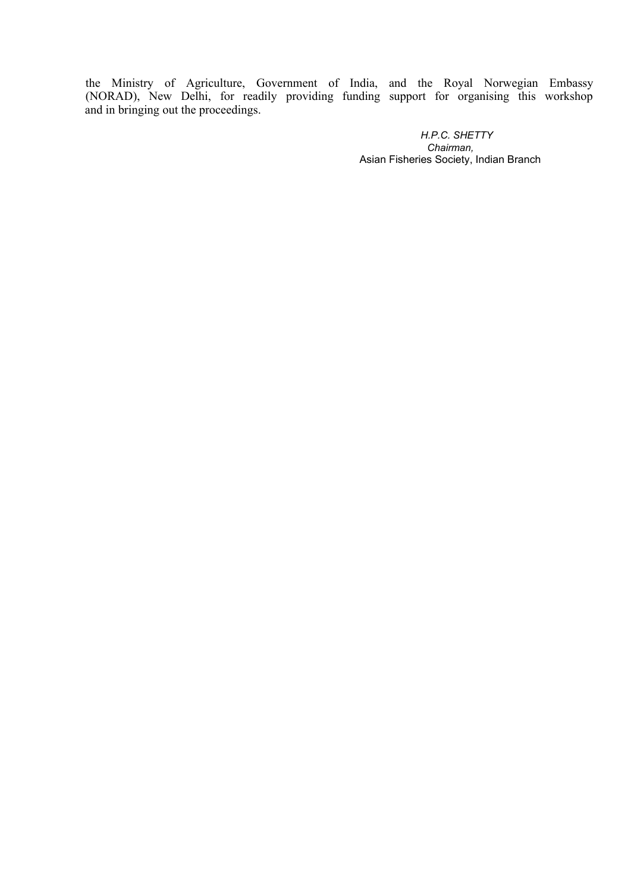the Ministry of Agriculture, Government of India, and the Royal Norwegian Embassy (NORAD), New Delhi, for readily providing funding support for organising this workshop and in bringing out the proceedings.

*H.P.C. SHETTY*
*Chairman,*
Asian Fisheries Society, Indian Branch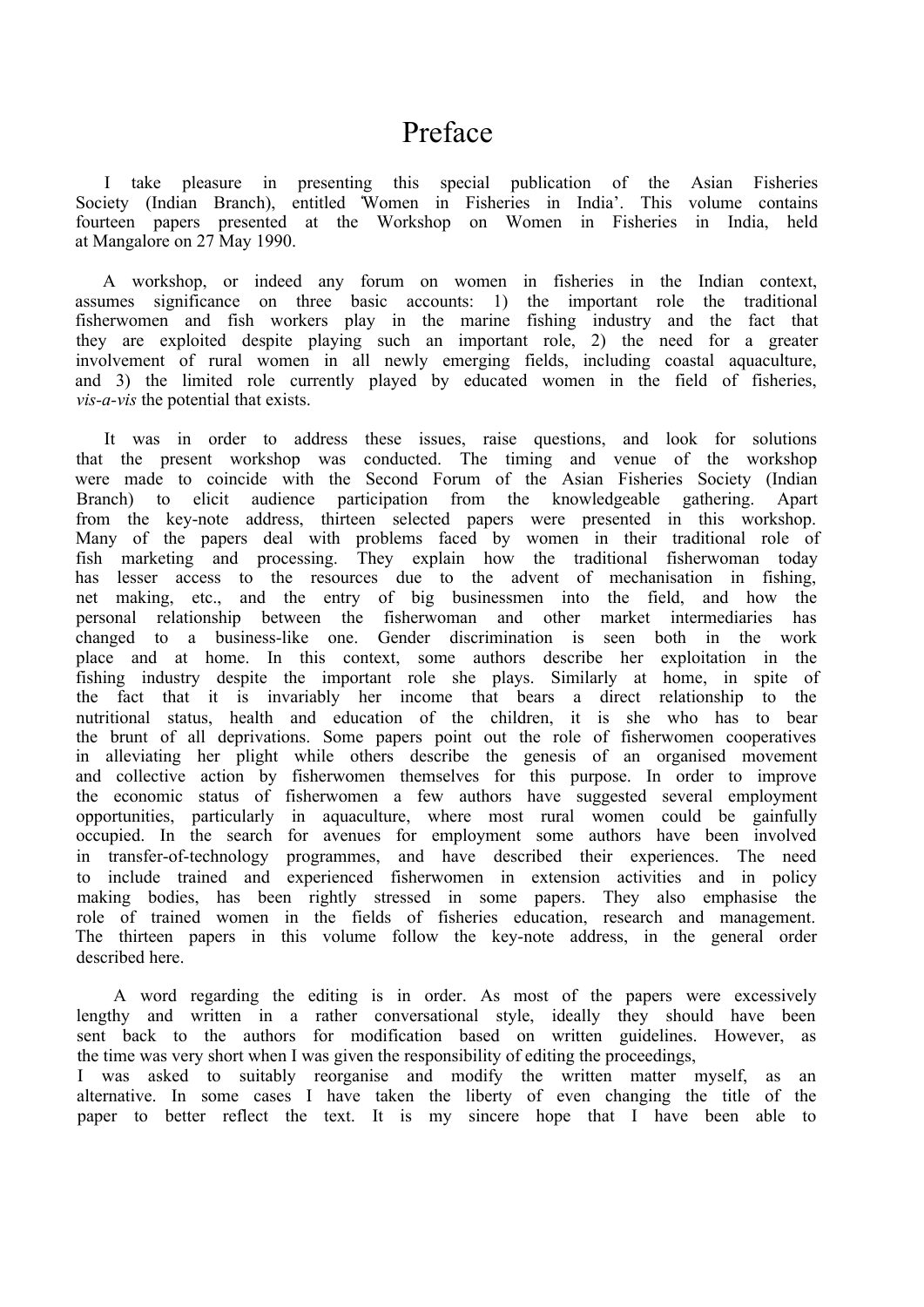# Preface

I take pleasure in presenting this special publication of the Asian Fisheries Society (Indian Branch), entitled 'Women in Fisheries in India'. This volume contains fourteen papers presented at the Workshop on Women in Fisheries in India, held at Mangalore on 27 May 1990.

A workshop, or indeed any forum on women in fisheries in the Indian context, assumes significance on three basic accounts: 1) the important role the traditional fisherwomen and fish workers play in the marine fishing industry and the fact that they are exploited despite playing such an important role, 2) the need for a greater involvement of rural women in all newly emerging fields, including coastal aquaculture, and 3) the limited role currently played by educated women in the field of fisheries, *vis-a-vis* the potential that exists.

It was in order to address these issues, raise questions, and look for solutions that the present workshop was conducted. The timing and venue of the workshop were made to coincide with the Second Forum of the Asian Fisheries Society (Indian Branch) to elicit audience participation from the knowledgeable gathering. Apart from the key-note address, thirteen selected papers were presented in this workshop. Many of the papers deal with problems faced by women in their traditional role of fish marketing and processing. They explain how the traditional fisherwoman today has lesser access to the resources due to the advent of mechanisation in fishing, net making, etc., and the entry of big businessmen into the field, and how the personal relationship between the fisherwoman and other market intermediaries has changed to a business-like one. Gender discrimination is seen both in the work place and at home. In this context, some authors describe her exploitation in the fishing industry despite the important role she plays. Similarly at home, in spite of the fact that it is invariably her income that bears a direct relationship to the nutritional status, health and education of the children, it is she who has to bear the brunt of all deprivations. Some papers point out the role of fisherwomen cooperatives in alleviating her plight while others describe the genesis of an organised movement and collective action by fisherwomen themselves for this purpose. In order to improve the economic status of fisherwomen a few authors have suggested several employment opportunities, particularly in aquaculture, where most rural women could be gainfully occupied. In the search for avenues for employment some authors have been involved in transfer-of-technology programmes, and have described their experiences. The need to include trained and experienced fisherwomen in extension activities and in policy making bodies, has been rightly stressed in some papers. They also emphasise the role of trained women in the fields of fisheries education, research and management. The thirteen papers in this volume follow the key-note address, in the general order described here.

A word regarding the editing is in order. As most of the papers were excessively lengthy and written in a rather conversational style, ideally they should have been sent back to the authors for modification based on written guidelines. However, as the time was very short when I was given the responsibility of editing the proceedings, I was asked to suitably reorganise and modify the written matter myself, as an alternative. In some cases I have taken the liberty of even changing the title of the paper to better reflect the text. It is my sincere hope that I have been able to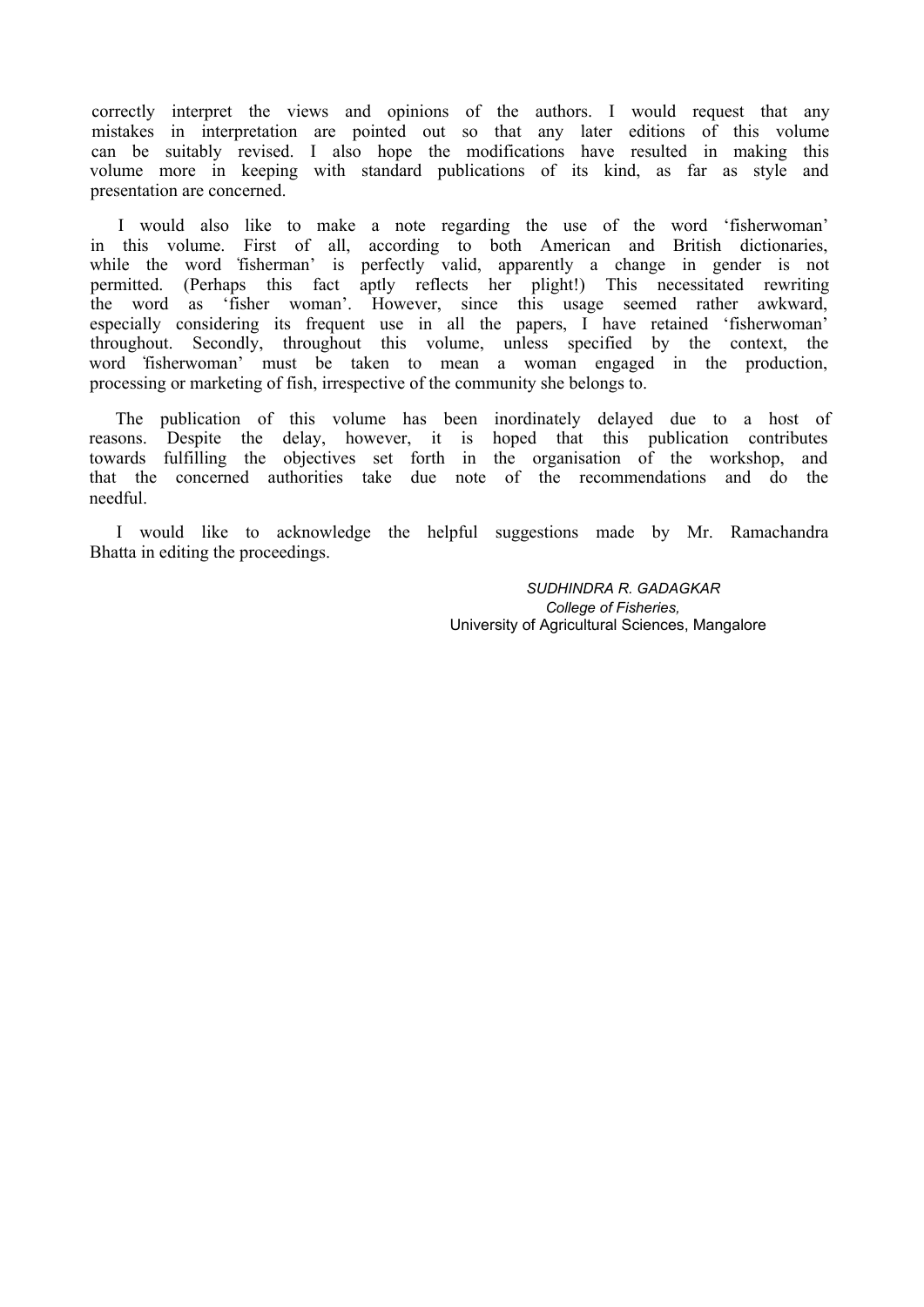correctly interpret the views and opinions of the authors. I would request that any mistakes in interpretation are pointed out so that any later editions of this volume can be suitably revised. I also hope the modifications have resulted in making this volume more in keeping with standard publications of its kind, as far as style and presentation are concerned.

I would also like to make a note regarding the use of the word 'fisherwoman' in this volume. First of all, according to both American and British dictionaries, while the word 'fisherman' is perfectly valid, apparently a change in gender is not permitted. (Perhaps this fact aptly reflects her plight!) This necessitated rewriting the word as 'fisher woman'. However, since this usage seemed rather awkward, especially considering its frequent use in all the papers, I have retained 'fisherwoman' throughout. Secondly, throughout this volume, unless specified by the context, the word 'fisherwoman' must be taken to mean a woman engaged in the production, processing or marketing of fish, irrespective of the community she belongs to.

The publication of this volume has been inordinately delayed due to a host of reasons. Despite the delay, however, it is hoped that this publication contributes towards fulfilling the objectives set forth in the organisation of the workshop, and that the concerned authorities take due note of the recommendations and do the needful.

I would like to acknowledge the helpful suggestions made by Mr. Ramachandra Bhatta in editing the proceedings.

*SUDHINDRA R. GADAGKAR*
*College of Fisheries,*
University of Agricultural Sciences, Mangalore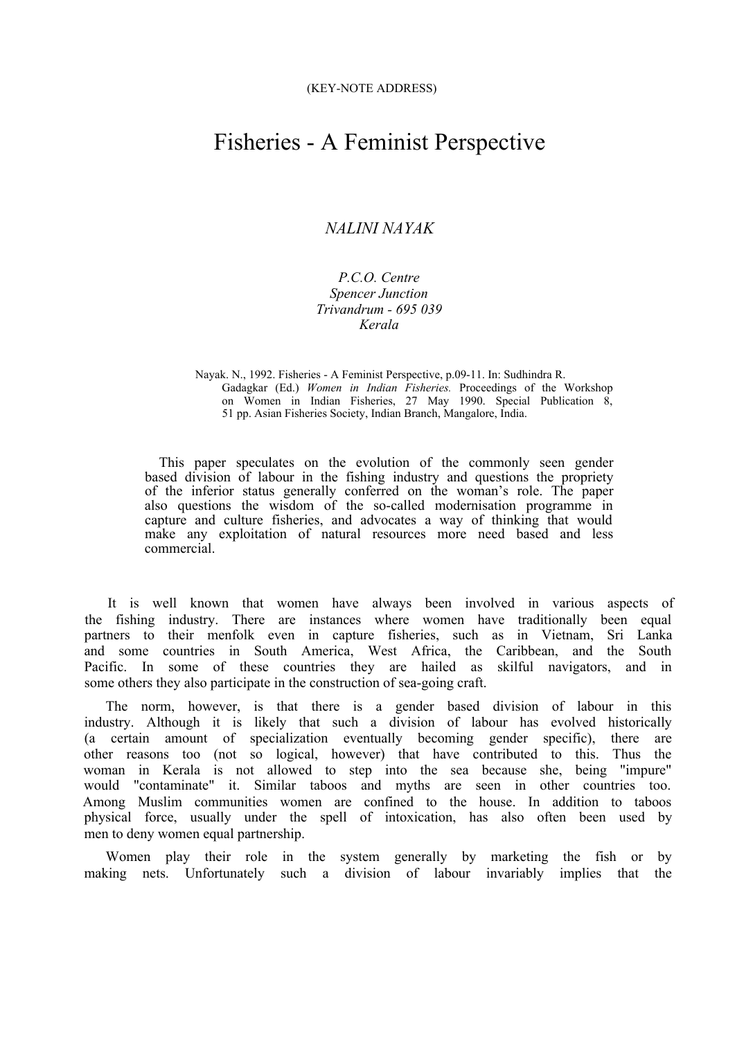(KEY-NOTE ADDRESS)

# Fisheries - A Feminist Perspective

*NALINI NAYAK*

*P.C.O. Centre*
*Spencer Junction*
*Trivandrum - 695 039*
*Kerala*

Nayak. N., 1992. Fisheries - A Feminist Perspective, p.09-11. In: Sudhindra R. Gadagkar (Ed.) *Women in Indian Fisheries.* Proceedings of the Workshop on Women in Indian Fisheries, 27 May 1990. Special Publication 8, 51 pp. Asian Fisheries Society, Indian Branch, Mangalore, India.

This paper speculates on the evolution of the commonly seen gender based division of labour in the fishing industry and questions the propriety of the inferior status generally conferred on the woman's role. The paper also questions the wisdom of the so-called modernisation programme in capture and culture fisheries, and advocates a way of thinking that would make any exploitation of natural resources more need based and less commercial.

It is well known that women have always been involved in various aspects of the fishing industry. There are instances where women have traditionally been equal partners to their menfolk even in capture fisheries, such as in Vietnam, Sri Lanka and some countries in South America, West Africa, the Caribbean, and the South Pacific. In some of these countries they are hailed as skilful navigators, and in some others they also participate in the construction of sea-going craft.

The norm, however, is that there is a gender based division of labour in this industry. Although it is likely that such a division of labour has evolved historically (a certain amount of specialization eventually becoming gender specific), there are other reasons too (not so logical, however) that have contributed to this. Thus the woman in Kerala is not allowed to step into the sea because she, being "impure" would "contaminate" it. Similar taboos and myths are seen in other countries too. Among Muslim communities women are confined to the house. In addition to taboos physical force, usually under the spell of intoxication, has also often been used by men to deny women equal partnership.

Women play their role in the system generally by marketing the fish or by making nets. Unfortunately such a division of labour invariably implies that the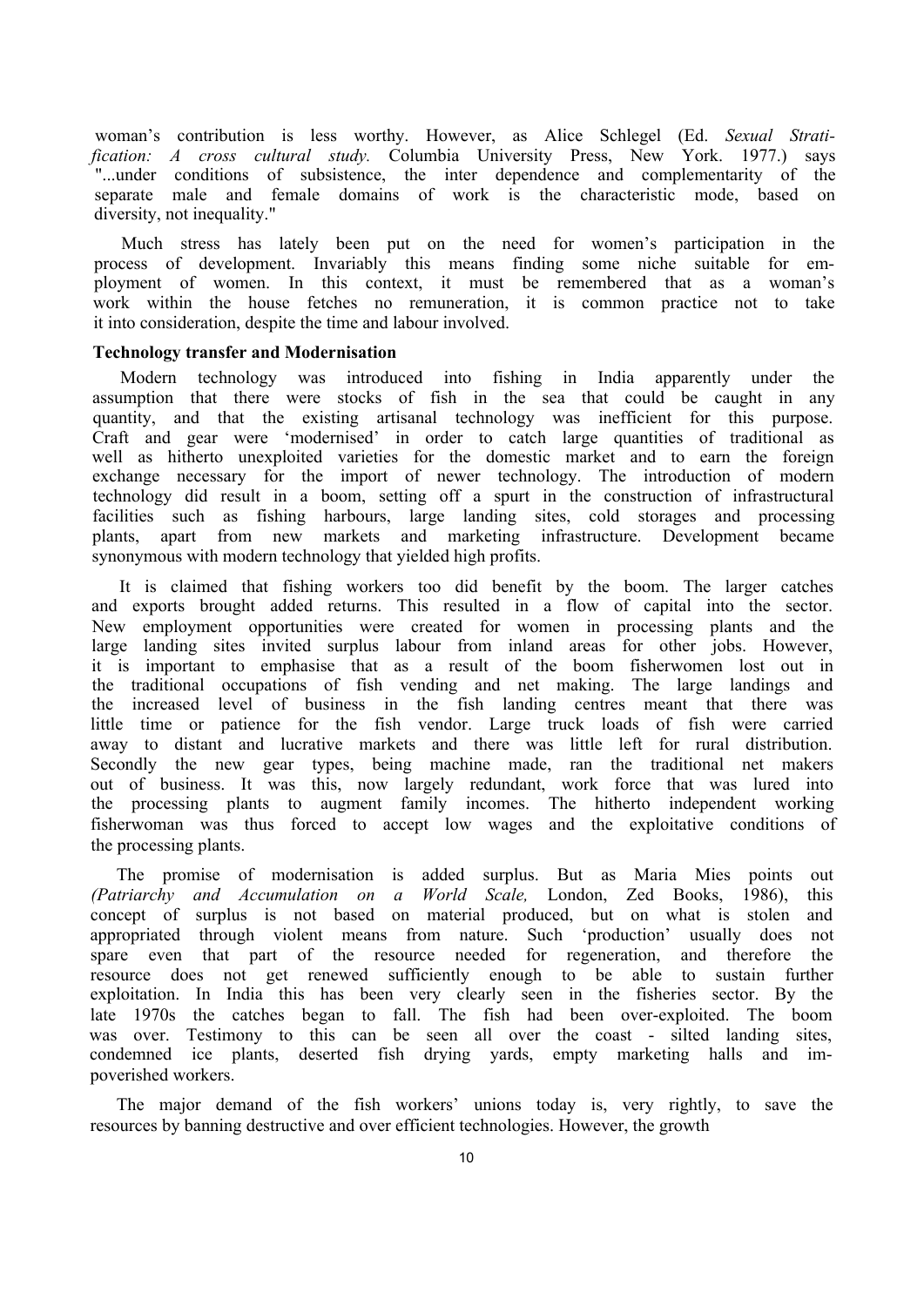woman's contribution is less worthy. However, as Alice Schlegel (Ed. *Sexual Stratification: A cross cultural study.* Columbia University Press, New York. 1977.) says "...under conditions of subsistence, the inter dependence and complementarity of the separate male and female domains of work is the characteristic mode, based on diversity, not inequality."

Much stress has lately been put on the need for women's participation in the process of development. Invariably this means finding some niche suitable for employment of women. In this context, it must be remembered that as a woman's work within the house fetches no remuneration, it is common practice not to take it into consideration, despite the time and labour involved.

**Technology transfer and Modernisation**

Modern technology was introduced into fishing in India apparently under the assumption that there were stocks of fish in the sea that could be caught in any quantity, and that the existing artisanal technology was inefficient for this purpose. Craft and gear were 'modernised' in order to catch large quantities of traditional as well as hitherto unexploited varieties for the domestic market and to earn the foreign exchange necessary for the import of newer technology. The introduction of modern technology did result in a boom, setting off a spurt in the construction of infrastructural facilities such as fishing harbours, large landing sites, cold storages and processing plants, apart from new markets and marketing infrastructure. Development became synonymous with modern technology that yielded high profits.

It is claimed that fishing workers too did benefit by the boom. The larger catches and exports brought added returns. This resulted in a flow of capital into the sector. New employment opportunities were created for women in processing plants and the large landing sites invited surplus labour from inland areas for other jobs. However, it is important to emphasise that as a result of the boom fisherwomen lost out in the traditional occupations of fish vending and net making. The large landings and the increased level of business in the fish landing centres meant that there was little time or patience for the fish vendor. Large truck loads of fish were carried away to distant and lucrative markets and there was little left for rural distribution. Secondly the new gear types, being machine made, ran the traditional net makers out of business. It was this, now largely redundant, work force that was lured into the processing plants to augment family incomes. The hitherto independent working fisherwoman was thus forced to accept low wages and the exploitative conditions of the processing plants.

The promise of modernisation is added surplus. But as Maria Mies points out *(Patriarchy and Accumulation on a World Scale,* London, Zed Books, 1986), this concept of surplus is not based on material produced, but on what is stolen and appropriated through violent means from nature. Such 'production' usually does not spare even that part of the resource needed for regeneration, and therefore the resource does not get renewed sufficiently enough to be able to sustain further exploitation. In India this has been very clearly seen in the fisheries sector. By the late 1970s the catches began to fall. The fish had been over-exploited. The boom was over. Testimony to this can be seen all over the coast - silted landing sites, condemned ice plants, deserted fish drying yards, empty marketing halls and impoverished workers.

The major demand of the fish workers' unions today is, very rightly, to save the resources by banning destructive and over efficient technologies. However, the growth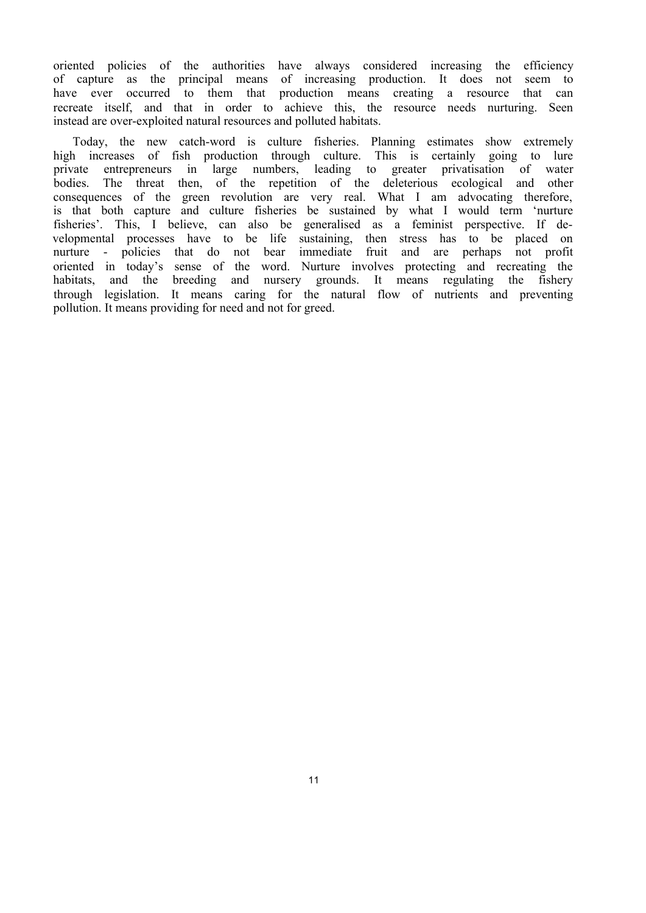oriented policies of the authorities have always considered increasing the efficiency of capture as the principal means of increasing production. It does not seem to have ever occurred to them that production means creating a resource that can recreate itself, and that in order to achieve this, the resource needs nurturing. Seen instead are over-exploited natural resources and polluted habitats.

Today, the new catch-word is culture fisheries. Planning estimates show extremely high increases of fish production through culture. This is certainly going to lure private entrepreneurs in large numbers, leading to greater privatisation of water bodies. The threat then, of the repetition of the deleterious ecological and other consequences of the green revolution are very real. What I am advocating therefore, is that both capture and culture fisheries be sustained by what I would term 'nurture fisheries'. This, I believe, can also be generalised as a feminist perspective. If developmental processes have to be life sustaining, then stress has to be placed on nurture - policies that do not bear immediate fruit and are perhaps not profit oriented in today's sense of the word. Nurture involves protecting and recreating the habitats, and the breeding and nursery grounds. It means regulating the fishery through legislation. It means caring for the natural flow of nutrients and preventing pollution. It means providing for need and not for greed.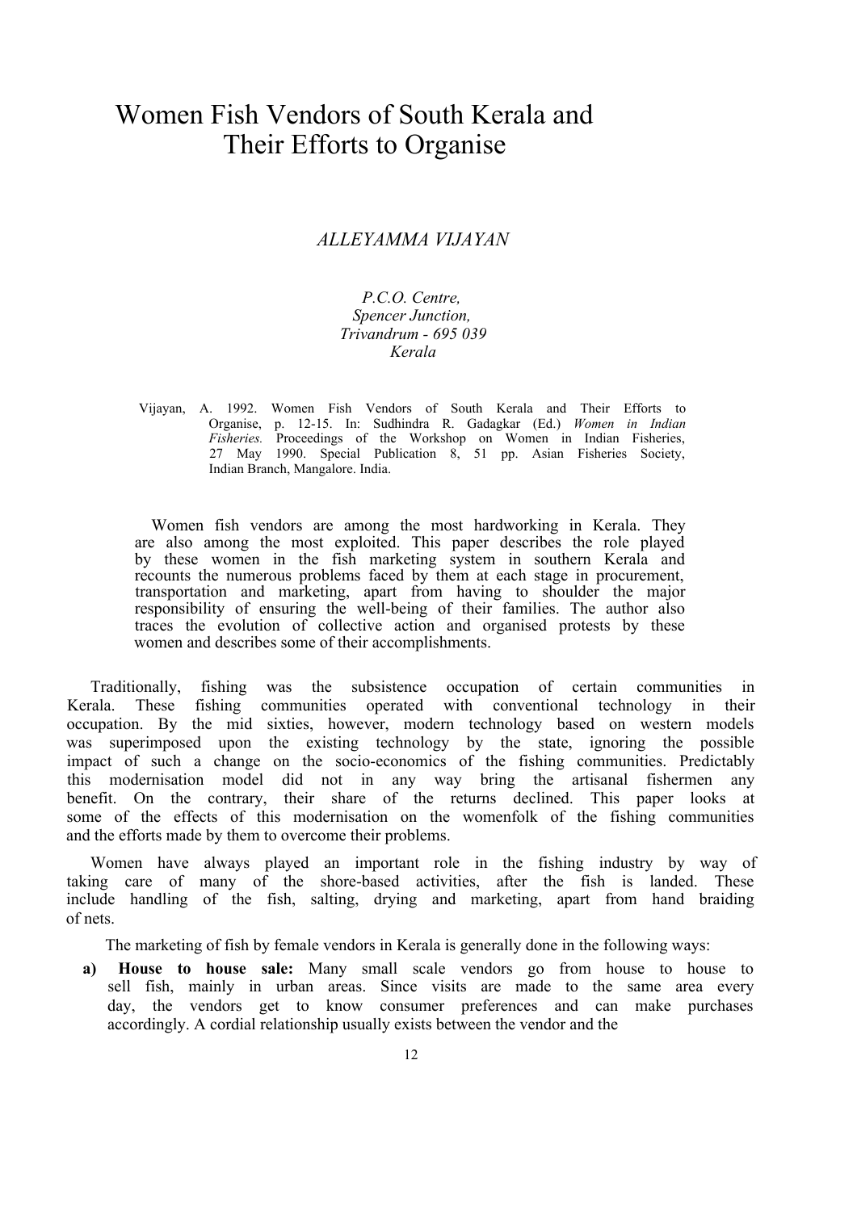# Women Fish Vendors of South Kerala and Their Efforts to Organise

*ALLEYAMMA VIJAYAN*

*P.C.O. Centre,*
*Spencer Junction,*
*Trivandrum - 695 039*
*Kerala*

Vijayan, A. 1992. Women Fish Vendors of South Kerala and Their Efforts to Organise, p. 12-15. In: Sudhindra R. Gadagkar (Ed.) *Women in Indian Fisheries.* Proceedings of the Workshop on Women in Indian Fisheries, 27 May 1990. Special Publication 8, 51 pp. Asian Fisheries Society, Indian Branch, Mangalore. India.

Women fish vendors are among the most hardworking in Kerala. They are also among the most exploited. This paper describes the role played by these women in the fish marketing system in southern Kerala and recounts the numerous problems faced by them at each stage in procurement, transportation and marketing, apart from having to shoulder the major responsibility of ensuring the well-being of their families. The author also traces the evolution of collective action and organised protests by these women and describes some of their accomplishments.

Traditionally, fishing was the subsistence occupation of certain communities in Kerala. These fishing communities operated with conventional technology in their occupation. By the mid sixties, however, modern technology based on western models was superimposed upon the existing technology by the state, ignoring the possible impact of such a change on the socio-economics of the fishing communities. Predictably this modernisation model did not in any way bring the artisanal fishermen any benefit. On the contrary, their share of the returns declined. This paper looks at some of the effects of this modernisation on the womenfolk of the fishing communities and the efforts made by them to overcome their problems.

Women have always played an important role in the fishing industry by way of taking care of many of the shore-based activities, after the fish is landed. These include handling of the fish, salting, drying and marketing, apart from hand braiding of nets.

The marketing of fish by female vendors in Kerala is generally done in the following ways:

a) **House to house sale:** Many small scale vendors go from house to house to sell fish, mainly in urban areas. Since visits are made to the same area every day, the vendors get to know consumer preferences and can make purchases accordingly. A cordial relationship usually exists between the vendor and the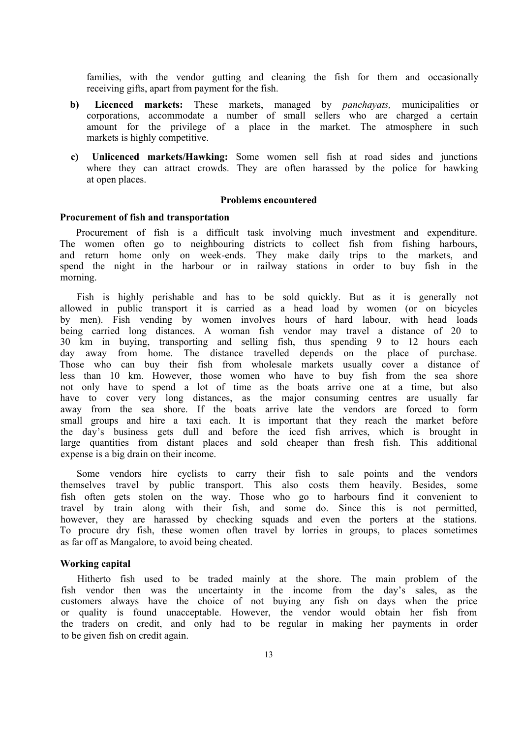families, with the vendor gutting and cleaning the fish for them and occasionally receiving gifts, apart from payment for the fish.

**b) Licenced markets:** These markets, managed by *panchayats,* municipalities or corporations, accommodate a number of small sellers who are charged a certain amount for the privilege of a place in the market. The atmosphere in such markets is highly competitive.

**c) Unlicenced markets/Hawking:** Some women sell fish at road sides and junctions where they can attract crowds. They are often harassed by the police for hawking at open places.

## Problems encountered

### Procurement of fish and transportation

Procurement of fish is a difficult task involving much investment and expenditure. The women often go to neighbouring districts to collect fish from fishing harbours, and return home only on week-ends. They make daily trips to the markets, and spend the night in the harbour or in railway stations in order to buy fish in the morning.

Fish is highly perishable and has to be sold quickly. But as it is generally not allowed in public transport it is carried as a head load by women (or on bicycles by men). Fish vending by women involves hours of hard labour, with head loads being carried long distances. A woman fish vendor may travel a distance of 20 to 30 km in buying, transporting and selling fish, thus spending 9 to 12 hours each day away from home. The distance travelled depends on the place of purchase. Those who can buy their fish from wholesale markets usually cover a distance of less than 10 km. However, those women who have to buy fish from the sea shore not only have to spend a lot of time as the boats arrive one at a time, but also have to cover very long distances, as the major consuming centres are usually far away from the sea shore. If the boats arrive late the vendors are forced to form small groups and hire a taxi each. It is important that they reach the market before the day's business gets dull and before the iced fish arrives, which is brought in large quantities from distant places and sold cheaper than fresh fish. This additional expense is a big drain on their income.

Some vendors hire cyclists to carry their fish to sale points and the vendors themselves travel by public transport. This also costs them heavily. Besides, some fish often gets stolen on the way. Those who go to harbours find it convenient to travel by train along with their fish, and some do. Since this is not permitted, however, they are harassed by checking squads and even the porters at the stations. To procure dry fish, these women often travel by lorries in groups, to places sometimes as far off as Mangalore, to avoid being cheated.

### Working capital

Hitherto fish used to be traded mainly at the shore. The main problem of the fish vendor then was the uncertainty in the income from the day's sales, as the customers always have the choice of not buying any fish on days when the price or quality is found unacceptable. However, the vendor would obtain her fish from the traders on credit, and only had to be regular in making her payments in order to be given fish on credit again.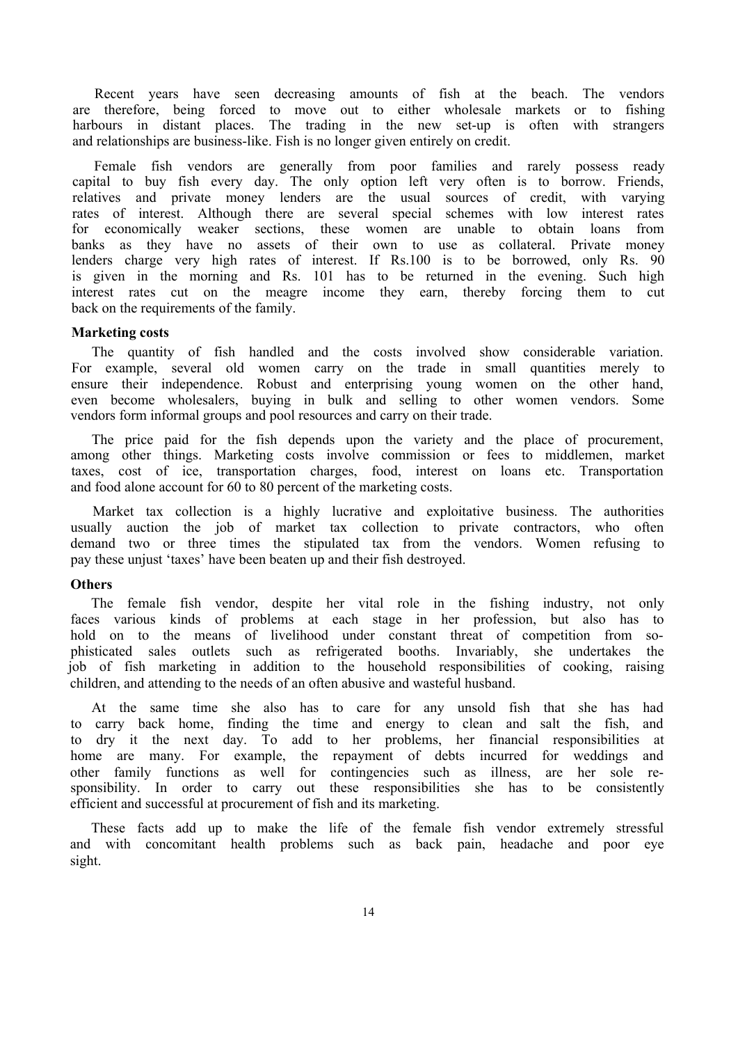Recent years have seen decreasing amounts of fish at the beach. The vendors are therefore, being forced to move out to either wholesale markets or to fishing harbours in distant places. The trading in the new set-up is often with strangers and relationships are business-like. Fish is no longer given entirely on credit.

Female fish vendors are generally from poor families and rarely possess ready capital to buy fish every day. The only option left very often is to borrow. Friends, relatives and private money lenders are the usual sources of credit, with varying rates of interest. Although there are several special schemes with low interest rates for economically weaker sections, these women are unable to obtain loans from banks as they have no assets of their own to use as collateral. Private money lenders charge very high rates of interest. If Rs.100 is to be borrowed, only Rs. 90 is given in the morning and Rs. 101 has to be returned in the evening. Such high interest rates cut on the meagre income they earn, thereby forcing them to cut back on the requirements of the family.

**Marketing costs**

The quantity of fish handled and the costs involved show considerable variation. For example, several old women carry on the trade in small quantities merely to ensure their independence. Robust and enterprising young women on the other hand, even become wholesalers, buying in bulk and selling to other women vendors. Some vendors form informal groups and pool resources and carry on their trade.

The price paid for the fish depends upon the variety and the place of procurement, among other things. Marketing costs involve commission or fees to middlemen, market taxes, cost of ice, transportation charges, food, interest on loans etc. Transportation and food alone account for 60 to 80 percent of the marketing costs.

Market tax collection is a highly lucrative and exploitative business. The authorities usually auction the job of market tax collection to private contractors, who often demand two or three times the stipulated tax from the vendors. Women refusing to pay these unjust 'taxes' have been beaten up and their fish destroyed.

**Others**

The female fish vendor, despite her vital role in the fishing industry, not only faces various kinds of problems at each stage in her profession, but also has to hold on to the means of livelihood under constant threat of competition from sophisticated sales outlets such as refrigerated booths. Invariably, she undertakes the job of fish marketing in addition to the household responsibilities of cooking, raising children, and attending to the needs of an often abusive and wasteful husband.

At the same time she also has to care for any unsold fish that she has had to carry back home, finding the time and energy to clean and salt the fish, and to dry it the next day. To add to her problems, her financial responsibilities at home are many. For example, the repayment of debts incurred for weddings and other family functions as well for contingencies such as illness, are her sole responsibility. In order to carry out these responsibilities she has to be consistently efficient and successful at procurement of fish and its marketing.

These facts add up to make the life of the female fish vendor extremely stressful and with concomitant health problems such as back pain, headache and poor eye sight.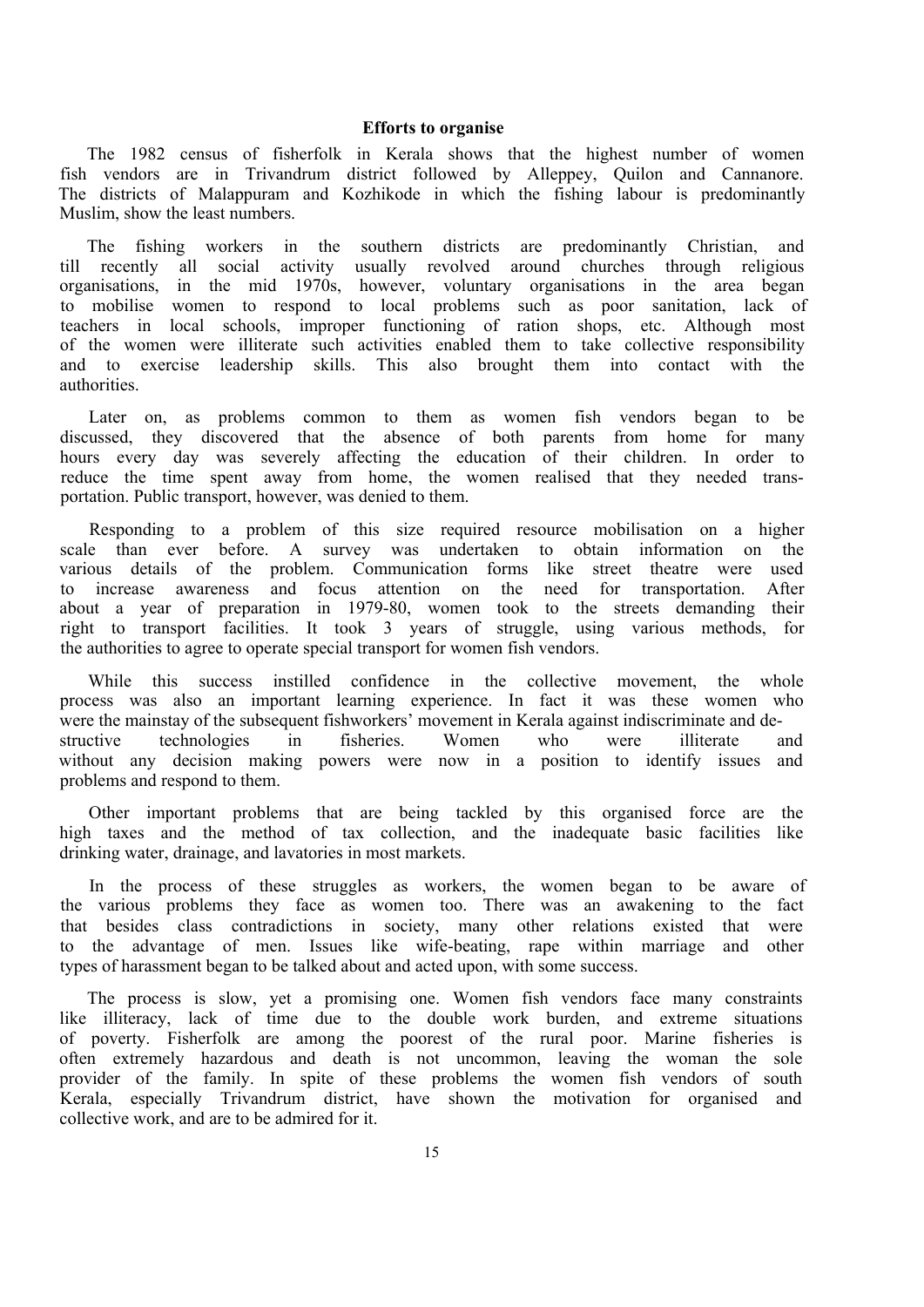## Efforts to organise

The 1982 census of fisherfolk in Kerala shows that the highest number of women fish vendors are in Trivandrum district followed by Alleppey, Quilon and Cannanore. The districts of Malappuram and Kozhikode in which the fishing labour is predominantly Muslim, show the least numbers.

The fishing workers in the southern districts are predominantly Christian, and till recently all social activity usually revolved around churches through religious organisations, in the mid 1970s, however, voluntary organisations in the area began to mobilise women to respond to local problems such as poor sanitation, lack of teachers in local schools, improper functioning of ration shops, etc. Although most of the women were illiterate such activities enabled them to take collective responsibility and to exercise leadership skills. This also brought them into contact with the authorities.

Later on, as problems common to them as women fish vendors began to be discussed, they discovered that the absence of both parents from home for many hours every day was severely affecting the education of their children. In order to reduce the time spent away from home, the women realised that they needed transportation. Public transport, however, was denied to them.

Responding to a problem of this size required resource mobilisation on a higher scale than ever before. A survey was undertaken to obtain information on the various details of the problem. Communication forms like street theatre were used to increase awareness and focus attention on the need for transportation. After about a year of preparation in 1979-80, women took to the streets demanding their right to transport facilities. It took 3 years of struggle, using various methods, for the authorities to agree to operate special transport for women fish vendors.

While this success instilled confidence in the collective movement, the whole process was also an important learning experience. In fact it was these women who were the mainstay of the subsequent fishworkers' movement in Kerala against indiscriminate and destructive technologies in fisheries. Women who were illiterate and without any decision making powers were now in a position to identify issues and problems and respond to them.

Other important problems that are being tackled by this organised force are the high taxes and the method of tax collection, and the inadequate basic facilities like drinking water, drainage, and lavatories in most markets.

In the process of these struggles as workers, the women began to be aware of the various problems they face as women too. There was an awakening to the fact that besides class contradictions in society, many other relations existed that were to the advantage of men. Issues like wife-beating, rape within marriage and other types of harassment began to be talked about and acted upon, with some success.

The process is slow, yet a promising one. Women fish vendors face many constraints like illiteracy, lack of time due to the double work burden, and extreme situations of poverty. Fisherfolk are among the poorest of the rural poor. Marine fisheries is often extremely hazardous and death is not uncommon, leaving the woman the sole provider of the family. In spite of these problems the women fish vendors of south Kerala, especially Trivandrum district, have shown the motivation for organised and collective work, and are to be admired for it.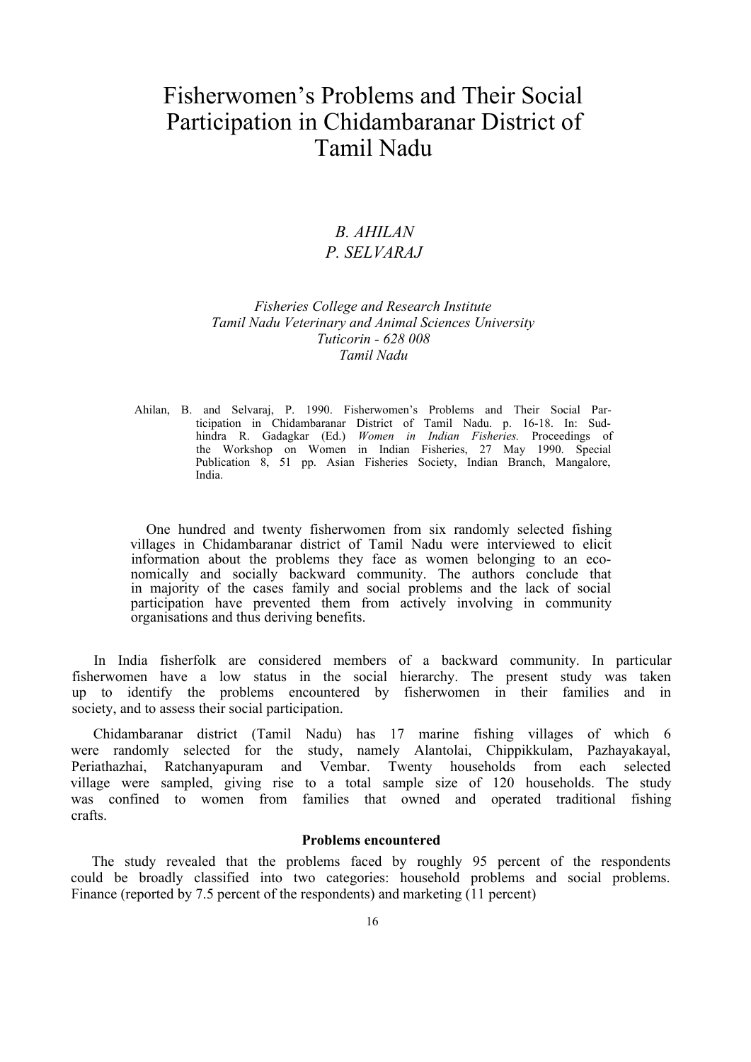# Fisherwomen's Problems and Their Social Participation in Chidambaranar District of Tamil Nadu

*B. AHILAN*
*P. SELVARAJ*

*Fisheries College and Research Institute*
*Tamil Nadu Veterinary and Animal Sciences University*
*Tuticorin - 628 008*
*Tamil Nadu*

Ahilan, B. and Selvaraj, P. 1990. Fisherwomen's Problems and Their Social Participation in Chidambaranar District of Tamil Nadu. p. 16-18. In: Sudhindra R. Gadagkar (Ed.) *Women in Indian Fisheries.* Proceedings of the Workshop on Women in Indian Fisheries, 27 May 1990. Special Publication 8, 51 pp. Asian Fisheries Society, Indian Branch, Mangalore, India.

One hundred and twenty fisherwomen from six randomly selected fishing villages in Chidambaranar district of Tamil Nadu were interviewed to elicit information about the problems they face as women belonging to an economically and socially backward community. The authors conclude that in majority of the cases family and social problems and the lack of social participation have prevented them from actively involving in community organisations and thus deriving benefits.

In India fisherfolk are considered members of a backward community. In particular fisherwomen have a low status in the social hierarchy. The present study was taken up to identify the problems encountered by fisherwomen in their families and in society, and to assess their social participation.

Chidambaranar district (Tamil Nadu) has 17 marine fishing villages of which 6 were randomly selected for the study, namely Alantolai, Chippikkulam, Pazhayakayal, Periathazhai, Ratchanyapuram and Vembar. Twenty households from each selected village were sampled, giving rise to a total sample size of 120 households. The study was confined to women from families that owned and operated traditional fishing crafts.

**Problems encountered**

The study revealed that the problems faced by roughly 95 percent of the respondents could be broadly classified into two categories: household problems and social problems. Finance (reported by 7.5 percent of the respondents) and marketing (11 percent)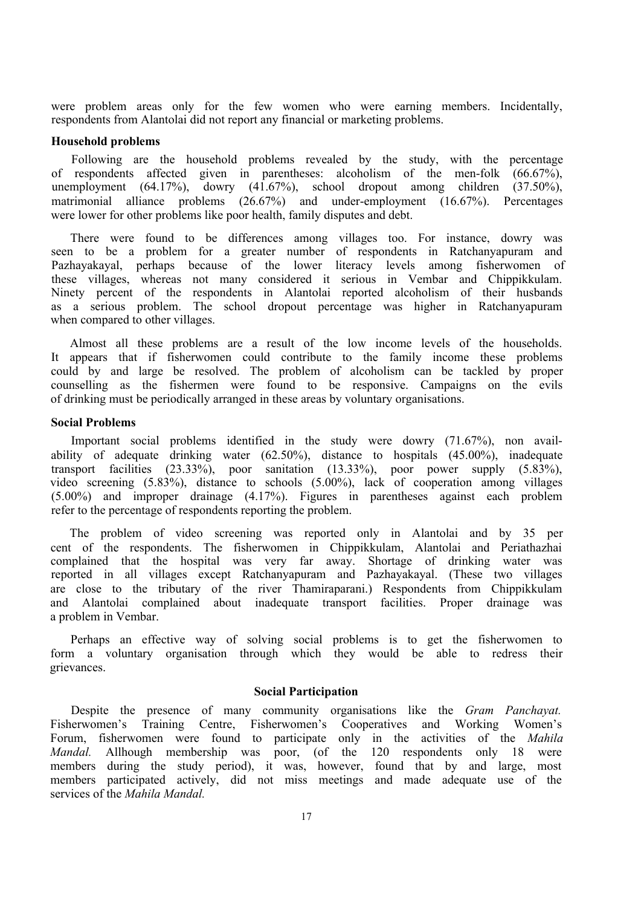were problem areas only for the few women who were earning members. Incidentally, respondents from Alantolai did not report any financial or marketing problems.

**Household problems**

Following are the household problems revealed by the study, with the percentage of respondents affected given in parentheses: alcoholism of the men-folk (66.67%), unemployment (64.17%), dowry (41.67%), school dropout among children (37.50%), matrimonial alliance problems (26.67%) and under-employment (16.67%). Percentages were lower for other problems like poor health, family disputes and debt.

There were found to be differences among villages too. For instance, dowry was seen to be a problem for a greater number of respondents in Ratchanyapuram and Pazhayakayal, perhaps because of the lower literacy levels among fisherwomen of these villages, whereas not many considered it serious in Vembar and Chippikkulam. Ninety percent of the respondents in Alantolai reported alcoholism of their husbands as a serious problem. The school dropout percentage was higher in Ratchanyapuram when compared to other villages.

Almost all these problems are a result of the low income levels of the households. It appears that if fisherwomen could contribute to the family income these problems could by and large be resolved. The problem of alcoholism can be tackled by proper counselling as the fishermen were found to be responsive. Campaigns on the evils of drinking must be periodically arranged in these areas by voluntary organisations.

**Social Problems**

Important social problems identified in the study were dowry (71.67%), non availability of adequate drinking water (62.50%), distance to hospitals (45.00%), inadequate transport facilities (23.33%), poor sanitation (13.33%), poor power supply (5.83%), video screening (5.83%), distance to schools (5.00%), lack of cooperation among villages (5.00%) and improper drainage (4.17%). Figures in parentheses against each problem refer to the percentage of respondents reporting the problem.

The problem of video screening was reported only in Alantolai and by 35 per cent of the respondents. The fisherwomen in Chippikkulam, Alantolai and Periathazhai complained that the hospital was very far away. Shortage of drinking water was reported in all villages except Ratchanyapuram and Pazhayakayal. (These two villages are close to the tributary of the river Thamiraparani.) Respondents from Chippikkulam and Alantolai complained about inadequate transport facilities. Proper drainage was a problem in Vembar.

Perhaps an effective way of solving social problems is to get the fisherwomen to form a voluntary organisation through which they would be able to redress their grievances.

## Social Participation

Despite the presence of many community organisations like the *Gram Panchayat.* Fisherwomen's Training Centre, Fisherwomen's Cooperatives and Working Women's Forum, fisherwomen were found to participate only in the activities of the *Mahila Mandal.* Allhough membership was poor, (of the 120 respondents only 18 were members during the study period), it was, however, found that by and large, most members participated actively, did not miss meetings and made adequate use of the services of the *Mahila Mandal.*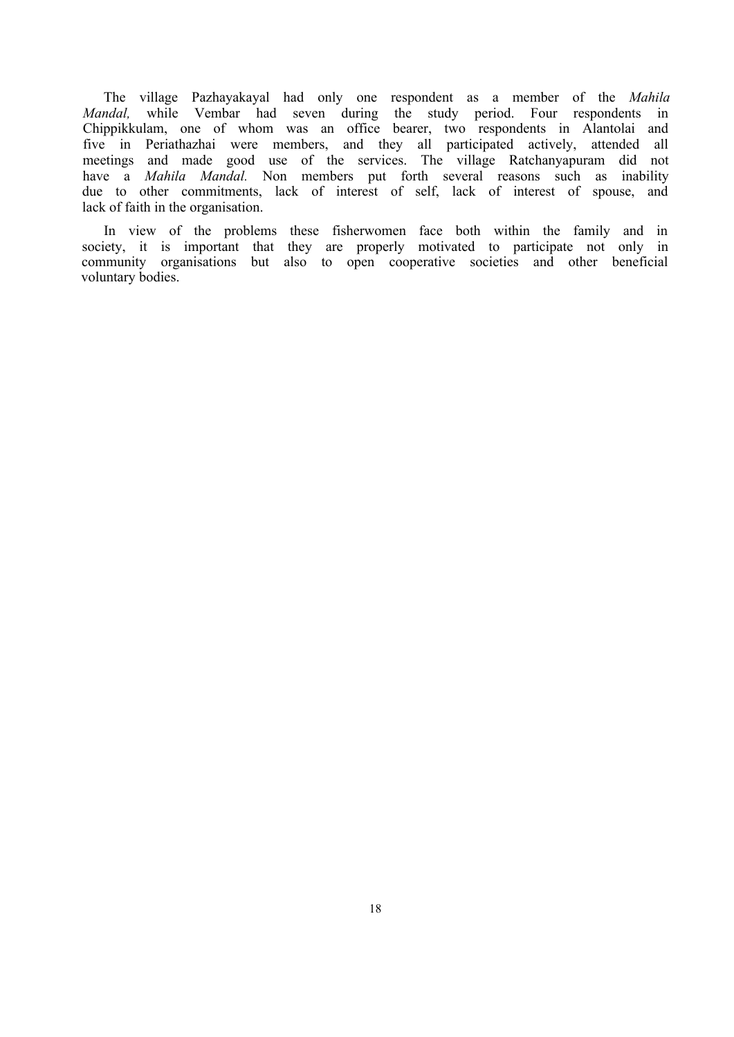The village Pazhayakayal had only one respondent as a member of the *Mahila Mandal,* while Vembar had seven during the study period. Four respondents in Chippikkulam, one of whom was an office bearer, two respondents in Alantolai and five in Periathazhai were members, and they all participated actively, attended all meetings and made good use of the services. The village Ratchanyapuram did not have a *Mahila Mandal.* Non members put forth several reasons such as inability due to other commitments, lack of interest of self, lack of interest of spouse, and lack of faith in the organisation.

In view of the problems these fisherwomen face both within the family and in society, it is important that they are properly motivated to participate not only in community organisations but also to open cooperative societies and other beneficial voluntary bodies.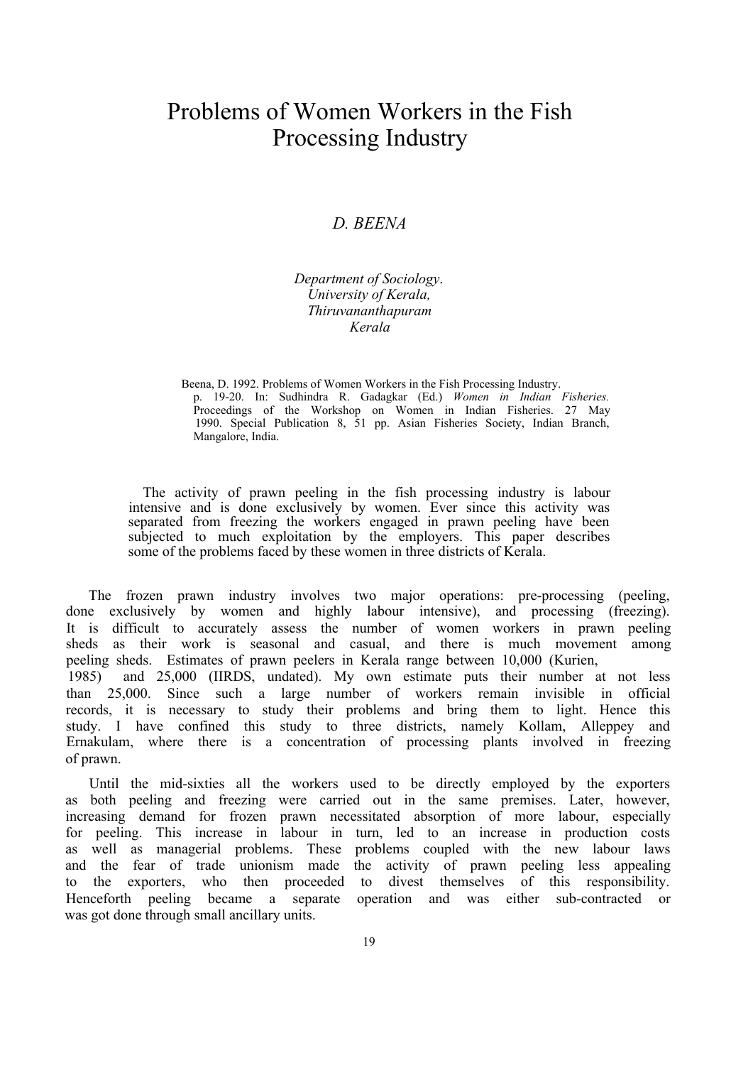# Problems of Women Workers in the Fish Processing Industry

*D. BEENA*

*Department of Sociology.*
*University of Kerala,*
*Thiruvananthapuram*
*Kerala*

Beena, D. 1992. Problems of Women Workers in the Fish Processing Industry. p. 19-20. In: Sudhindra R. Gadagkar (Ed.) *Women in Indian Fisheries.* Proceedings of the Workshop on Women in Indian Fisheries. 27 May 1990. Special Publication 8, 51 pp. Asian Fisheries Society, Indian Branch, Mangalore, India.

The activity of prawn peeling in the fish processing industry is labour intensive and is done exclusively by women. Ever since this activity was separated from freezing the workers engaged in prawn peeling have been subjected to much exploitation by the employers. This paper describes some of the problems faced by these women in three districts of Kerala.

The frozen prawn industry involves two major operations: pre-processing (peeling, done exclusively by women and highly labour intensive), and processing (freezing). It is difficult to accurately assess the number of women workers in prawn peeling sheds as their work is seasonal and casual, and there is much movement among peeling sheds. Estimates of prawn peelers in Kerala range between 10,000 (Kurien, 1985) and 25,000 (IIRDS, undated). My own estimate puts their number at not less than 25,000. Since such a large number of workers remain invisible in official records, it is necessary to study their problems and bring them to light. Hence this study. I have confined this study to three districts, namely Kollam, Alleppey and Ernakulam, where there is a concentration of processing plants involved in freezing of prawn.

Until the mid-sixties all the workers used to be directly employed by the exporters as both peeling and freezing were carried out in the same premises. Later, however, increasing demand for frozen prawn necessitated absorption of more labour, especially for peeling. This increase in labour in turn, led to an increase in production costs as well as managerial problems. These problems coupled with the new labour laws and the fear of trade unionism made the activity of prawn peeling less appealing to the exporters, who then proceeded to divest themselves of this responsibility. Henceforth peeling became a separate operation and was either sub-contracted or was got done through small ancillary units.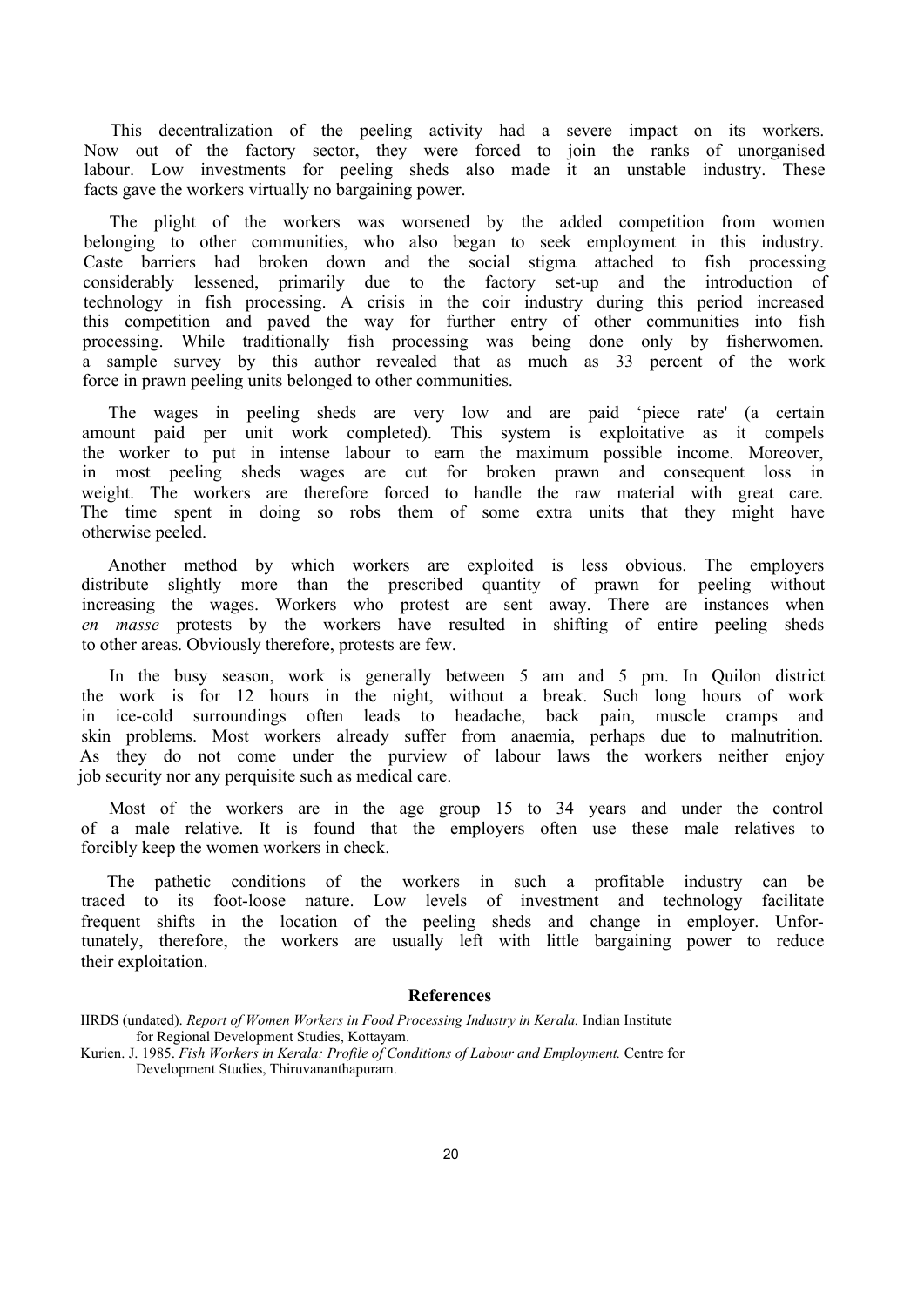This decentralization of the peeling activity had a severe impact on its workers. Now out of the factory sector, they were forced to join the ranks of unorganised labour. Low investments for peeling sheds also made it an unstable industry. These facts gave the workers virtually no bargaining power.

The plight of the workers was worsened by the added competition from women belonging to other communities, who also began to seek employment in this industry. Caste barriers had broken down and the social stigma attached to fish processing considerably lessened, primarily due to the factory set-up and the introduction of technology in fish processing. A crisis in the coir industry during this period increased this competition and paved the way for further entry of other communities into fish processing. While traditionally fish processing was being done only by fisherwomen. a sample survey by this author revealed that as much as 33 percent of the work force in prawn peeling units belonged to other communities.

The wages in peeling sheds are very low and are paid 'piece rate' (a certain amount paid per unit work completed). This system is exploitative as it compels the worker to put in intense labour to earn the maximum possible income. Moreover, in most peeling sheds wages are cut for broken prawn and consequent loss in weight. The workers are therefore forced to handle the raw material with great care. The time spent in doing so robs them of some extra units that they might have otherwise peeled.

Another method by which workers are exploited is less obvious. The employers distribute slightly more than the prescribed quantity of prawn for peeling without increasing the wages. Workers who protest are sent away. There are instances when *en masse* protests by the workers have resulted in shifting of entire peeling sheds to other areas. Obviously therefore, protests are few.

In the busy season, work is generally between 5 am and 5 pm. In Quilon district the work is for 12 hours in the night, without a break. Such long hours of work in ice-cold surroundings often leads to headache, back pain, muscle cramps and skin problems. Most workers already suffer from anaemia, perhaps due to malnutrition. As they do not come under the purview of labour laws the workers neither enjoy job security nor any perquisite such as medical care.

Most of the workers are in the age group 15 to 34 years and under the control of a male relative. It is found that the employers often use these male relatives to forcibly keep the women workers in check.

The pathetic conditions of the workers in such a profitable industry can be traced to its foot-loose nature. Low levels of investment and technology facilitate frequent shifts in the location of the peeling sheds and change in employer. Unfortunately, therefore, the workers are usually left with little bargaining power to reduce their exploitation.

## References

IIRDS (undated). *Report of Women Workers in Food Processing Industry in Kerala.* Indian Institute for Regional Development Studies, Kottayam.

Kurien. J. 1985. *Fish Workers in Kerala: Profile of Conditions of Labour and Employment.* Centre for Development Studies, Thiruvananthapuram.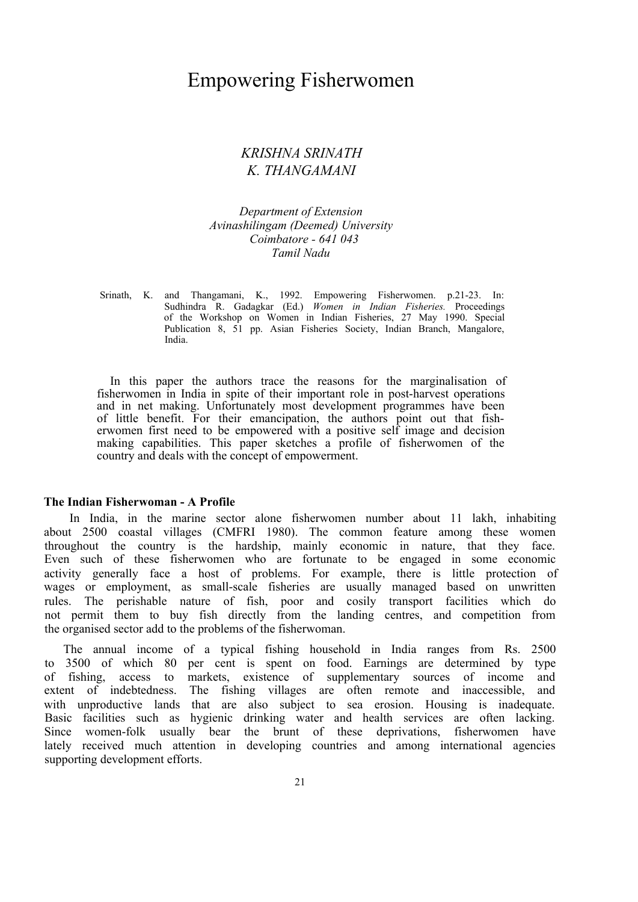# Empowering Fisherwomen

*KRISHNA SRINATH*
*K. THANGAMANI*

*Department of Extension*
*Avinashilingam (Deemed) University*
*Coimbatore - 641 043*
*Tamil Nadu*

Srinath, K. and Thangamani, K., 1992. Empowering Fisherwomen. p.21-23. In: Sudhindra R. Gadagkar (Ed.) *Women in Indian Fisheries.* Proceedings of the Workshop on Women in Indian Fisheries, 27 May 1990. Special Publication 8, 51 pp. Asian Fisheries Society, Indian Branch, Mangalore, India.

In this paper the authors trace the reasons for the marginalisation of fisherwomen in India in spite of their important role in post-harvest operations and in net making. Unfortunately most development programmes have been of little benefit. For their emancipation, the authors point out that fish-erwomen first need to be empowered with a positive self image and decision making capabilities. This paper sketches a profile of fisherwomen of the country and deals with the concept of empowerment.

**The Indian Fisherwoman - A Profile**

In India, in the marine sector alone fisherwomen number about 11 lakh, inhabiting about 2500 coastal villages (CMFRI 1980). The common feature among these women throughout the country is the hardship, mainly economic in nature, that they face. Even such of these fisherwomen who are fortunate to be engaged in some economic activity generally face a host of problems. For example, there is little protection of wages or employment, as small-scale fisheries are usually managed based on unwritten rules. The perishable nature of fish, poor and cosily transport facilities which do not permit them to buy fish directly from the landing centres, and competition from the organised sector add to the problems of the fisherwoman.

The annual income of a typical fishing household in India ranges from Rs. 2500 to 3500 of which 80 per cent is spent on food. Earnings are determined by type of fishing, access to markets, existence of supplementary sources of income and extent of indebtedness. The fishing villages are often remote and inaccessible, and with unproductive lands that are also subject to sea erosion. Housing is inadequate. Basic facilities such as hygienic drinking water and health services are often lacking. Since women-folk usually bear the brunt of these deprivations, fisherwomen have lately received much attention in developing countries and among international agencies supporting development efforts.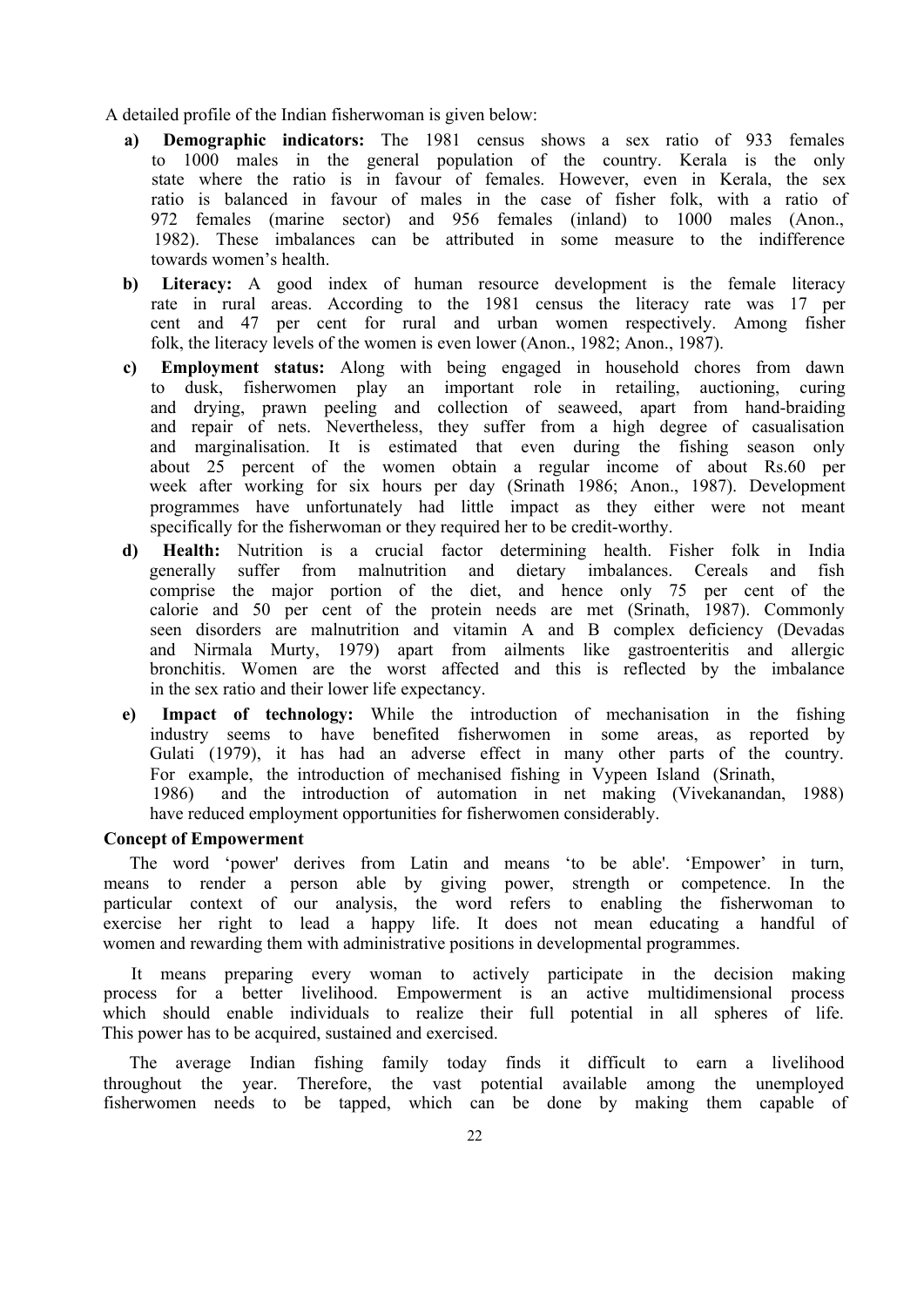A detailed profile of the Indian fisherwoman is given below:

- **a) Demographic indicators:** The 1981 census shows a sex ratio of 933 females to 1000 males in the general population of the country. Kerala is the only state where the ratio is in favour of females. However, even in Kerala, the sex ratio is balanced in favour of males in the case of fisher folk, with a ratio of 972 females (marine sector) and 956 females (inland) to 1000 males (Anon., 1982). These imbalances can be attributed in some measure to the indifference towards women's health.
- **b) Literacy:** A good index of human resource development is the female literacy rate in rural areas. According to the 1981 census the literacy rate was 17 per cent and 47 per cent for rural and urban women respectively. Among fisher folk, the literacy levels of the women is even lower (Anon., 1982; Anon., 1987).
- **c) Employment status:** Along with being engaged in household chores from dawn to dusk, fisherwomen play an important role in retailing, auctioning, curing and drying, prawn peeling and collection of seaweed, apart from hand-braiding and repair of nets. Nevertheless, they suffer from a high degree of casualisation and marginalisation. It is estimated that even during the fishing season only about 25 percent of the women obtain a regular income of about Rs.60 per week after working for six hours per day (Srinath 1986; Anon., 1987). Development programmes have unfortunately had little impact as they either were not meant specifically for the fisherwoman or they required her to be credit-worthy.
- **d) Health:** Nutrition is a crucial factor determining health. Fisher folk in India generally suffer from malnutrition and dietary imbalances. Cereals and fish comprise the major portion of the diet, and hence only 75 per cent of the calorie and 50 per cent of the protein needs are met (Srinath, 1987). Commonly seen disorders are malnutrition and vitamin A and B complex deficiency (Devadas and Nirmala Murty, 1979) apart from ailments like gastroenteritis and allergic bronchitis. Women are the worst affected and this is reflected by the imbalance in the sex ratio and their lower life expectancy.
- **e) Impact of technology:** While the introduction of mechanisation in the fishing industry seems to have benefited fisherwomen in some areas, as reported by Gulati (1979), it has had an adverse effect in many other parts of the country. For example, the introduction of mechanised fishing in Vypeen Island (Srinath, 1986) and the introduction of automation in net making (Vivekanandan, 1988) have reduced employment opportunities for fisherwomen considerably.

**Concept of Empowerment**

The word 'power' derives from Latin and means 'to be able'. 'Empower' in turn, means to render a person able by giving power, strength or competence. In the particular context of our analysis, the word refers to enabling the fisherwoman to exercise her right to lead a happy life. It does not mean educating a handful of women and rewarding them with administrative positions in developmental programmes.

It means preparing every woman to actively participate in the decision making process for a better livelihood. Empowerment is an active multidimensional process which should enable individuals to realize their full potential in all spheres of life. This power has to be acquired, sustained and exercised.

The average Indian fishing family today finds it difficult to earn a livelihood throughout the year. Therefore, the vast potential available among the unemployed fisherwomen needs to be tapped, which can be done by making them capable of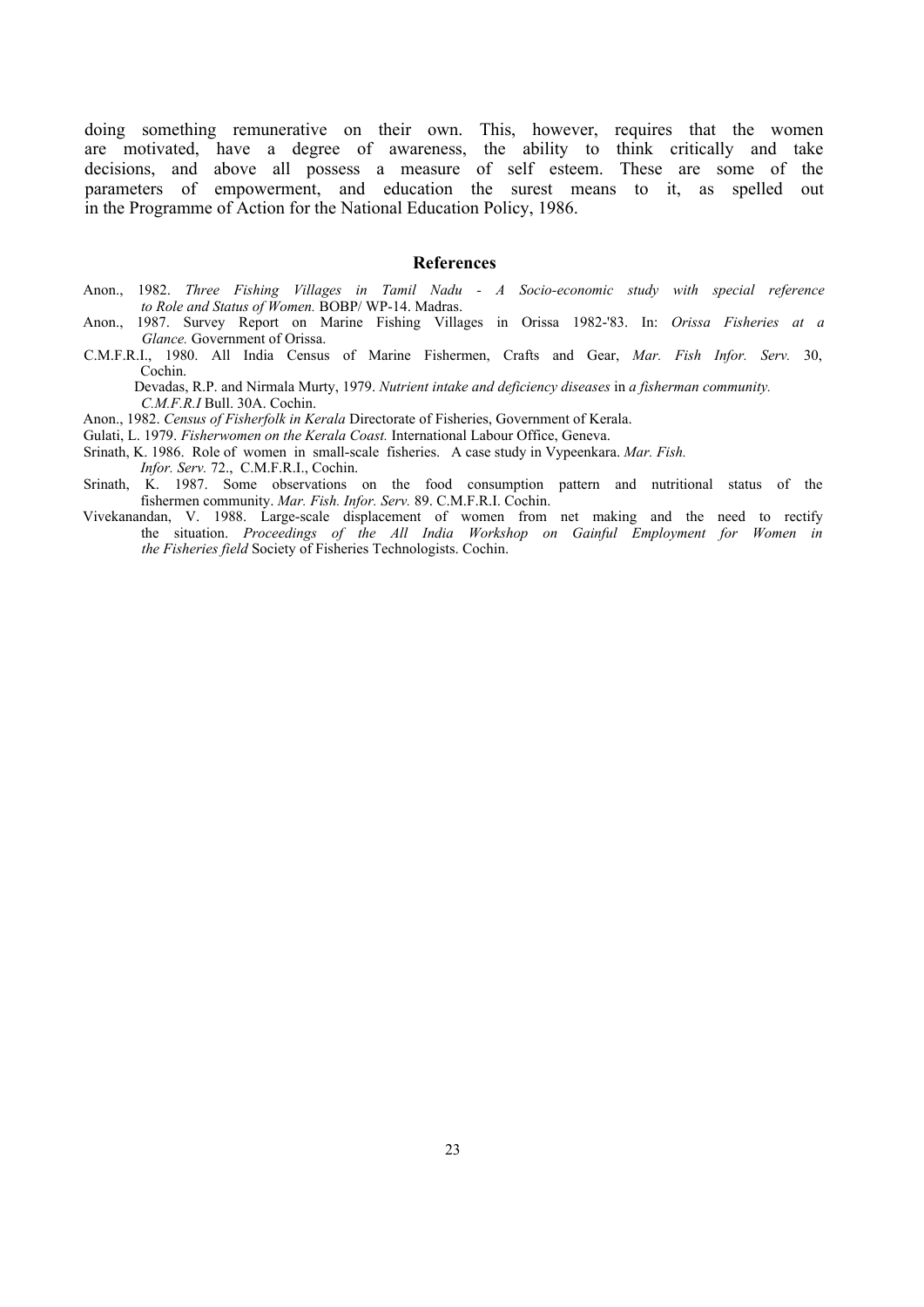doing something remunerative on their own. This, however, requires that the women are motivated, have a degree of awareness, the ability to think critically and take decisions, and above all possess a measure of self esteem. These are some of the parameters of empowerment, and education the surest means to it, as spelled out in the Programme of Action for the National Education Policy, 1986.

## References

Anon., 1982. *Three Fishing Villages in Tamil Nadu - A Socio-economic study with special reference to Role and Status of Women.* BOBP/ WP-14. Madras.

Anon., 1987. Survey Report on Marine Fishing Villages in Orissa 1982-'83. In: *Orissa Fisheries at a Glance.* Government of Orissa.

C.M.F.R.I., 1980. All India Census of Marine Fishermen, Crafts and Gear, *Mar. Fish Infor. Serv.* 30, Cochin.

Devadas, R.P. and Nirmala Murty, 1979. *Nutrient intake and deficiency diseases* in *a fisherman community. C.M.F.R.I* Bull. 30A. Cochin.

Anon., 1982. *Census of Fisherfolk in Kerala* Directorate of Fisheries, Government of Kerala.

Gulati, L. 1979. *Fisherwomen on the Kerala Coast.* International Labour Office, Geneva.

Srinath, K. 1986. Role of women in small-scale fisheries. A case study in Vypeenkara. *Mar. Fish. Infor. Serv.* 72., C.M.F.R.I., Cochin.

Srinath, K. 1987. Some observations on the food consumption pattern and nutritional status of the fishermen community. *Mar. Fish. Infor. Serv.* 89. C.M.F.R.I. Cochin.

Vivekanandan, V. 1988. Large-scale displacement of women from net making and the need to rectify the situation. *Proceedings of the All India Workshop on Gainful Employment for Women in the Fisheries field* Society of Fisheries Technologists. Cochin.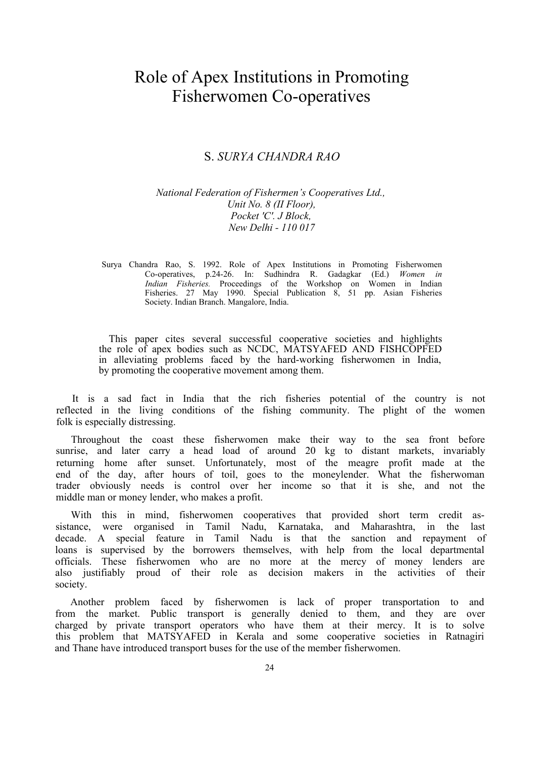# Role of Apex Institutions in Promoting Fisherwomen Co-operatives

S. *SURYA CHANDRA RAO*

*National Federation of Fishermen's Cooperatives Ltd.,*
*Unit No. 8 (II Floor),*
*Pocket 'C'. J Block,*
*New Delhi - 110 017*

Surya Chandra Rao, S. 1992. Role of Apex Institutions in Promoting Fisherwomen Co-operatives, p.24-26. In: Sudhindra R. Gadagkar (Ed.) *Women in Indian Fisheries.* Proceedings of the Workshop on Women in Indian Fisheries. 27 May 1990. Special Publication 8, 51 pp. Asian Fisheries Society. Indian Branch. Mangalore, India.

This paper cites several successful cooperative societies and highlights the role of apex bodies such as NCDC, MATSYAFED AND FISHCOPFED in alleviating problems faced by the hard-working fisherwomen in India, by promoting the cooperative movement among them.

It is a sad fact in India that the rich fisheries potential of the country is not reflected in the living conditions of the fishing community. The plight of the women folk is especially distressing.

Throughout the coast these fisherwomen make their way to the sea front before sunrise, and later carry a head load of around 20 kg to distant markets, invariably returning home after sunset. Unfortunately, most of the meagre profit made at the end of the day, after hours of toil, goes to the moneylender. What the fisherwoman trader obviously needs is control over her income so that it is she, and not the middle man or money lender, who makes a profit.

With this in mind, fisherwomen cooperatives that provided short term credit assistance, were organised in Tamil Nadu, Karnataka, and Maharashtra, in the last decade. A special feature in Tamil Nadu is that the sanction and repayment of loans is supervised by the borrowers themselves, with help from the local departmental officials. These fisherwomen who are no more at the mercy of money lenders are also justifiably proud of their role as decision makers in the activities of their society.

Another problem faced by fisherwomen is lack of proper transportation to and from the market. Public transport is generally denied to them, and they are over charged by private transport operators who have them at their mercy. It is to solve this problem that MATSYAFED in Kerala and some cooperative societies in Ratnagiri and Thane have introduced transport buses for the use of the member fisherwomen.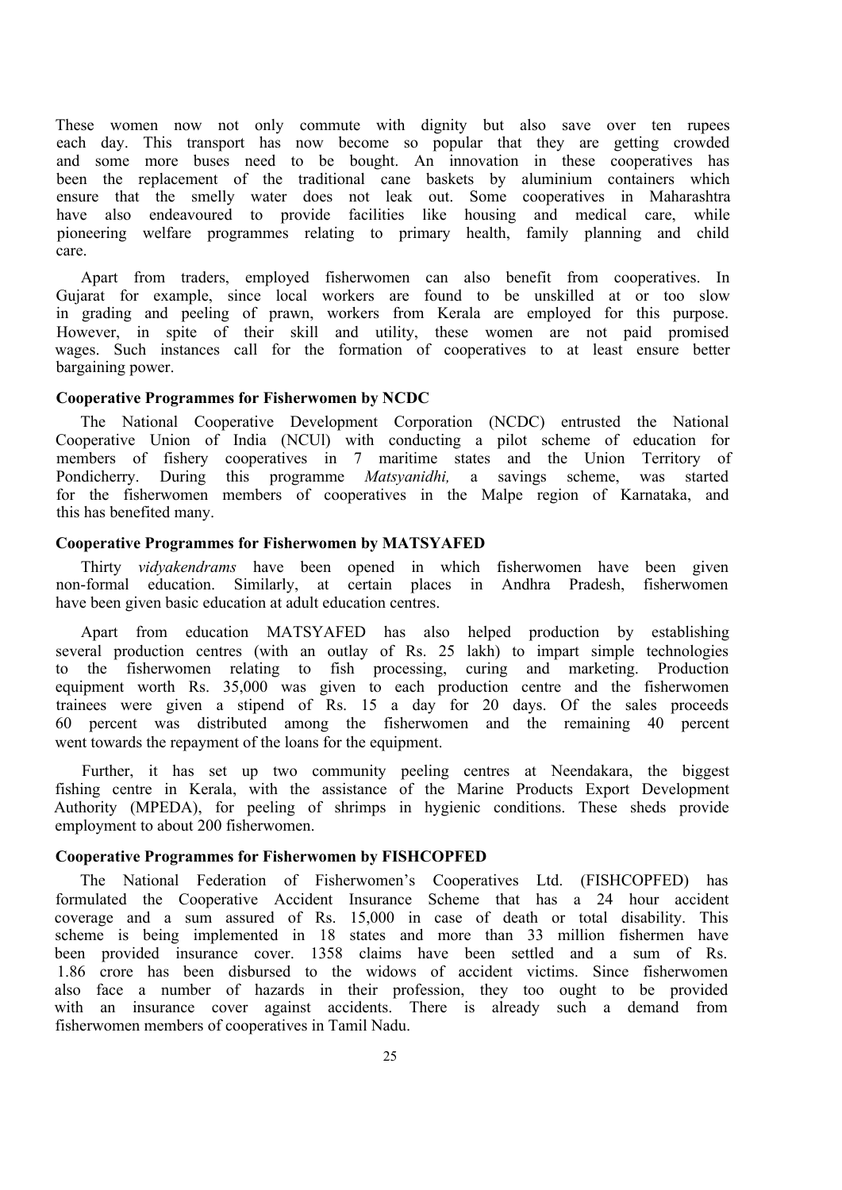These women now not only commute with dignity but also save over ten rupees each day. This transport has now become so popular that they are getting crowded and some more buses need to be bought. An innovation in these cooperatives has been the replacement of the traditional cane baskets by aluminium containers which ensure that the smelly water does not leak out. Some cooperatives in Maharashtra have also endeavoured to provide facilities like housing and medical care, while pioneering welfare programmes relating to primary health, family planning and child care.

Apart from traders, employed fisherwomen can also benefit from cooperatives. In Gujarat for example, since local workers are found to be unskilled at or too slow in grading and peeling of prawn, workers from Kerala are employed for this purpose. However, in spite of their skill and utility, these women are not paid promised wages. Such instances call for the formation of cooperatives to at least ensure better bargaining power.

### Cooperative Programmes for Fisherwomen by NCDC

The National Cooperative Development Corporation (NCDC) entrusted the National Cooperative Union of India (NCUI) with conducting a pilot scheme of education for members of fishery cooperatives in 7 maritime states and the Union Territory of Pondicherry. During this programme *Matsyanidhi,* a savings scheme, was started for the fisherwomen members of cooperatives in the Malpe region of Karnataka, and this has benefited many.

### Cooperative Programmes for Fisherwomen by MATSYAFED

Thirty *vidyakendrams* have been opened in which fisherwomen have been given non-formal education. Similarly, at certain places in Andhra Pradesh, fisherwomen have been given basic education at adult education centres.

Apart from education MATSYAFED has also helped production by establishing several production centres (with an outlay of Rs. 25 lakh) to impart simple technologies to the fisherwomen relating to fish processing, curing and marketing. Production equipment worth Rs. 35,000 was given to each production centre and the fisherwomen trainees were given a stipend of Rs. 15 a day for 20 days. Of the sales proceeds 60 percent was distributed among the fisherwomen and the remaining 40 percent went towards the repayment of the loans for the equipment.

Further, it has set up two community peeling centres at Neendakara, the biggest fishing centre in Kerala, with the assistance of the Marine Products Export Development Authority (MPEDA), for peeling of shrimps in hygienic conditions. These sheds provide employment to about 200 fisherwomen.

### Cooperative Programmes for Fisherwomen by FISHCOPFED

The National Federation of Fisherwomen's Cooperatives Ltd. (FISHCOPFED) has formulated the Cooperative Accident Insurance Scheme that has a 24 hour accident coverage and a sum assured of Rs. 15,000 in case of death or total disability. This scheme is being implemented in 18 states and more than 33 million fishermen have been provided insurance cover. 1358 claims have been settled and a sum of Rs. 1.86 crore has been disbursed to the widows of accident victims. Since fisherwomen also face a number of hazards in their profession, they too ought to be provided with an insurance cover against accidents. There is already such a demand from fisherwomen members of cooperatives in Tamil Nadu.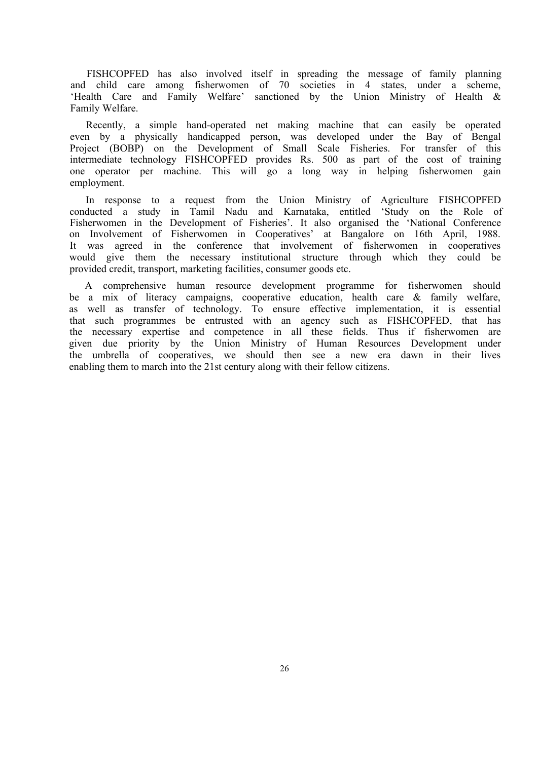FISHCOPFED has also involved itself in spreading the message of family planning and child care among fisherwomen of 70 societies in 4 states, under a scheme, 'Health Care and Family Welfare' sanctioned by the Union Ministry of Health & Family Welfare.

Recently, a simple hand-operated net making machine that can easily be operated even by a physically handicapped person, was developed under the Bay of Bengal Project (BOBP) on the Development of Small Scale Fisheries. For transfer of this intermediate technology FISHCOPFED provides Rs. 500 as part of the cost of training one operator per machine. This will go a long way in helping fisherwomen gain employment.

In response to a request from the Union Ministry of Agriculture FISHCOPFED conducted a study in Tamil Nadu and Karnataka, entitled 'Study on the Role of Fisherwomen in the Development of Fisheries'. It also organised the 'National Conference on Involvement of Fisherwomen in Cooperatives' at Bangalore on 16th April, 1988. It was agreed in the conference that involvement of fisherwomen in cooperatives would give them the necessary institutional structure through which they could be provided credit, transport, marketing facilities, consumer goods etc.

A comprehensive human resource development programme for fisherwomen should be a mix of literacy campaigns, cooperative education, health care & family welfare, as well as transfer of technology. To ensure effective implementation, it is essential that such programmes be entrusted with an agency such as FISHCOPFED, that has the necessary expertise and competence in all these fields. Thus if fisherwomen are given due priority by the Union Ministry of Human Resources Development under the umbrella of cooperatives, we should then see a new era dawn in their lives enabling them to march into the 21st century along with their fellow citizens.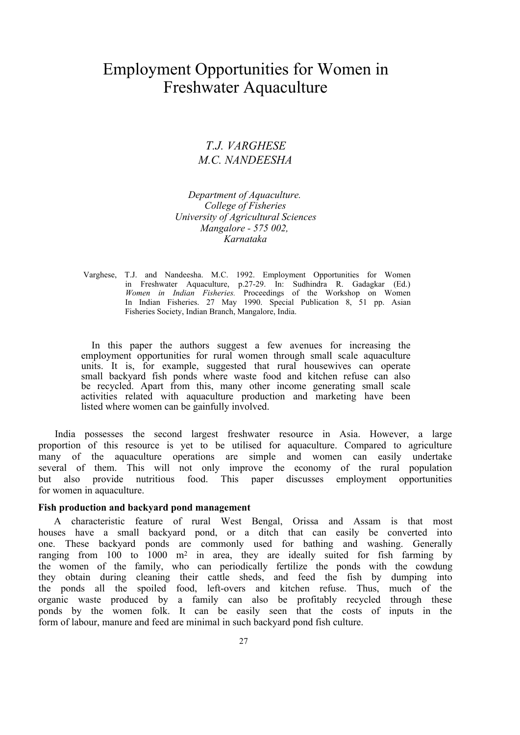# Employment Opportunities for Women in Freshwater Aquaculture

*T.J. VARGHESE*
*M.C. NANDEESHA*

*Department of Aquaculture.*
*College of Fisheries*
*University of Agricultural Sciences*
*Mangalore - 575 002,*
*Karnataka*

Varghese, T.J. and Nandeesha. M.C. 1992. Employment Opportunities for Women in Freshwater Aquaculture, p.27-29. In: Sudhindra R. Gadagkar (Ed.) *Women in Indian Fisheries.* Proceedings of the Workshop on Women In Indian Fisheries. 27 May 1990. Special Publication 8, 51 pp. Asian Fisheries Society, Indian Branch, Mangalore, India.

In this paper the authors suggest a few avenues for increasing the employment opportunities for rural women through small scale aquaculture units. It is, for example, suggested that rural housewives can operate small backyard fish ponds where waste food and kitchen refuse can also be recycled. Apart from this, many other income generating small scale activities related with aquaculture production and marketing have been listed where women can be gainfully involved.

India possesses the second largest freshwater resource in Asia. However, a large proportion of this resource is yet to be utilised for aquaculture. Compared to agriculture many of the aquaculture operations are simple and women can easily undertake several of them. This will not only improve the economy of the rural population but also provide nutritious food. This paper discusses employment opportunities for women in aquaculture.

**Fish production and backyard pond management**

A characteristic feature of rural West Bengal, Orissa and Assam is that most houses have a small backyard pond, or a ditch that can easily be converted into one. These backyard ponds are commonly used for bathing and washing. Generally ranging from 100 to 1000 $m^2$ in area, they are ideally suited for fish farming by the women of the family, who can periodically fertilize the ponds with the cowdung they obtain during cleaning their cattle sheds, and feed the fish by dumping into the ponds all the spoiled food, left-overs and kitchen refuse. Thus, much of the organic waste produced by a family can also be profitably recycled through these ponds by the women folk. It can be easily seen that the costs of inputs in the form of labour, manure and feed are minimal in such backyard pond fish culture.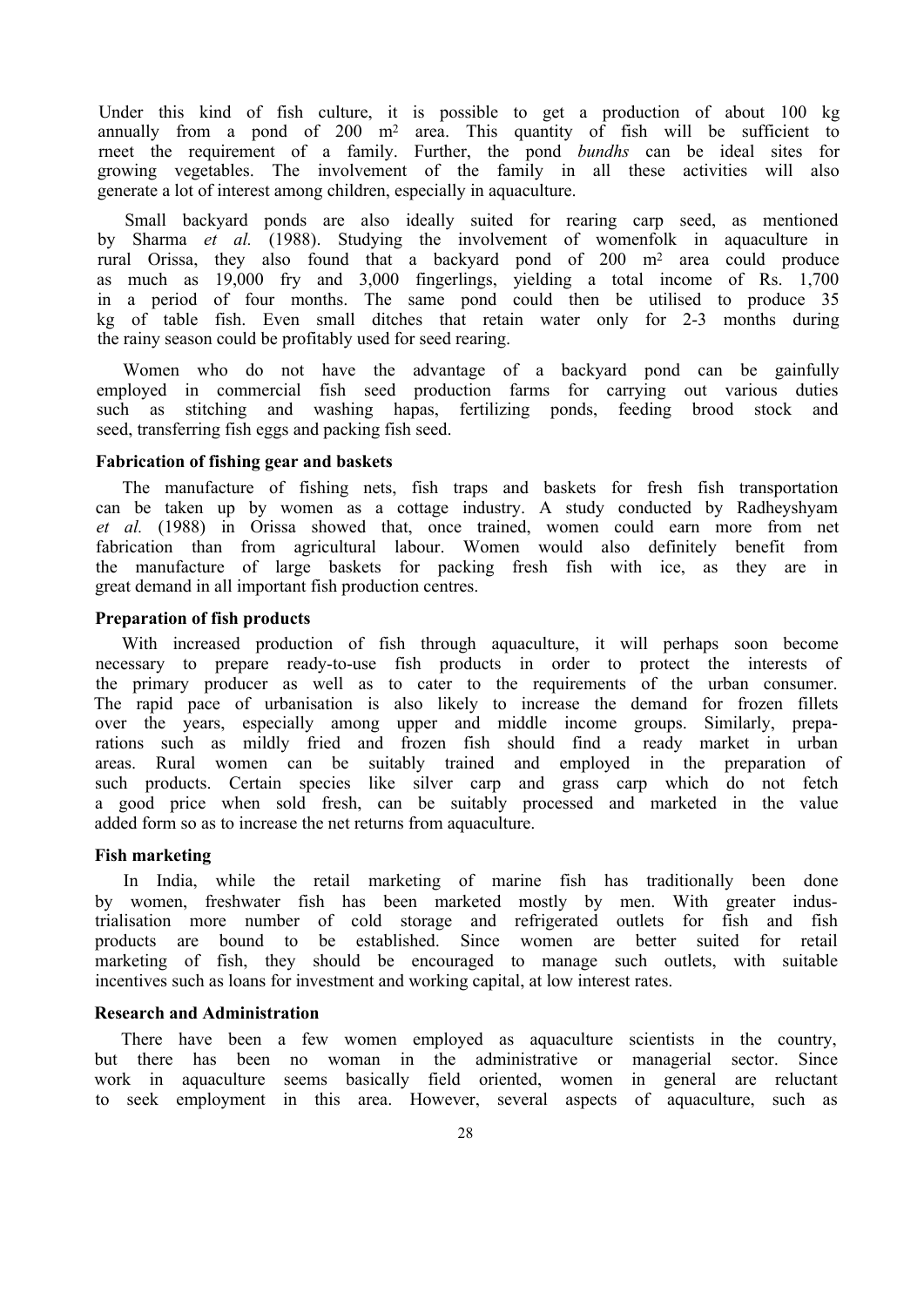Under this kind of fish culture, it is possible to get a production of about 100 kg annually from a pond of 200 m$^2$ area. This quantity of fish will be sufficient to rneet the requirement of a family. Further, the pond *bundhs* can be ideal sites for growing vegetables. The involvement of the family in all these activities will also generate a lot of interest among children, especially in aquaculture.

Small backyard ponds are also ideally suited for rearing carp seed, as mentioned by Sharma *et al.* (1988). Studying the involvement of womenfolk in aquaculture in rural Orissa, they also found that a backyard pond of 200 m$^2$ area could produce as much as 19,000 fry and 3,000 fingerlings, yielding a total income of Rs. 1,700 in a period of four months. The same pond could then be utilised to produce 35 kg of table fish. Even small ditches that retain water only for 2-3 months during the rainy season could be profitably used for seed rearing.

Women who do not have the advantage of a backyard pond can be gainfully employed in commercial fish seed production farms for carrying out various duties such as stitching and washing hapas, fertilizing ponds, feeding brood stock and seed, transferring fish eggs and packing fish seed.

**Fabrication of fishing gear and baskets**

The manufacture of fishing nets, fish traps and baskets for fresh fish transportation can be taken up by women as a cottage industry. A study conducted by Radheyshyam *et al.* (1988) in Orissa showed that, once trained, women could earn more from net fabrication than from agricultural labour. Women would also definitely benefit from the manufacture of large baskets for packing fresh fish with ice, as they are in great demand in all important fish production centres.

**Preparation of fish products**

With increased production of fish through aquaculture, it will perhaps soon become necessary to prepare ready-to-use fish products in order to protect the interests of the primary producer as well as to cater to the requirements of the urban consumer. The rapid pace of urbanisation is also likely to increase the demand for frozen fillets over the years, especially among upper and middle income groups. Similarly, preparations such as mildly fried and frozen fish should find a ready market in urban areas. Rural women can be suitably trained and employed in the preparation of such products. Certain species like silver carp and grass carp which do not fetch a good price when sold fresh, can be suitably processed and marketed in the value added form so as to increase the net returns from aquaculture.

**Fish marketing**

In India, while the retail marketing of marine fish has traditionally been done by women, freshwater fish has been marketed mostly by men. With greater industrialisation more number of cold storage and refrigerated outlets for fish and fish products are bound to be established. Since women are better suited for retail marketing of fish, they should be encouraged to manage such outlets, with suitable incentives such as loans for investment and working capital, at low interest rates.

**Research and Administration**

There have been a few women employed as aquaculture scientists in the country, but there has been no woman in the administrative or managerial sector. Since work in aquaculture seems basically field oriented, women in general are reluctant to seek employment in this area. However, several aspects of aquaculture, such as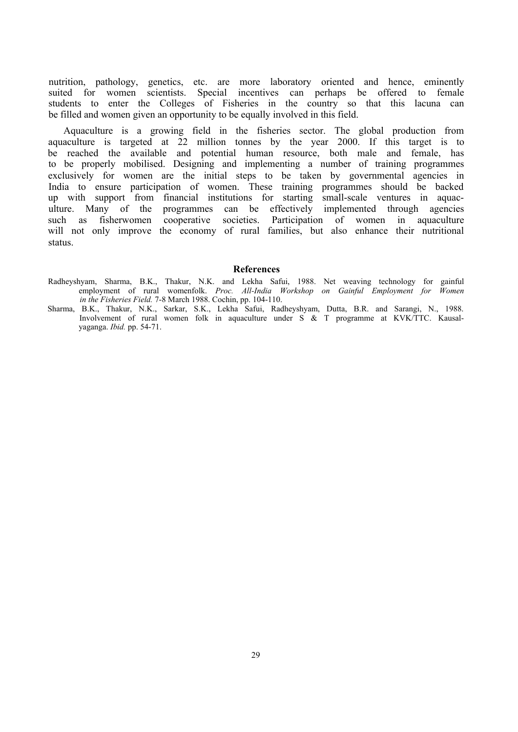nutrition, pathology, genetics, etc. are more laboratory oriented and hence, eminently suited for women scientists. Special incentives can perhaps be offered to female students to enter the Colleges of Fisheries in the country so that this lacuna can be filled and women given an opportunity to be equally involved in this field.

Aquaculture is a growing field in the fisheries sector. The global production from aquaculture is targeted at 22 million tonnes by the year 2000. If this target is to be reached the available and potential human resource, both male and female, has to be properly mobilised. Designing and implementing a number of training programmes exclusively for women are the initial steps to be taken by governmental agencies in India to ensure participation of women. These training programmes should be backed up with support from financial institutions for starting small-scale ventures in aquaculture. Many of the programmes can be effectively implemented through agencies such as fisherwomen cooperative societies. Participation of women in aquaculture will not only improve the economy of rural families, but also enhance their nutritional status.

## References

Radheyshyam, Sharma, B.K., Thakur, N.K. and Lekha Safui, 1988. Net weaving technology for gainful employment of rural womenfolk. *Proc. All-India Workshop on Gainful Employment for Women in the Fisheries Field.* 7-8 March 1988. Cochin, pp. 104-110.

Sharma, B.K., Thakur, N.K., Sarkar, S.K., Lekha Safui, Radheyshyam, Dutta, B.R. and Sarangi, N., 1988. Involvement of rural women folk in aquaculture under S & T programme at KVK/TTC. Kausalyaganga. *Ibid.* pp. 54-71.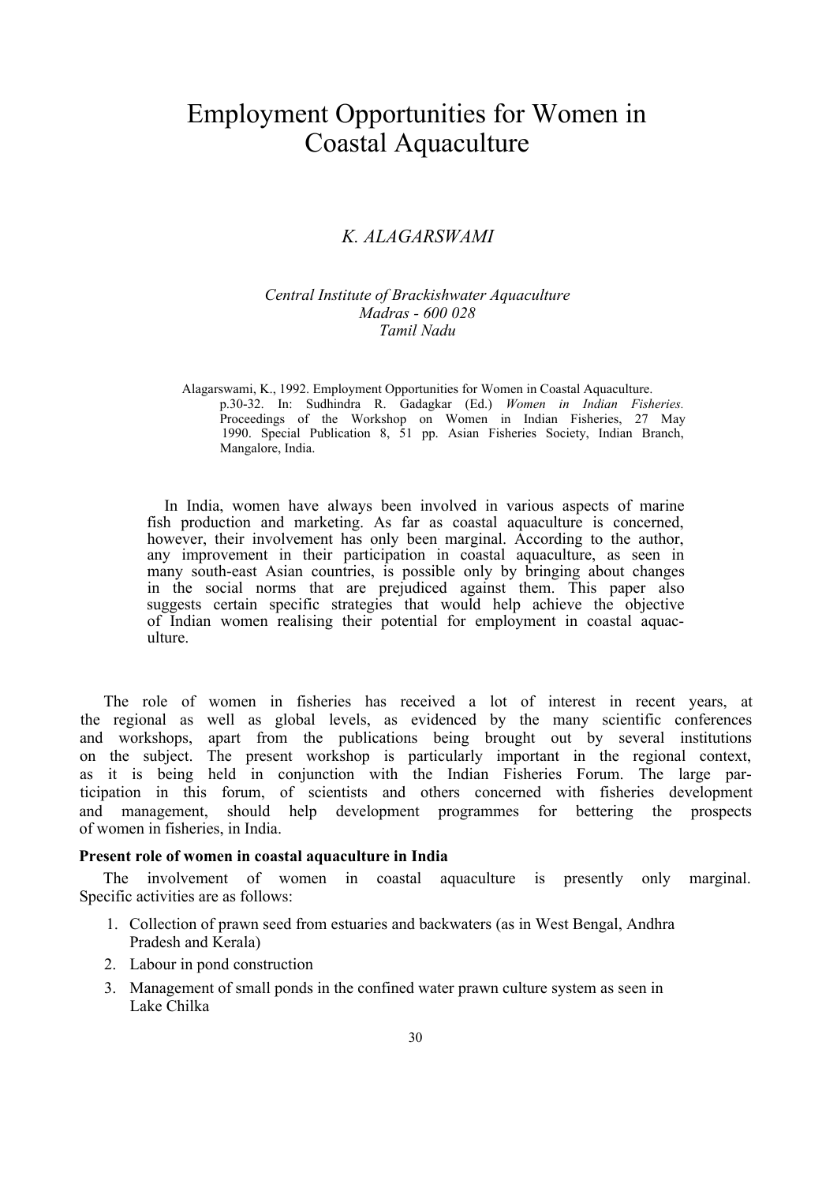# Employment Opportunities for Women in Coastal Aquaculture

*K. ALAGARSWAMI*

*Central Institute of Brackishwater Aquaculture*
*Madras - 600 028*
*Tamil Nadu*

Alagarswami, K., 1992. Employment Opportunities for Women in Coastal Aquaculture. p.30-32. In: Sudhindra R. Gadagkar (Ed.) *Women in Indian Fisheries.* Proceedings of the Workshop on Women in Indian Fisheries, 27 May 1990. Special Publication 8, 51 pp. Asian Fisheries Society, Indian Branch, Mangalore, India.

In India, women have always been involved in various aspects of marine fish production and marketing. As far as coastal aquaculture is concerned, however, their involvement has only been marginal. According to the author, any improvement in their participation in coastal aquaculture, as seen in many south-east Asian countries, is possible only by bringing about changes in the social norms that are prejudiced against them. This paper also suggests certain specific strategies that would help achieve the objective of Indian women realising their potential for employment in coastal aquaculture.

The role of women in fisheries has received a lot of interest in recent years, at the regional as well as global levels, as evidenced by the many scientific conferences and workshops, apart from the publications being brought out by several institutions on the subject. The present workshop is particularly important in the regional context, as it is being held in conjunction with the Indian Fisheries Forum. The large participation in this forum, of scientists and others concerned with fisheries development and management, should help development programmes for bettering the prospects of women in fisheries, in India.

**Present role of women in coastal aquaculture in India**

The involvement of women in coastal aquaculture is presently only marginal. Specific activities are as follows:

1. Collection of prawn seed from estuaries and backwaters (as in West Bengal, Andhra Pradesh and Kerala)
2. Labour in pond construction
3. Management of small ponds in the confined water prawn culture system as seen in Lake Chilka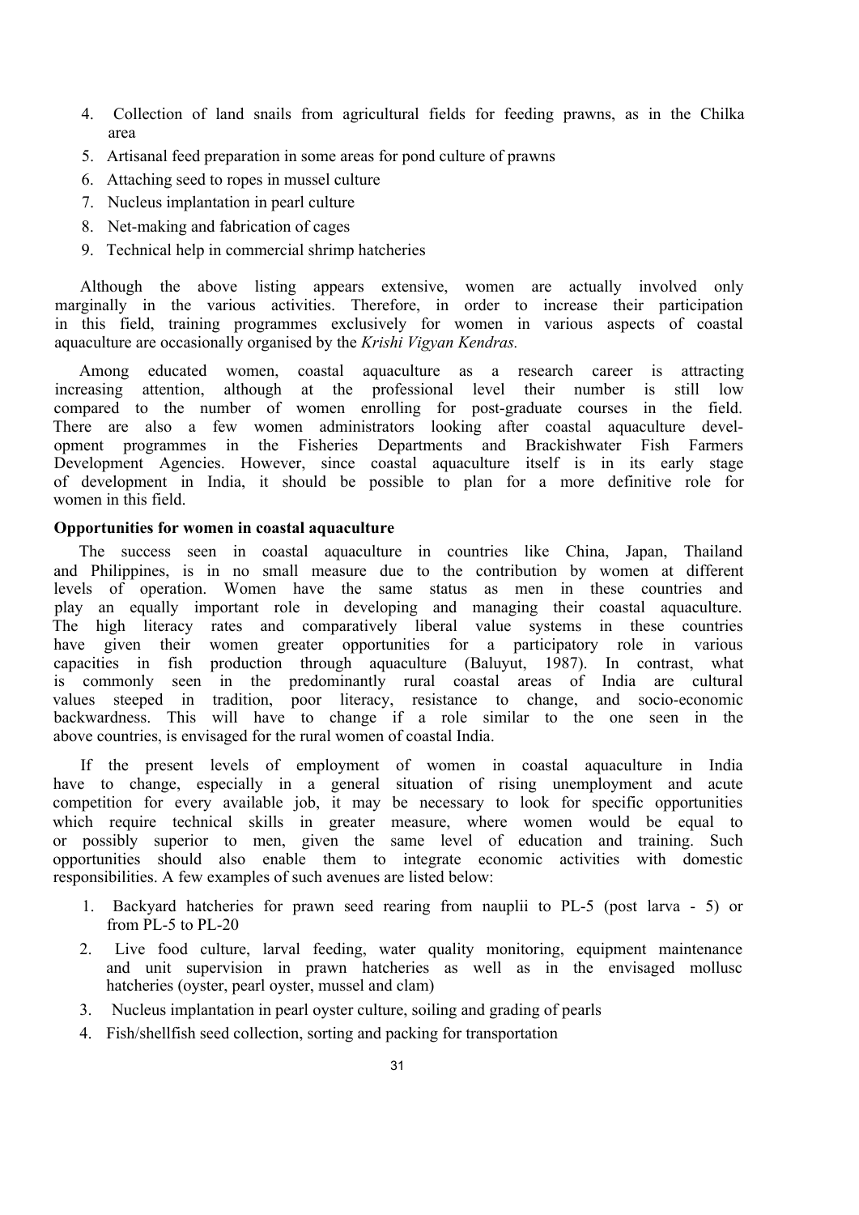4. Collection of land snails from agricultural fields for feeding prawns, as in the Chilka area
5. Artisanal feed preparation in some areas for pond culture of prawns
6. Attaching seed to ropes in mussel culture
7. Nucleus implantation in pearl culture
8. Net-making and fabrication of cages
9. Technical help in commercial shrimp hatcheries

Although the above listing appears extensive, women are actually involved only marginally in the various activities. Therefore, in order to increase their participation in this field, training programmes exclusively for women in various aspects of coastal aquaculture are occasionally organised by the *Krishi Vigyan Kendras.*

Among educated women, coastal aquaculture as a research career is attracting increasing attention, although at the professional level their number is still low compared to the number of women enrolling for post-graduate courses in the field. There are also a few women administrators looking after coastal aquaculture development programmes in the Fisheries Departments and Brackishwater Fish Farmers Development Agencies. However, since coastal aquaculture itself is in its early stage of development in India, it should be possible to plan for a more definitive role for women in this field.

**Opportunities for women in coastal aquaculture**

The success seen in coastal aquaculture in countries like China, Japan, Thailand and Philippines, is in no small measure due to the contribution by women at different levels of operation. Women have the same status as men in these countries and play an equally important role in developing and managing their coastal aquaculture. The high literacy rates and comparatively liberal value systems in these countries have given their women greater opportunities for a participatory role in various capacities in fish production through aquaculture (Baluyut, 1987). In contrast, what is commonly seen in the predominantly rural coastal areas of India are cultural values steeped in tradition, poor literacy, resistance to change, and socio-economic backwardness. This will have to change if a role similar to the one seen in the above countries, is envisaged for the rural women of coastal India.

If the present levels of employment of women in coastal aquaculture in India have to change, especially in a general situation of rising unemployment and acute competition for every available job, it may be necessary to look for specific opportunities which require technical skills in greater measure, where women would be equal to or possibly superior to men, given the same level of education and training. Such opportunities should also enable them to integrate economic activities with domestic responsibilities. A few examples of such avenues are listed below:

1. Backyard hatcheries for prawn seed rearing from nauplii to PL-5 (post larva - 5) or from PL-5 to PL-20
2. Live food culture, larval feeding, water quality monitoring, equipment maintenance and unit supervision in prawn hatcheries as well as in the envisaged mollusc hatcheries (oyster, pearl oyster, mussel and clam)
3. Nucleus implantation in pearl oyster culture, soiling and grading of pearls
4. Fish/shellfish seed collection, sorting and packing for transportation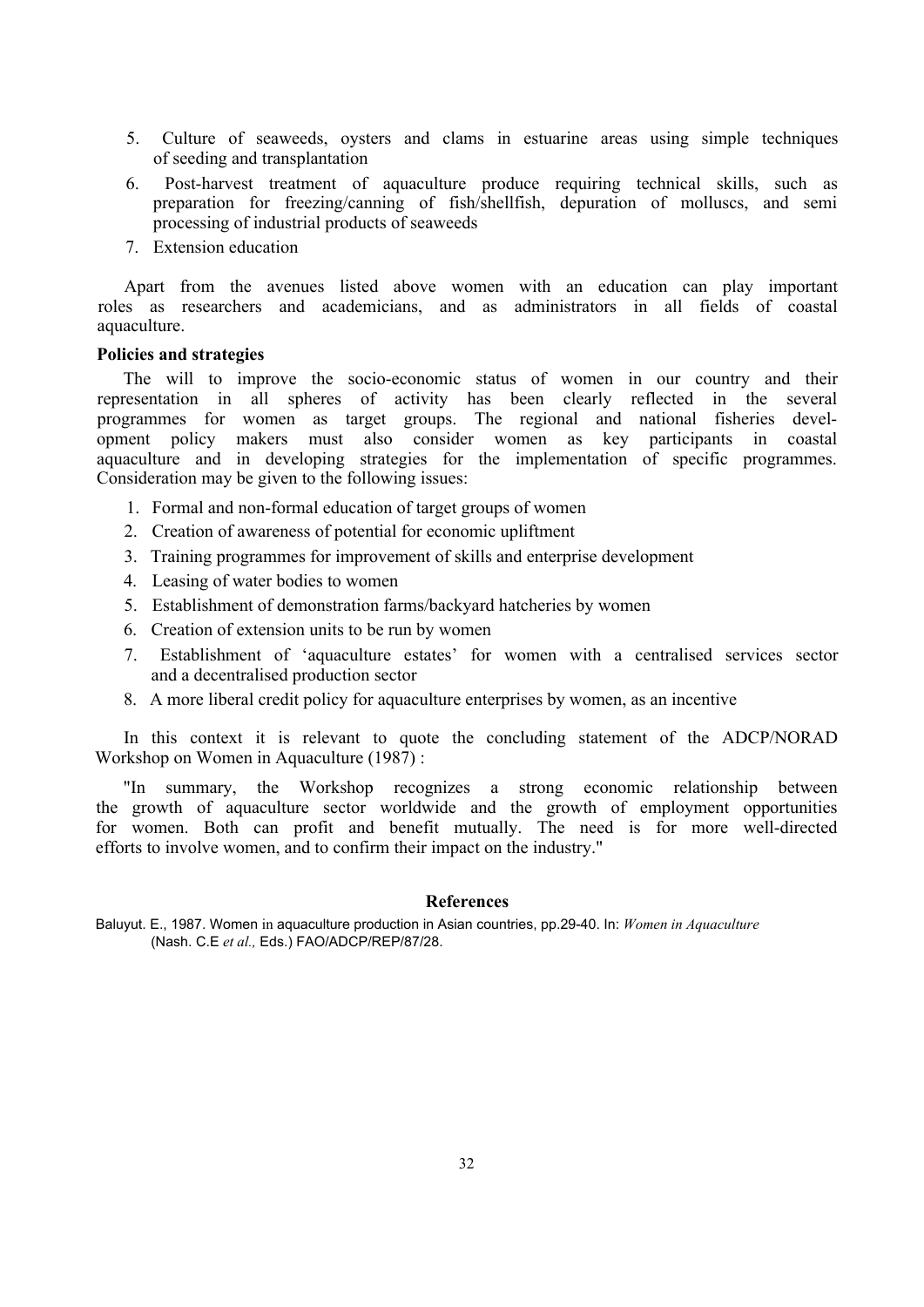5. Culture of seaweeds, oysters and clams in estuarine areas using simple techniques of seeding and transplantation
6. Post-harvest treatment of aquaculture produce requiring technical skills, such as preparation for freezing/canning of fish/shellfish, depuration of molluscs, and semi processing of industrial products of seaweeds
7. Extension education

Apart from the avenues listed above women with an education can play important roles as researchers and academicians, and as administrators in all fields of coastal aquaculture.

**Policies and strategies**

The will to improve the socio-economic status of women in our country and their representation in all spheres of activity has been clearly reflected in the several programmes for women as target groups. The regional and national fisheries development policy makers must also consider women as key participants in coastal aquaculture and in developing strategies for the implementation of specific programmes. Consideration may be given to the following issues:

1. Formal and non-formal education of target groups of women
2. Creation of awareness of potential for economic upliftment
3. Training programmes for improvement of skills and enterprise development
4. Leasing of water bodies to women
5. Establishment of demonstration farms/backyard hatcheries by women
6. Creation of extension units to be run by women
7. Establishment of 'aquaculture estates' for women with a centralised services sector and a decentralised production sector
8. A more liberal credit policy for aquaculture enterprises by women, as an incentive

In this context it is relevant to quote the concluding statement of the ADCP/NORAD Workshop on Women in Aquaculture (1987) :

"In summary, the Workshop recognizes a strong economic relationship between the growth of aquaculture sector worldwide and the growth of employment opportunities for women. Both can profit and benefit mutually. The need is for more well-directed efforts to involve women, and to confirm their impact on the industry."

## References

Baluyut. E., 1987. Women in aquaculture production in Asian countries, pp.29-40. In: *Women in Aquaculture* (Nash. C.E *et al.,* Eds.) FAO/ADCP/REP/87/28.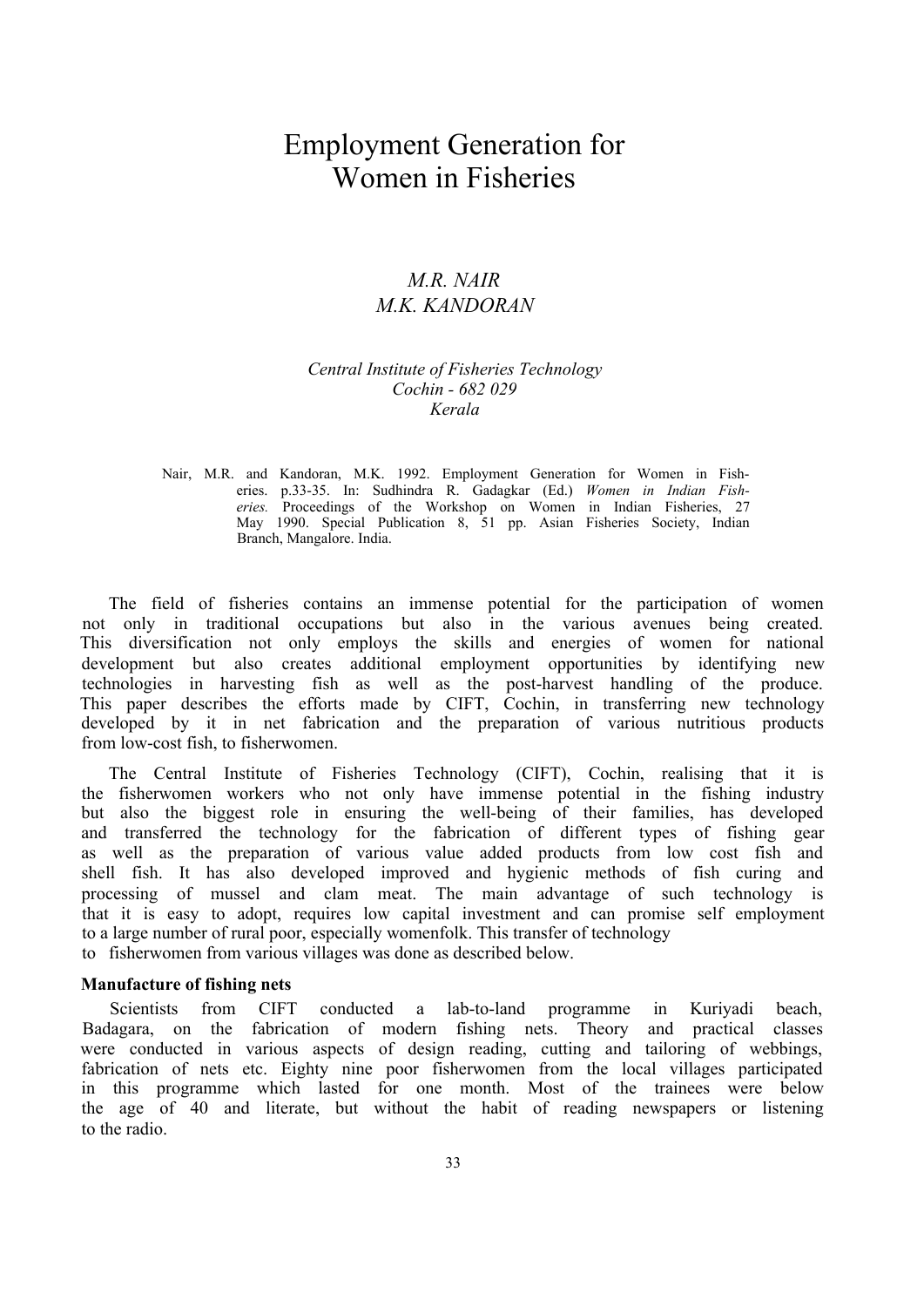# Employment Generation for Women in Fisheries

*M.R. NAIR*
*M.K. KANDORAN*

*Central Institute of Fisheries Technology*
*Cochin - 682 029*
*Kerala*

Nair, M.R. and Kandoran, M.K. 1992. Employment Generation for Women in Fisheries. p.33-35. In: Sudhindra R. Gadagkar (Ed.) *Women in Indian Fisheries.* Proceedings of the Workshop on Women in Indian Fisheries, 27 May 1990. Special Publication 8, 51 pp. Asian Fisheries Society, Indian Branch, Mangalore. India.

The field of fisheries contains an immense potential for the participation of women not only in traditional occupations but also in the various avenues being created. This diversification not only employs the skills and energies of women for national development but also creates additional employment opportunities by identifying new technologies in harvesting fish as well as the post-harvest handling of the produce. This paper describes the efforts made by CIFT, Cochin, in transferring new technology developed by it in net fabrication and the preparation of various nutritious products from low-cost fish, to fisherwomen.

The Central Institute of Fisheries Technology (CIFT), Cochin, realising that it is the fisherwomen workers who not only have immense potential in the fishing industry but also the biggest role in ensuring the well-being of their families, has developed and transferred the technology for the fabrication of different types of fishing gear as well as the preparation of various value added products from low cost fish and shell fish. It has also developed improved and hygienic methods of fish curing and processing of mussel and clam meat. The main advantage of such technology is that it is easy to adopt, requires low capital investment and can promise self employment to a large number of rural poor, especially womenfolk. This transfer of technology to fisherwomen from various villages was done as described below.

**Manufacture of fishing nets**

Scientists from CIFT conducted a lab-to-land programme in Kuriyadi beach, Badagara, on the fabrication of modern fishing nets. Theory and practical classes were conducted in various aspects of design reading, cutting and tailoring of webbings, fabrication of nets etc. Eighty nine poor fisherwomen from the local villages participated in this programme which lasted for one month. Most of the trainees were below the age of 40 and literate, but without the habit of reading newspapers or listening to the radio.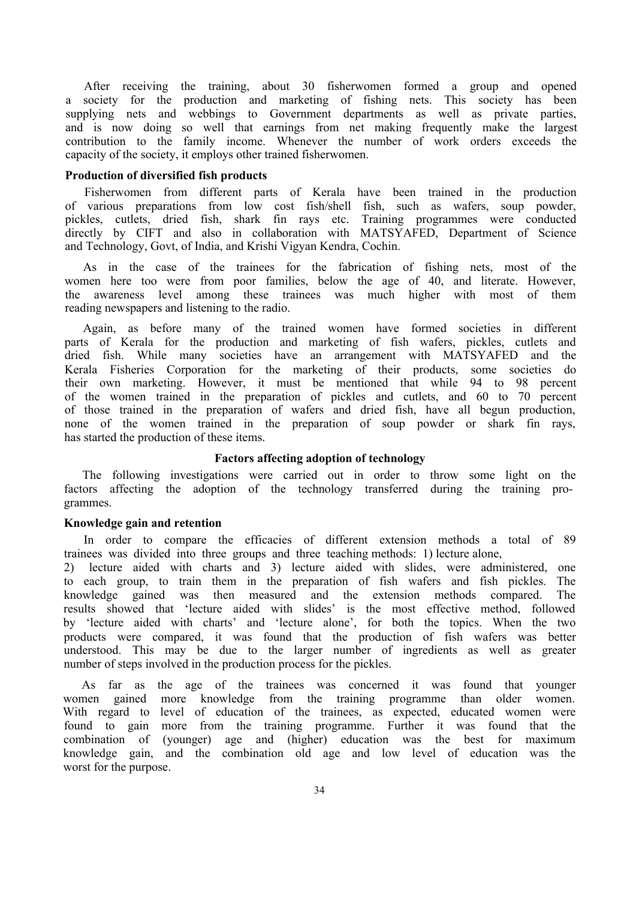After receiving the training, about 30 fisherwomen formed a group and opened a society for the production and marketing of fishing nets. This society has been supplying nets and webbings to Government departments as well as private parties, and is now doing so well that earnings from net making frequently make the largest contribution to the family income. Whenever the number of work orders exceeds the capacity of the society, it employs other trained fisherwomen.

### Production of diversified fish products

Fisherwomen from different parts of Kerala have been trained in the production of various preparations from low cost fish/shell fish, such as wafers, soup powder, pickles, cutlets, dried fish, shark fin rays etc. Training programmes were conducted directly by CIFT and also in collaboration with MATSYAFED, Department of Science and Technology, Govt, of India, and Krishi Vigyan Kendra, Cochin.

As in the case of the trainees for the fabrication of fishing nets, most of the women here too were from poor families, below the age of 40, and literate. However, the awareness level among these trainees was much higher with most of them reading newspapers and listening to the radio.

Again, as before many of the trained women have formed societies in different parts of Kerala for the production and marketing of fish wafers, pickles, cutlets and dried fish. While many societies have an arrangement with MATSYAFED and the Kerala Fisheries Corporation for the marketing of their products, some societies do their own marketing. However, it must be mentioned that while 94 to 98 percent of the women trained in the preparation of pickles and cutlets, and 60 to 70 percent of those trained in the preparation of wafers and dried fish, have all begun production, none of the women trained in the preparation of soup powder or shark fin rays, has started the production of these items.

## Factors affecting adoption of technology

The following investigations were carried out in order to throw some light on the factors affecting the adoption of the technology transferred during the training programmes.

### Knowledge gain and retention

In order to compare the efficacies of different extension methods a total of 89 trainees was divided into three groups and three teaching methods: 1) lecture alone, 2) lecture aided with charts and 3) lecture aided with slides, were administered, one to each group, to train them in the preparation of fish wafers and fish pickles. The knowledge gained was then measured and the extension methods compared. The results showed that 'lecture aided with slides' is the most effective method, followed by 'lecture aided with charts' and 'lecture alone', for both the topics. When the two products were compared, it was found that the production of fish wafers was better understood. This may be due to the larger number of ingredients as well as greater number of steps involved in the production process for the pickles.

As far as the age of the trainees was concerned it was found that younger women gained more knowledge from the training programme than older women. With regard to level of education of the trainees, as expected, educated women were found to gain more from the training programme. Further it was found that the combination of (younger) age and (higher) education was the best for maximum knowledge gain, and the combination old age and low level of education was the worst for the purpose.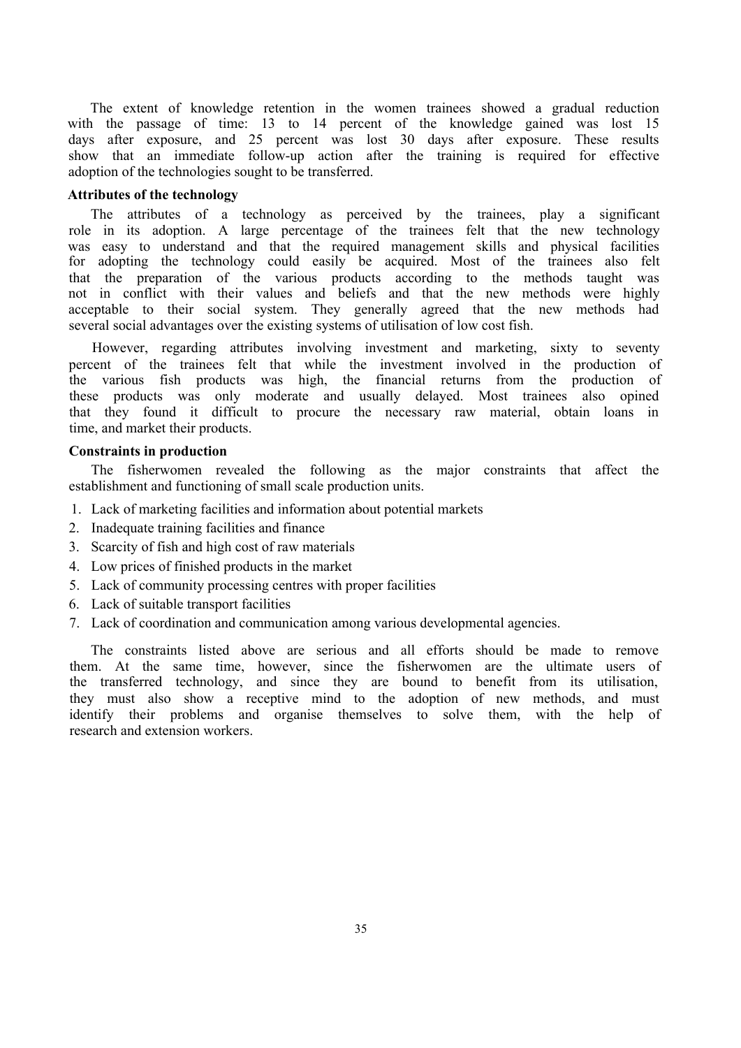The extent of knowledge retention in the women trainees showed a gradual reduction with the passage of time: 13 to 14 percent of the knowledge gained was lost 15 days after exposure, and 25 percent was lost 30 days after exposure. These results show that an immediate follow-up action after the training is required for effective adoption of the technologies sought to be transferred.

**Attributes of the technology**

The attributes of a technology as perceived by the trainees, play a significant role in its adoption. A large percentage of the trainees felt that the new technology was easy to understand and that the required management skills and physical facilities for adopting the technology could easily be acquired. Most of the trainees also felt that the preparation of the various products according to the methods taught was not in conflict with their values and beliefs and that the new methods were highly acceptable to their social system. They generally agreed that the new methods had several social advantages over the existing systems of utilisation of low cost fish.

However, regarding attributes involving investment and marketing, sixty to seventy percent of the trainees felt that while the investment involved in the production of the various fish products was high, the financial returns from the production of these products was only moderate and usually delayed. Most trainees also opined that they found it difficult to procure the necessary raw material, obtain loans in time, and market their products.

**Constraints in production**

The fisherwomen revealed the following as the major constraints that affect the establishment and functioning of small scale production units.

1. Lack of marketing facilities and information about potential markets
2. Inadequate training facilities and finance
3. Scarcity of fish and high cost of raw materials
4. Low prices of finished products in the market
5. Lack of community processing centres with proper facilities
6. Lack of suitable transport facilities
7. Lack of coordination and communication among various developmental agencies.

The constraints listed above are serious and all efforts should be made to remove them. At the same time, however, since the fisherwomen are the ultimate users of the transferred technology, and since they are bound to benefit from its utilisation, they must also show a receptive mind to the adoption of new methods, and must identify their problems and organise themselves to solve them, with the help of research and extension workers.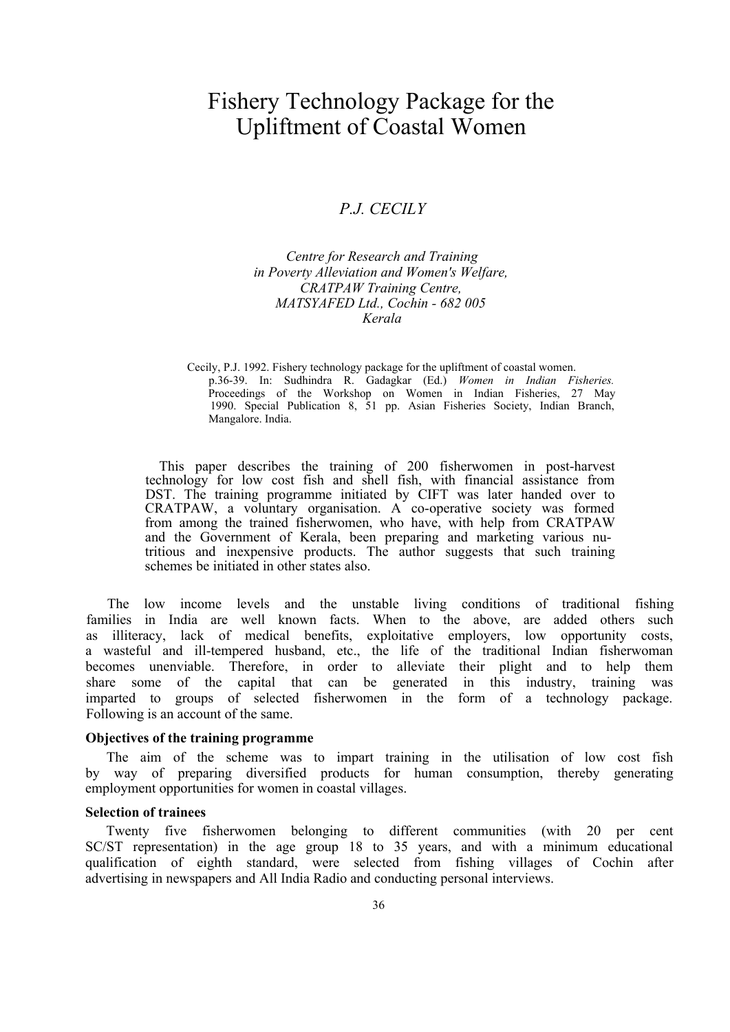# Fishery Technology Package for the Upliftment of Coastal Women

*P.J. CECILY*

*Centre for Research and Training*
*in Poverty Alleviation and Women's Welfare,*
*CRATPAW Training Centre,*
*MATSYAFED Ltd., Cochin - 682 005*
*Kerala*

Cecily, P.J. 1992. Fishery technology package for the upliftment of coastal women. p.36-39. In: Sudhindra R. Gadagkar (Ed.) *Women in Indian Fisheries.* Proceedings of the Workshop on Women in Indian Fisheries, 27 May 1990. Special Publication 8, 51 pp. Asian Fisheries Society, Indian Branch, Mangalore. India.

This paper describes the training of 200 fisherwomen in post-harvest technology for low cost fish and shell fish, with financial assistance from DST. The training programme initiated by CIFT was later handed over to CRATPAW, a voluntary organisation. A co-operative society was formed from among the trained fisherwomen, who have, with help from CRATPAW and the Government of Kerala, been preparing and marketing various nutritious and inexpensive products. The author suggests that such training schemes be initiated in other states also.

The low income levels and the unstable living conditions of traditional fishing families in India are well known facts. When to the above, are added others such as illiteracy, lack of medical benefits, exploitative employers, low opportunity costs, a wasteful and ill-tempered husband, etc., the life of the traditional Indian fisherwoman becomes unenviable. Therefore, in order to alleviate their plight and to help them share some of the capital that can be generated in this industry, training was imparted to groups of selected fisherwomen in the form of a technology package. Following is an account of the same.

**Objectives of the training programme**

The aim of the scheme was to impart training in the utilisation of low cost fish by way of preparing diversified products for human consumption, thereby generating employment opportunities for women in coastal villages.

**Selection of trainees**

Twenty five fisherwomen belonging to different communities (with 20 per cent SC/ST representation) in the age group 18 to 35 years, and with a minimum educational qualification of eighth standard, were selected from fishing villages of Cochin after advertising in newspapers and All India Radio and conducting personal interviews.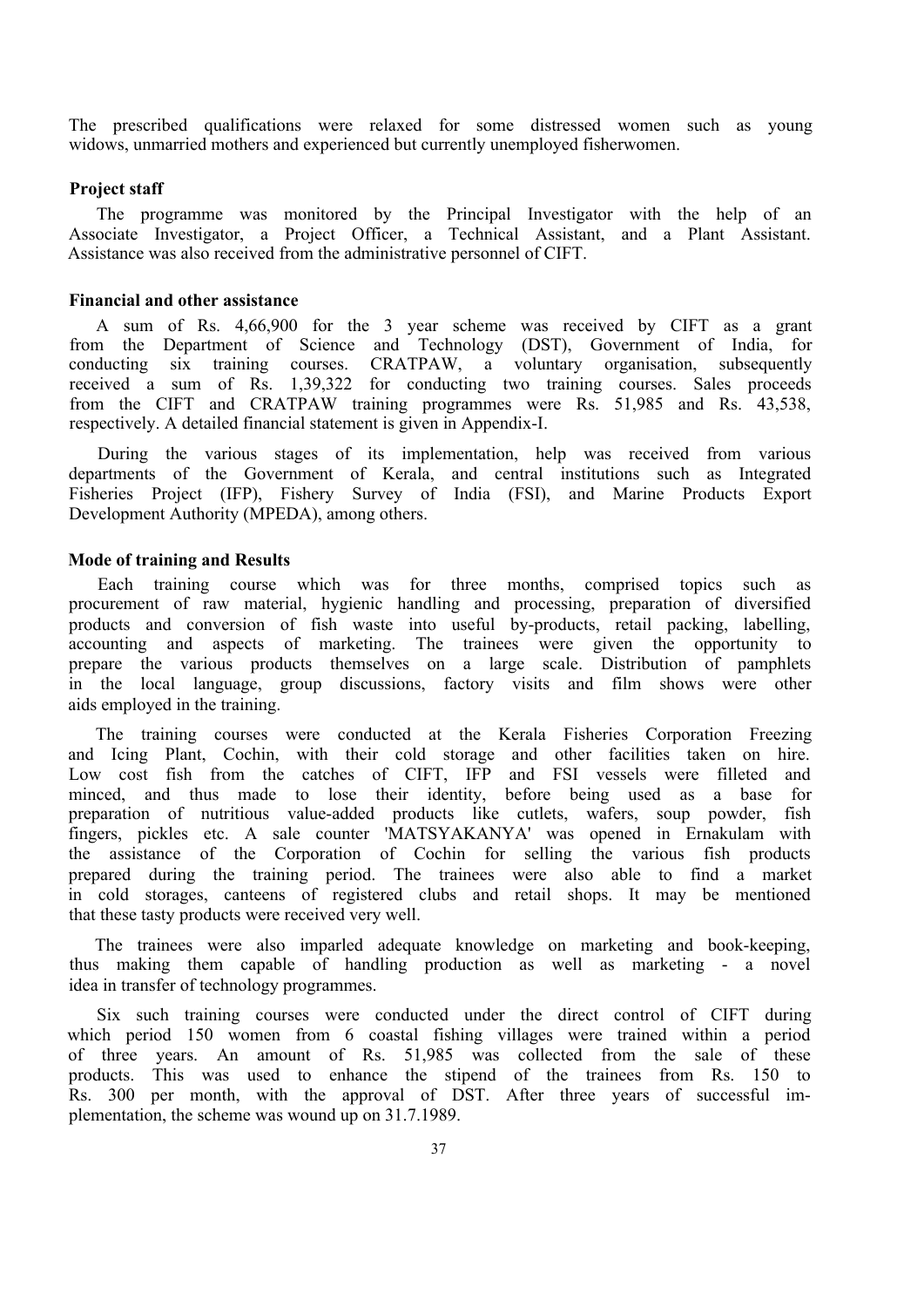The prescribed qualifications were relaxed for some distressed women such as young widows, unmarried mothers and experienced but currently unemployed fisherwomen.

**Project staff**

The programme was monitored by the Principal Investigator with the help of an Associate Investigator, a Project Officer, a Technical Assistant, and a Plant Assistant. Assistance was also received from the administrative personnel of CIFT.

**Financial and other assistance**

A sum of Rs. 4,66,900 for the 3 year scheme was received by CIFT as a grant from the Department of Science and Technology (DST), Government of India, for conducting six training courses. CRATPAW, a voluntary organisation, subsequently received a sum of Rs. 1,39,322 for conducting two training courses. Sales proceeds from the CIFT and CRATPAW training programmes were Rs. 51,985 and Rs. 43,538, respectively. A detailed financial statement is given in Appendix-I.

During the various stages of its implementation, help was received from various departments of the Government of Kerala, and central institutions such as Integrated Fisheries Project (IFP), Fishery Survey of India (FSI), and Marine Products Export Development Authority (MPEDA), among others.

**Mode of training and Results**

Each training course which was for three months, comprised topics such as procurement of raw material, hygienic handling and processing, preparation of diversified products and conversion of fish waste into useful by-products, retail packing, labelling, accounting and aspects of marketing. The trainees were given the opportunity to prepare the various products themselves on a large scale. Distribution of pamphlets in the local language, group discussions, factory visits and film shows were other aids employed in the training.

The training courses were conducted at the Kerala Fisheries Corporation Freezing and Icing Plant, Cochin, with their cold storage and other facilities taken on hire. Low cost fish from the catches of CIFT, IFP and FSI vessels were filleted and minced, and thus made to lose their identity, before being used as a base for preparation of nutritious value-added products like cutlets, wafers, soup powder, fish fingers, pickles etc. A sale counter 'MATSYAKANYA' was opened in Ernakulam with the assistance of the Corporation of Cochin for selling the various fish products prepared during the training period. The trainees were also able to find a market in cold storages, canteens of registered clubs and retail shops. It may be mentioned that these tasty products were received very well.

The trainees were also imparled adequate knowledge on marketing and book-keeping, thus making them capable of handling production as well as marketing - a novel idea in transfer of technology programmes.

Six such training courses were conducted under the direct control of CIFT during which period 150 women from 6 coastal fishing villages were trained within a period of three years. An amount of Rs. 51,985 was collected from the sale of these products. This was used to enhance the stipend of the trainees from Rs. 150 to Rs. 300 per month, with the approval of DST. After three years of successful implementation, the scheme was wound up on 31.7.1989.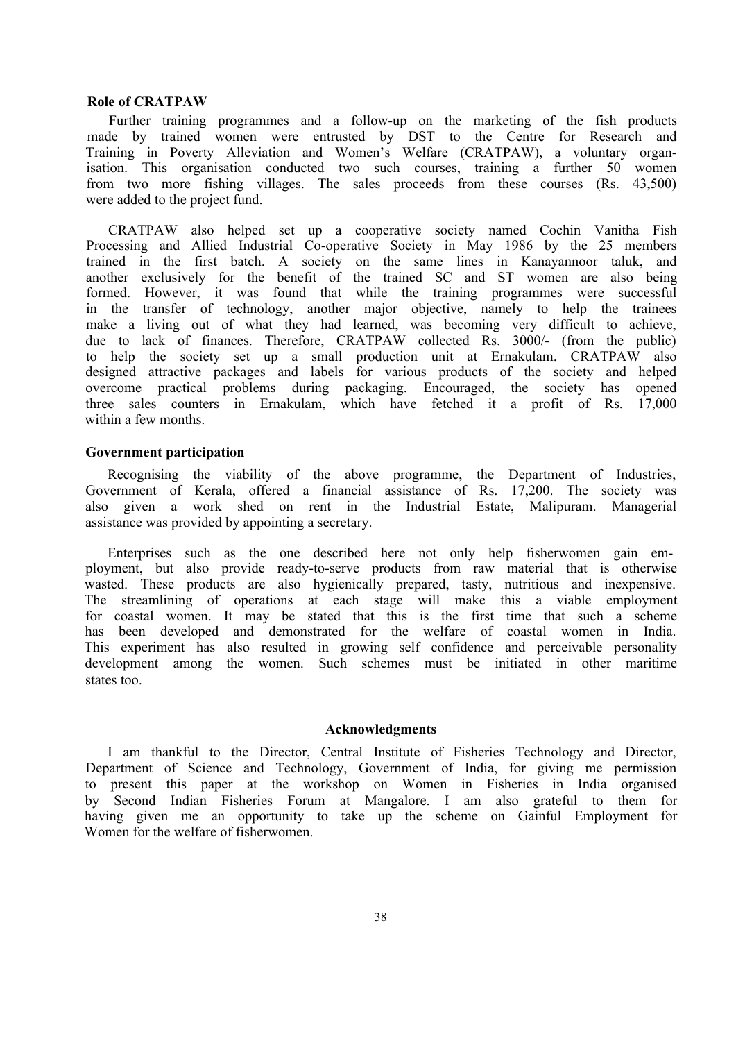**Role of CRATPAW**

Further training programmes and a follow-up on the marketing of the fish products made by trained women were entrusted by DST to the Centre for Research and Training in Poverty Alleviation and Women's Welfare (CRATPAW), a voluntary organisation. This organisation conducted two such courses, training a further 50 women from two more fishing villages. The sales proceeds from these courses (Rs. 43,500) were added to the project fund.

CRATPAW also helped set up a cooperative society named Cochin Vanitha Fish Processing and Allied Industrial Co-operative Society in May 1986 by the 25 members trained in the first batch. A society on the same lines in Kanayannoor taluk, and another exclusively for the benefit of the trained SC and ST women are also being formed. However, it was found that while the training programmes were successful in the transfer of technology, another major objective, namely to help the trainees make a living out of what they had learned, was becoming very difficult to achieve, due to lack of finances. Therefore, CRATPAW collected Rs. 3000/- (from the public) to help the society set up a small production unit at Ernakulam. CRATPAW also designed attractive packages and labels for various products of the society and helped overcome practical problems during packaging. Encouraged, the society has opened three sales counters in Ernakulam, which have fetched it a profit of Rs. 17,000 within a few months.

**Government participation**

Recognising the viability of the above programme, the Department of Industries, Government of Kerala, offered a financial assistance of Rs. 17,200. The society was also given a work shed on rent in the Industrial Estate, Malipuram. Managerial assistance was provided by appointing a secretary.

Enterprises such as the one described here not only help fisherwomen gain employment, but also provide ready-to-serve products from raw material that is otherwise wasted. These products are also hygienically prepared, tasty, nutritious and inexpensive. The streamlining of operations at each stage will make this a viable employment for coastal women. It may be stated that this is the first time that such a scheme has been developed and demonstrated for the welfare of coastal women in India. This experiment has also resulted in growing self confidence and perceivable personality development among the women. Such schemes must be initiated in other maritime states too.

**Acknowledgments**

I am thankful to the Director, Central Institute of Fisheries Technology and Director, Department of Science and Technology, Government of India, for giving me permission to present this paper at the workshop on Women in Fisheries in India organised by Second Indian Fisheries Forum at Mangalore. I am also grateful to them for having given me an opportunity to take up the scheme on Gainful Employment for Women for the welfare of fisherwomen.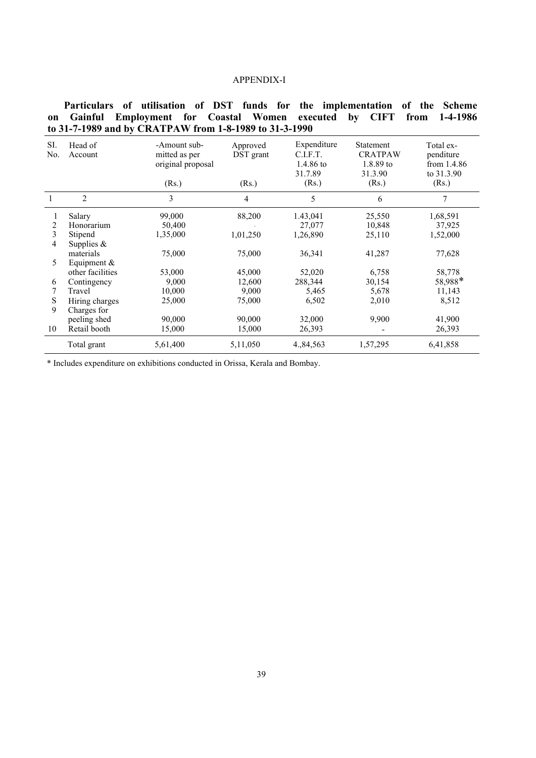APPENDIX-I

**Particulars of utilisation of DST funds for the implementation of the Scheme on Gainful Employment for Coastal Women executed by CIFT from 1-4-1986 to 31-7-1989 and by CRATPAW from 1-8-1989 to 31-3-1990**

| Sl. No. | Head of Account | -Amount sub-mitted as per original proposal (Rs.) | Approved DST grant (Rs.) | Expenditure C.I.F.T. 1.4.86 to 31.7.89 (Rs.) | Statement CRATPAW 1.8.89 to 31.3.90 (Rs.) | Total ex-penditure from 1.4.86 to 31.3.90 (Rs.) |
|---|---|---|---|---|---|---|
| 1 | 2 | 3 | 4 | 5 | 6 | 7 |
| 1 | Salary | 99,000 | 88,200 | 1.43,041 | 25,550 | 1,68,591 |
| 2 | Honorarium | 50,400 | - | 27,077 | 10,848 | 37,925 |
| 3 | Stipend | 1,35,000 | 1,01,250 | 1,26,890 | 25,110 | 1,52,000 |
| 4 | Supplies & materials | 75,000 | 75,000 | 36,341 | 41,287 | 77,628 |
| 5 | Equipment & other facilities | 53,000 | 45,000 | 52,020 | 6,758 | 58,778 |
| 6 | Contingency | 9,000 | 12,600 | 288,344 | 30,154 | 58,988* |
| 7 | Travel | 10,000 | 9,000 | 5,465 | 5,678 | 11,143 |
| S | Hiring charges | 25,000 | 75,000 | 6,502 | 2,010 | 8,512 |
| 9 | Charges for peeling shed | 90,000 | 90,000 | 32,000 | 9,900 | 41,900 |
| 10 | Retail booth | 15,000 | 15,000 | 26,393 | - | 26,393 |
| | Total grant | 5,61,400 | 5,11,050 | 4.,84,563 | 1,57,295 | 6,41,858 |

* Includes expenditure on exhibitions conducted in Orissa, Kerala and Bombay.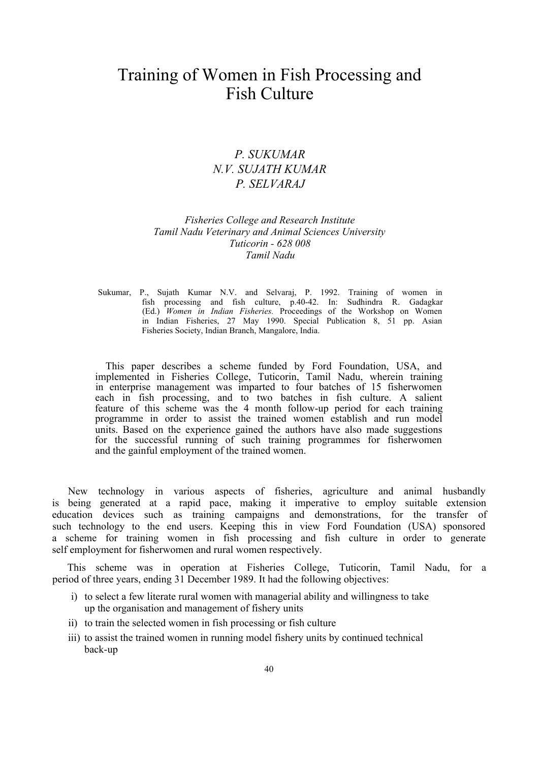# Training of Women in Fish Processing and Fish Culture

*P. SUKUMAR*
*N.V. SUJATH KUMAR*
*P. SELVARAJ*

*Fisheries College and Research Institute*
*Tamil Nadu Veterinary and Animal Sciences University*
*Tuticorin - 628 008*
*Tamil Nadu*

Sukumar, P., Sujath Kumar N.V. and Selvaraj, P. 1992. Training of women in fish processing and fish culture, p.40-42. In: Sudhindra R. Gadagkar (Ed.) *Women in Indian Fisheries.* Proceedings of the Workshop on Women in Indian Fisheries, 27 May 1990. Special Publication 8, 51 pp. Asian Fisheries Society, Indian Branch, Mangalore, India.

This paper describes a scheme funded by Ford Foundation, USA, and implemented in Fisheries College, Tuticorin, Tamil Nadu, wherein training in enterprise management was imparted to four batches of 15 fisherwomen each in fish processing, and to two batches in fish culture. A salient feature of this scheme was the 4 month follow-up period for each training programme in order to assist the trained women establish and run model units. Based on the experience gained the authors have also made suggestions for the successful running of such training programmes for fisherwomen and the gainful employment of the trained women.

New technology in various aspects of fisheries, agriculture and animal husbandly is being generated at a rapid pace, making it imperative to employ suitable extension education devices such as training campaigns and demonstrations, for the transfer of such technology to the end users. Keeping this in view Ford Foundation (USA) sponsored a scheme for training women in fish processing and fish culture in order to generate self employment for fisherwomen and rural women respectively.

This scheme was in operation at Fisheries College, Tuticorin, Tamil Nadu, for a period of three years, ending 31 December 1989. It had the following objectives:

i) to select a few literate rural women with managerial ability and willingness to take up the organisation and management of fishery units
ii) to train the selected women in fish processing or fish culture
iii) to assist the trained women in running model fishery units by continued technical back-up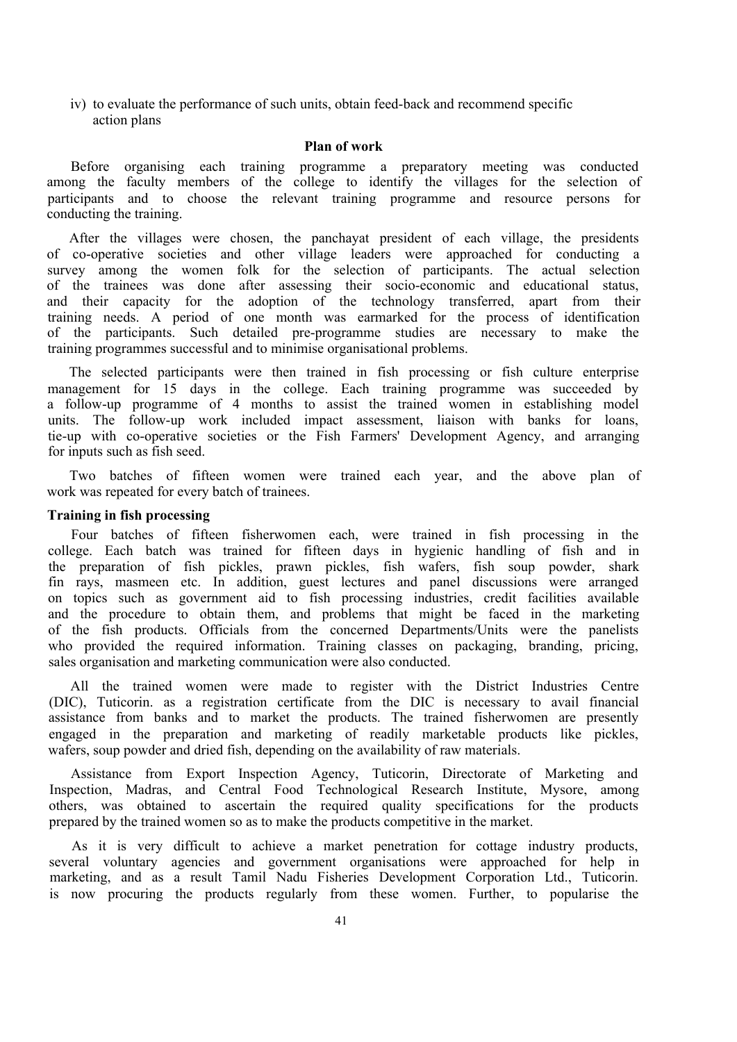iv) to evaluate the performance of such units, obtain feed-back and recommend specific action plans

### Plan of work

Before organising each training programme a preparatory meeting was conducted among the faculty members of the college to identify the villages for the selection of participants and to choose the relevant training programme and resource persons for conducting the training.

After the villages were chosen, the panchayat president of each village, the presidents of co-operative societies and other village leaders were approached for conducting a survey among the women folk for the selection of participants. The actual selection of the trainees was done after assessing their socio-economic and educational status, and their capacity for the adoption of the technology transferred, apart from their training needs. A period of one month was earmarked for the process of identification of the participants. Such detailed pre-programme studies are necessary to make the training programmes successful and to minimise organisational problems.

The selected participants were then trained in fish processing or fish culture enterprise management for 15 days in the college. Each training programme was succeeded by a follow-up programme of 4 months to assist the trained women in establishing model units. The follow-up work included impact assessment, liaison with banks for loans, tie-up with co-operative societies or the Fish Farmers' Development Agency, and arranging for inputs such as fish seed.

Two batches of fifteen women were trained each year, and the above plan of work was repeated for every batch of trainees.

### Training in fish processing

Four batches of fifteen fisherwomen each, were trained in fish processing in the college. Each batch was trained for fifteen days in hygienic handling of fish and in the preparation of fish pickles, prawn pickles, fish wafers, fish soup powder, shark fin rays, masmeen etc. In addition, guest lectures and panel discussions were arranged on topics such as government aid to fish processing industries, credit facilities available and the procedure to obtain them, and problems that might be faced in the marketing of the fish products. Officials from the concerned Departments/Units were the panelists who provided the required information. Training classes on packaging, branding, pricing, sales organisation and marketing communication were also conducted.

All the trained women were made to register with the District Industries Centre (DIC), Tuticorin. as a registration certificate from the DIC is necessary to avail financial assistance from banks and to market the products. The trained fisherwomen are presently engaged in the preparation and marketing of readily marketable products like pickles, wafers, soup powder and dried fish, depending on the availability of raw materials.

Assistance from Export Inspection Agency, Tuticorin, Directorate of Marketing and Inspection, Madras, and Central Food Technological Research Institute, Mysore, among others, was obtained to ascertain the required quality specifications for the products prepared by the trained women so as to make the products competitive in the market.

As it is very difficult to achieve a market penetration for cottage industry products, several voluntary agencies and government organisations were approached for help in marketing, and as a result Tamil Nadu Fisheries Development Corporation Ltd., Tuticorin. is now procuring the products regularly from these women. Further, to popularise the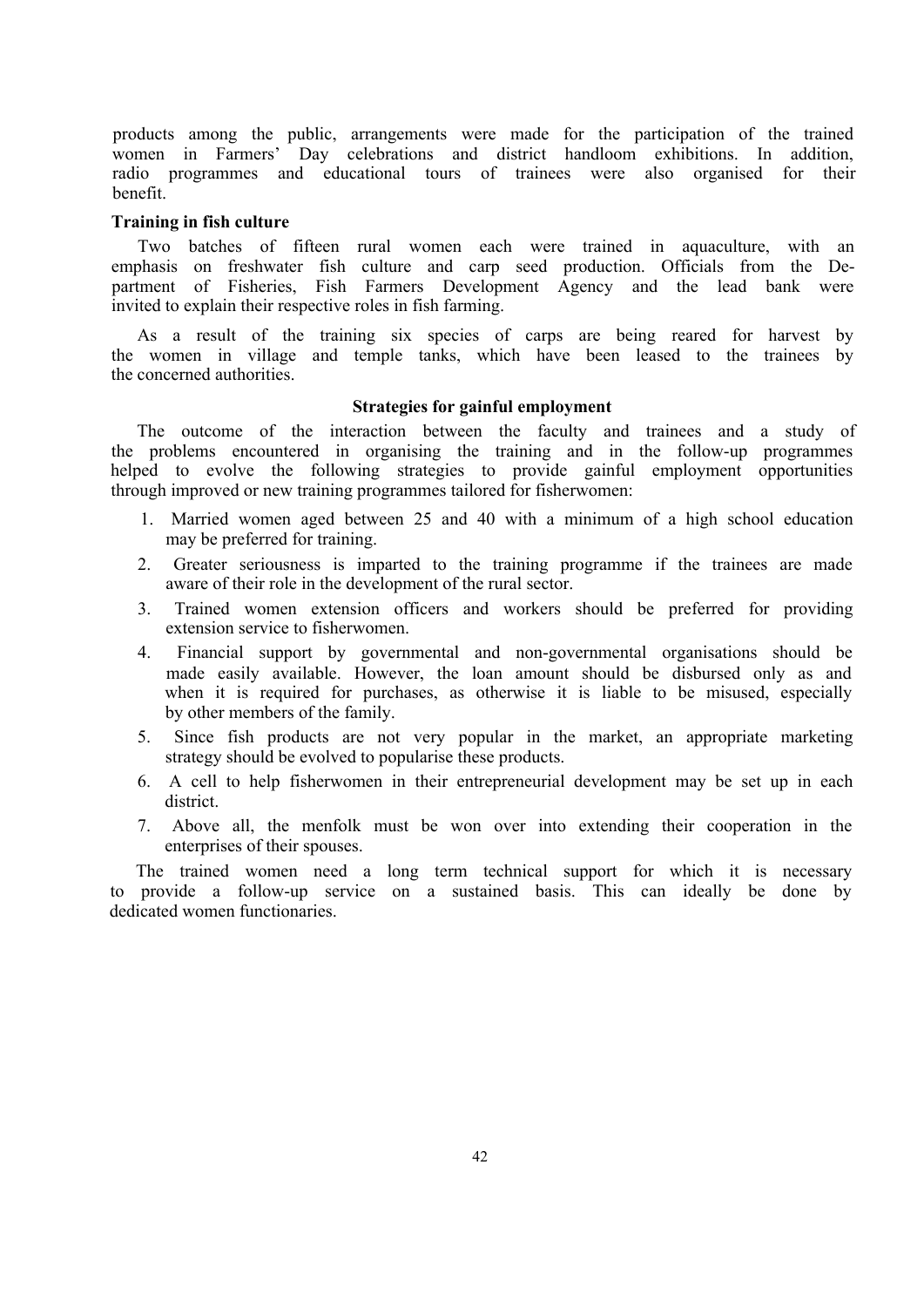products among the public, arrangements were made for the participation of the trained women in Farmers' Day celebrations and district handloom exhibitions. In addition, radio programmes and educational tours of trainees were also organised for their benefit.

**Training in fish culture**

Two batches of fifteen rural women each were trained in aquaculture, with an emphasis on freshwater fish culture and carp seed production. Officials from the Department of Fisheries, Fish Farmers Development Agency and the lead bank were invited to explain their respective roles in fish farming.

As a result of the training six species of carps are being reared for harvest by the women in village and temple tanks, which have been leased to the trainees by the concerned authorities.

## Strategies for gainful employment

The outcome of the interaction between the faculty and trainees and a study of the problems encountered in organising the training and in the follow-up programmes helped to evolve the following strategies to provide gainful employment opportunities through improved or new training programmes tailored for fisherwomen:

1. Married women aged between 25 and 40 with a minimum of a high school education may be preferred for training.
2. Greater seriousness is imparted to the training programme if the trainees are made aware of their role in the development of the rural sector.
3. Trained women extension officers and workers should be preferred for providing extension service to fisherwomen.
4. Financial support by governmental and non-governmental organisations should be made easily available. However, the loan amount should be disbursed only as and when it is required for purchases, as otherwise it is liable to be misused, especially by other members of the family.
5. Since fish products are not very popular in the market, an appropriate marketing strategy should be evolved to popularise these products.
6. A cell to help fisherwomen in their entrepreneurial development may be set up in each district.
7. Above all, the menfolk must be won over into extending their cooperation in the enterprises of their spouses.

The trained women need a long term technical support for which it is necessary to provide a follow-up service on a sustained basis. This can ideally be done by dedicated women functionaries.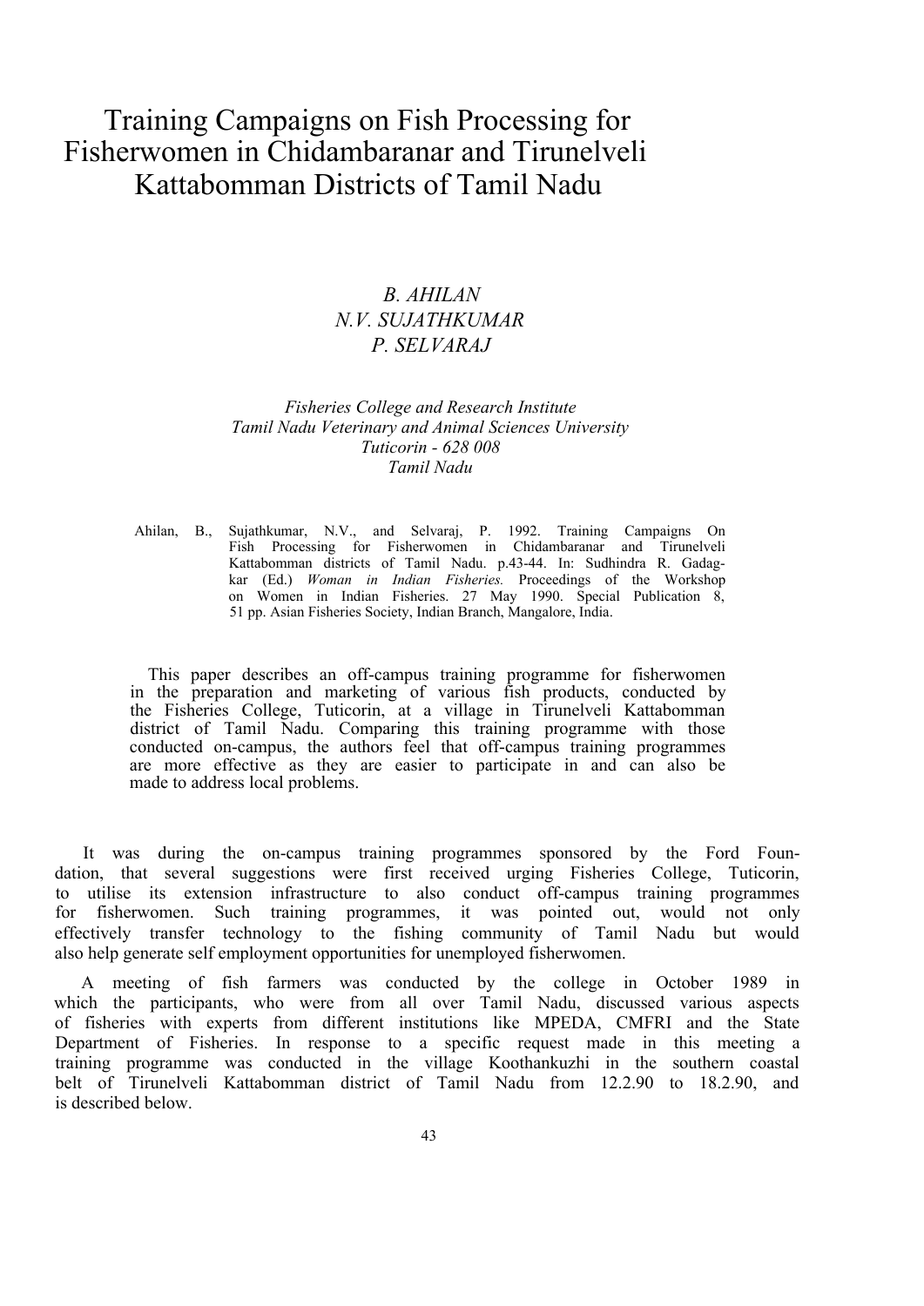# Training Campaigns on Fish Processing for Fisherwomen in Chidambaranar and Tirunelveli Kattabomman Districts of Tamil Nadu

*B. AHILAN*
*N.V. SUJATHKUMAR*
*P. SELVARAJ*

*Fisheries College and Research Institute*
*Tamil Nadu Veterinary and Animal Sciences University*
*Tuticorin - 628 008*
*Tamil Nadu*

Ahilan, B., Sujathkumar, N.V., and Selvaraj, P. 1992. Training Campaigns On Fish Processing for Fisherwomen in Chidambaranar and Tirunelveli Kattabomman districts of Tamil Nadu. p.43-44. In: Sudhindra R. Gadagkar (Ed.) *Woman in Indian Fisheries.* Proceedings of the Workshop on Women in Indian Fisheries. 27 May 1990. Special Publication 8, 51 pp. Asian Fisheries Society, Indian Branch, Mangalore, India.

This paper describes an off-campus training programme for fisherwomen in the preparation and marketing of various fish products, conducted by the Fisheries College, Tuticorin, at a village in Tirunelveli Kattabomman district of Tamil Nadu. Comparing this training programme with those conducted on-campus, the authors feel that off-campus training programmes are more effective as they are easier to participate in and can also be made to address local problems.

It was during the on-campus training programmes sponsored by the Ford Foundation, that several suggestions were first received urging Fisheries College, Tuticorin, to utilise its extension infrastructure to also conduct off-campus training programmes for fisherwomen. Such training programmes, it was pointed out, would not only effectively transfer technology to the fishing community of Tamil Nadu but would also help generate self employment opportunities for unemployed fisherwomen.

A meeting of fish farmers was conducted by the college in October 1989 in which the participants, who were from all over Tamil Nadu, discussed various aspects of fisheries with experts from different institutions like MPEDA, CMFRI and the State Department of Fisheries. In response to a specific request made in this meeting a training programme was conducted in the village Koothankuzhi in the southern coastal belt of Tirunelveli Kattabomman district of Tamil Nadu from 12.2.90 to 18.2.90, and is described below.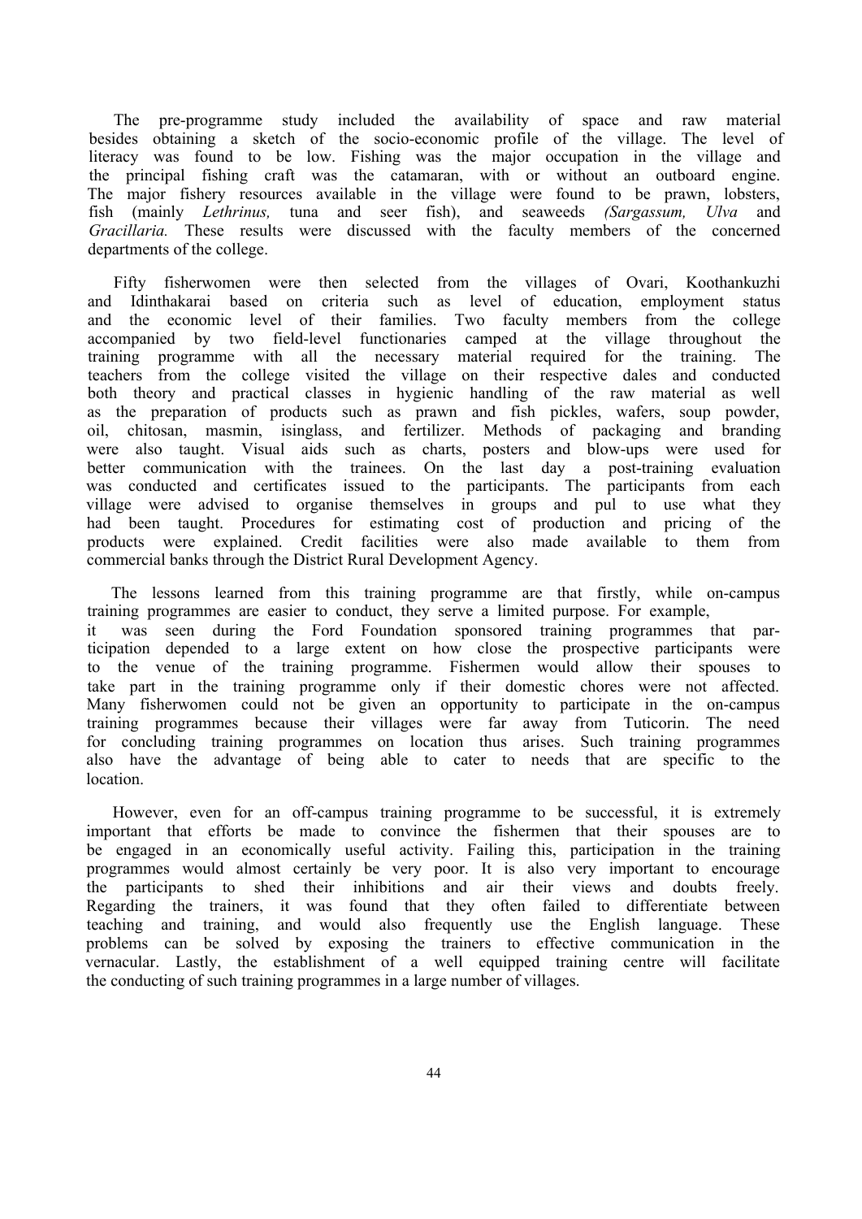The pre-programme study included the availability of space and raw material besides obtaining a sketch of the socio-economic profile of the village. The level of literacy was found to be low. Fishing was the major occupation in the village and the principal fishing craft was the catamaran, with or without an outboard engine. The major fishery resources available in the village were found to be prawn, lobsters, fish (mainly *Lethrinus,* tuna and seer fish), and seaweeds *(Sargassum, Ulva* and *Gracillaria.* These results were discussed with the faculty members of the concerned departments of the college.

Fifty fisherwomen were then selected from the villages of Ovari, Koothankuzhi and Idinthakarai based on criteria such as level of education, employment status and the economic level of their families. Two faculty members from the college accompanied by two field-level functionaries camped at the village throughout the training programme with all the necessary material required for the training. The teachers from the college visited the village on their respective dales and conducted both theory and practical classes in hygienic handling of the raw material as well as the preparation of products such as prawn and fish pickles, wafers, soup powder, oil, chitosan, masmin, isinglass, and fertilizer. Methods of packaging and branding were also taught. Visual aids such as charts, posters and blow-ups were used for better communication with the trainees. On the last day a post-training evaluation was conducted and certificates issued to the participants. The participants from each village were advised to organise themselves in groups and pul to use what they had been taught. Procedures for estimating cost of production and pricing of the products were explained. Credit facilities were also made available to them from commercial banks through the District Rural Development Agency.

The lessons learned from this training programme are that firstly, while on-campus training programmes are easier to conduct, they serve a limited purpose. For example, it was seen during the Ford Foundation sponsored training programmes that participation depended to a large extent on how close the prospective participants were to the venue of the training programme. Fishermen would allow their spouses to take part in the training programme only if their domestic chores were not affected. Many fisherwomen could not be given an opportunity to participate in the on-campus training programmes because their villages were far away from Tuticorin. The need for concluding training programmes on location thus arises. Such training programmes also have the advantage of being able to cater to needs that are specific to the location.

However, even for an off-campus training programme to be successful, it is extremely important that efforts be made to convince the fishermen that their spouses are to be engaged in an economically useful activity. Failing this, participation in the training programmes would almost certainly be very poor. It is also very important to encourage the participants to shed their inhibitions and air their views and doubts freely. Regarding the trainers, it was found that they often failed to differentiate between teaching and training, and would also frequently use the English language. These problems can be solved by exposing the trainers to effective communication in the vernacular. Lastly, the establishment of a well equipped training centre will facilitate the conducting of such training programmes in a large number of villages.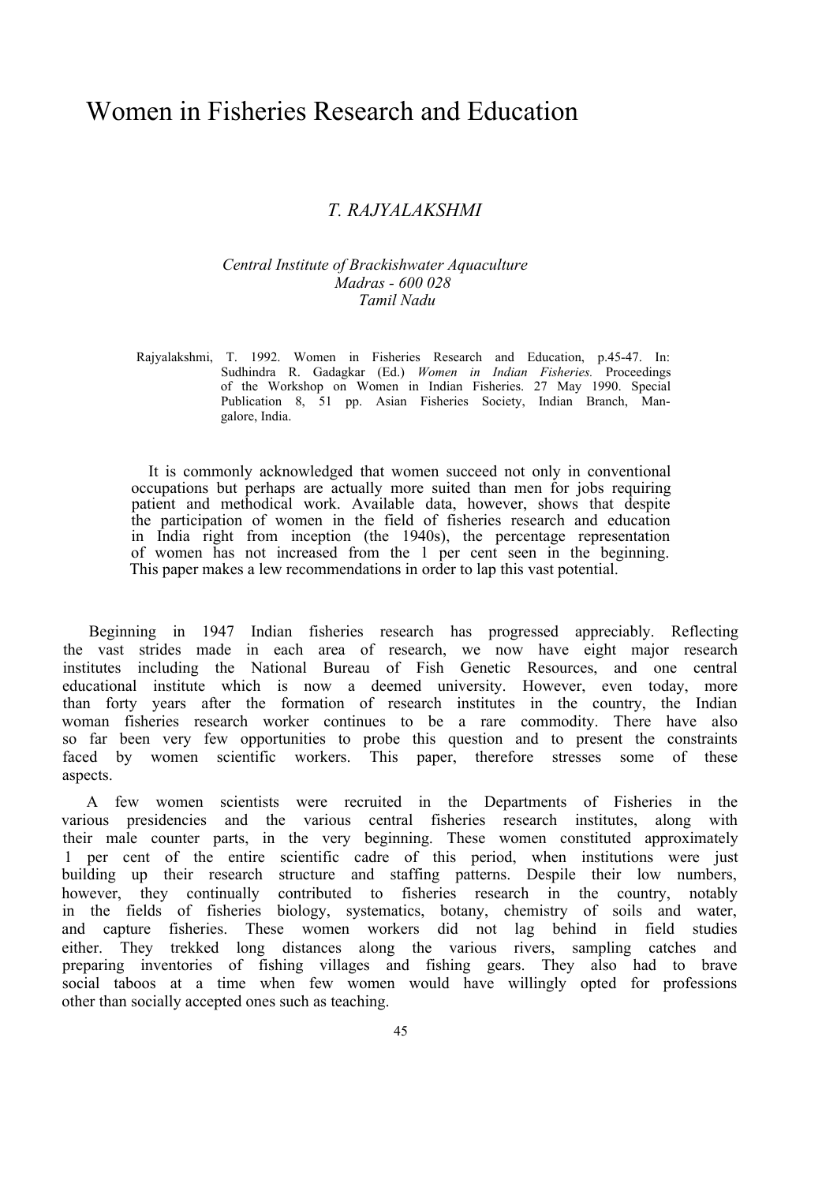// Women in Fisheries Research and Education

*T. RAJYALAKSHMI*

*Central Institute of Brackishwater Aquaculture*
*Madras - 600 028*
*Tamil Nadu*

Rajyalakshmi, T. 1992. Women in Fisheries Research and Education, p.45-47. In: Sudhindra R. Gadagkar (Ed.) *Women in Indian Fisheries.* Proceedings of the Workshop on Women in Indian Fisheries. 27 May 1990. Special Publication 8, 51 pp. Asian Fisheries Society, Indian Branch, Mangalore, India.

It is commonly acknowledged that women succeed not only in conventional occupations but perhaps are actually more suited than men for jobs requiring patient and methodical work. Available data, however, shows that despite the participation of women in the field of fisheries research and education in India right from inception (the 1940s), the percentage representation of women has not increased from the 1 per cent seen in the beginning. This paper makes a lew recommendations in order to lap this vast potential.

Beginning in 1947 Indian fisheries research has progressed appreciably. Reflecting the vast strides made in each area of research, we now have eight major research institutes including the National Bureau of Fish Genetic Resources, and one central educational institute which is now a deemed university. However, even today, more than forty years after the formation of research institutes in the country, the Indian woman fisheries research worker continues to be a rare commodity. There have also so far been very few opportunities to probe this question and to present the constraints faced by women scientific workers. This paper, therefore stresses some of these aspects.

A few women scientists were recruited in the Departments of Fisheries in the various presidencies and the various central fisheries research institutes, along with their male counter parts, in the very beginning. These women constituted approximately 1 per cent of the entire scientific cadre of this period, when institutions were just building up their research structure and staffing patterns. Despile their low numbers, however, they continually contributed to fisheries research in the country, notably in the fields of fisheries biology, systematics, botany, chemistry of soils and water, and capture fisheries. These women workers did not lag behind in field studies either. They trekked long distances along the various rivers, sampling catches and preparing inventories of fishing villages and fishing gears. They also had to brave social taboos at a time when few women would have willingly opted for professions other than socially accepted ones such as teaching.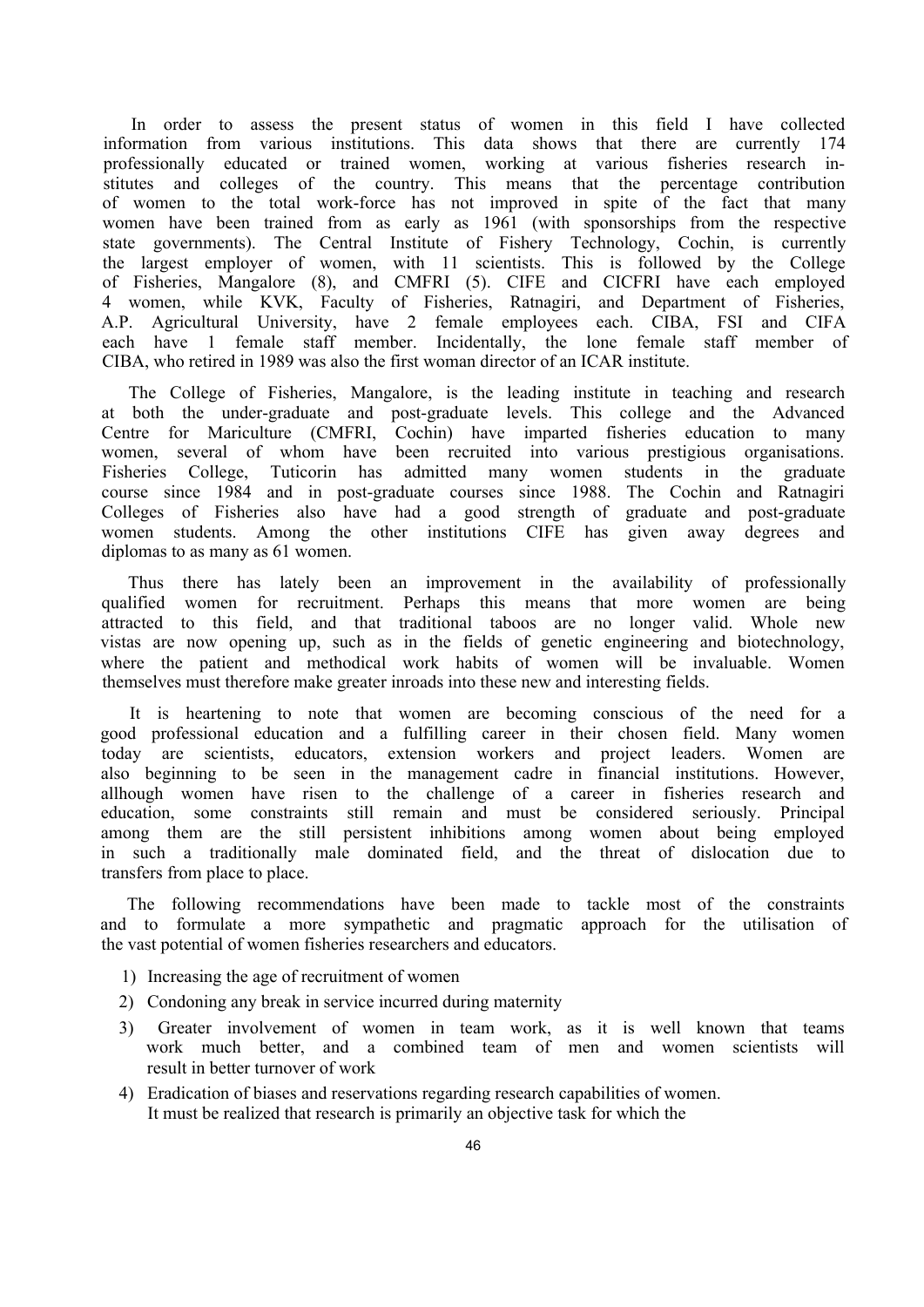In order to assess the present status of women in this field I have collected information from various institutions. This data shows that there are currently 174 professionally educated or trained women, working at various fisheries research institutes and colleges of the country. This means that the percentage contribution of women to the total work-force has not improved in spite of the fact that many women have been trained from as early as 1961 (with sponsorships from the respective state governments). The Central Institute of Fishery Technology, Cochin, is currently the largest employer of women, with 11 scientists. This is followed by the College of Fisheries, Mangalore (8), and CMFRI (5). CIFE and CICFRI have each employed 4 women, while KVK, Faculty of Fisheries, Ratnagiri, and Department of Fisheries, A.P. Agricultural University, have 2 female employees each. CIBA, FSI and CIFA each have 1 female staff member. Incidentally, the lone female staff member of CIBA, who retired in 1989 was also the first woman director of an ICAR institute.

The College of Fisheries, Mangalore, is the leading institute in teaching and research at both the under-graduate and post-graduate levels. This college and the Advanced Centre for Mariculture (CMFRI, Cochin) have imparted fisheries education to many women, several of whom have been recruited into various prestigious organisations. Fisheries College, Tuticorin has admitted many women students in the graduate course since 1984 and in post-graduate courses since 1988. The Cochin and Ratnagiri Colleges of Fisheries also have had a good strength of graduate and post-graduate women students. Among the other institutions CIFE has given away degrees and diplomas to as many as 61 women.

Thus there has lately been an improvement in the availability of professionally qualified women for recruitment. Perhaps this means that more women are being attracted to this field, and that traditional taboos are no longer valid. Whole new vistas are now opening up, such as in the fields of genetic engineering and biotechnology, where the patient and methodical work habits of women will be invaluable. Women themselves must therefore make greater inroads into these new and interesting fields.

It is heartening to note that women are becoming conscious of the need for a good professional education and a fulfilling career in their chosen field. Many women today are scientists, educators, extension workers and project leaders. Women are also beginning to be seen in the management cadre in financial institutions. However, allhough women have risen to the challenge of a career in fisheries research and education, some constraints still remain and must be considered seriously. Principal among them are the still persistent inhibitions among women about being employed in such a traditionally male dominated field, and the threat of dislocation due to transfers from place to place.

The following recommendations have been made to tackle most of the constraints and to formulate a more sympathetic and pragmatic approach for the utilisation of the vast potential of women fisheries researchers and educators.

1) Increasing the age of recruitment of women
2) Condoning any break in service incurred during maternity
3) Greater involvement of women in team work, as it is well known that teams work much better, and a combined team of men and women scientists will result in better turnover of work
4) Eradication of biases and reservations regarding research capabilities of women. It must be realized that research is primarily an objective task for which the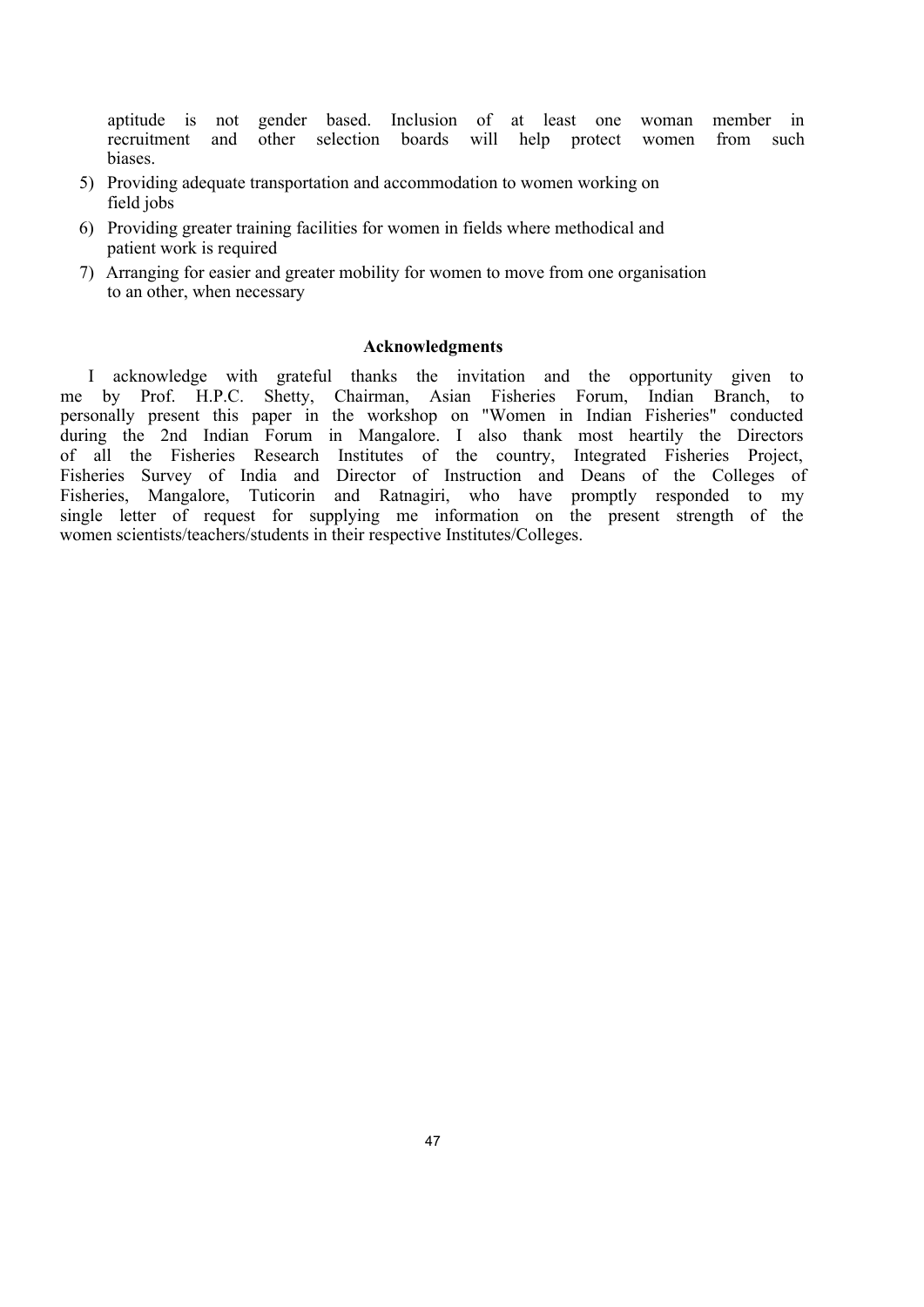aptitude is not gender based. Inclusion of at least one woman member in recruitment and other selection boards will help protect women from such biases.

5) Providing adequate transportation and accommodation to women working on field jobs
6) Providing greater training facilities for women in fields where methodical and patient work is required
7) Arranging for easier and greater mobility for women to move from one organisation to an other, when necessary

## Acknowledgments

I acknowledge with grateful thanks the invitation and the opportunity given to me by Prof. H.P.C. Shetty, Chairman, Asian Fisheries Forum, Indian Branch, to personally present this paper in the workshop on "Women in Indian Fisheries" conducted during the 2nd Indian Forum in Mangalore. I also thank most heartily the Directors of all the Fisheries Research Institutes of the country, Integrated Fisheries Project, Fisheries Survey of India and Director of Instruction and Deans of the Colleges of Fisheries, Mangalore, Tuticorin and Ratnagiri, who have promptly responded to my single letter of request for supplying me information on the present strength of the women scientists/teachers/students in their respective Institutes/Colleges.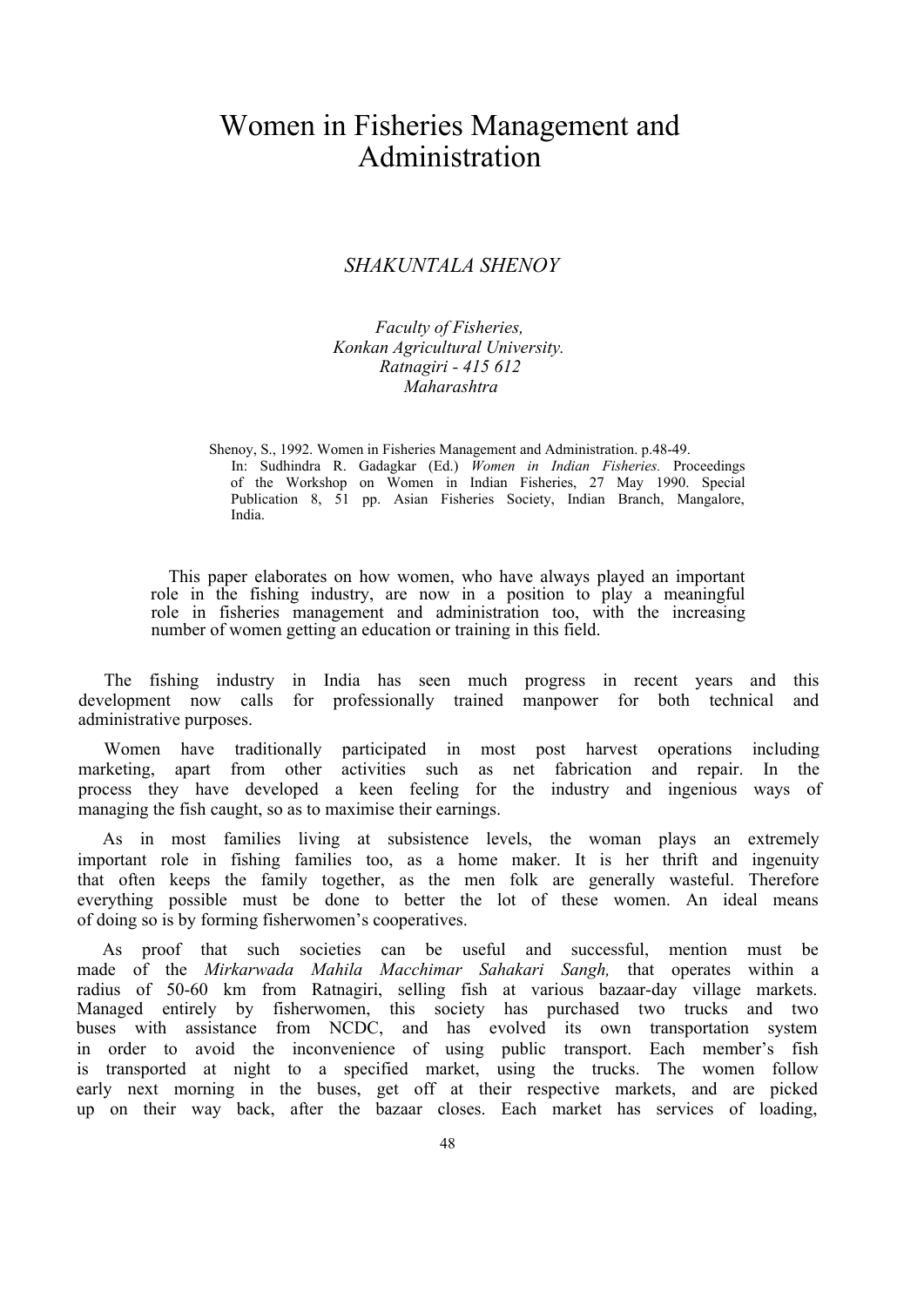# Women in Fisheries Management and Administration

*SHAKUNTALA SHENOY*

*Faculty of Fisheries,*
*Konkan Agricultural University.*
*Ratnagiri - 415 612*
*Maharashtra*

Shenoy, S., 1992. Women in Fisheries Management and Administration. p.48-49. In: Sudhindra R. Gadagkar (Ed.) *Women in Indian Fisheries.* Proceedings of the Workshop on Women in Indian Fisheries, 27 May 1990. Special Publication 8, 51 pp. Asian Fisheries Society, Indian Branch, Mangalore, India.

This paper elaborates on how women, who have always played an important role in the fishing industry, are now in a position to play a meaningful role in fisheries management and administration too, with the increasing number of women getting an education or training in this field.

The fishing industry in India has seen much progress in recent years and this development now calls for professionally trained manpower for both technical and administrative purposes.

Women have traditionally participated in most post harvest operations including marketing, apart from other activities such as net fabrication and repair. In the process they have developed a keen feeling for the industry and ingenious ways of managing the fish caught, so as to maximise their earnings.

As in most families living at subsistence levels, the woman plays an extremely important role in fishing families too, as a home maker. It is her thrift and ingenuity that often keeps the family together, as the men folk are generally wasteful. Therefore everything possible must be done to better the lot of these women. An ideal means of doing so is by forming fisherwomen's cooperatives.

As proof that such societies can be useful and successful, mention must be made of the *Mirkarwada Mahila Macchimar Sahakari Sangh,* that operates within a radius of 50-60 km from Ratnagiri, selling fish at various bazaar-day village markets. Managed entirely by fisherwomen, this society has purchased two trucks and two buses with assistance from NCDC, and has evolved its own transportation system in order to avoid the inconvenience of using public transport. Each member's fish is transported at night to a specified market, using the trucks. The women follow early next morning in the buses, get off at their respective markets, and are picked up on their way back, after the bazaar closes. Each market has services of loading,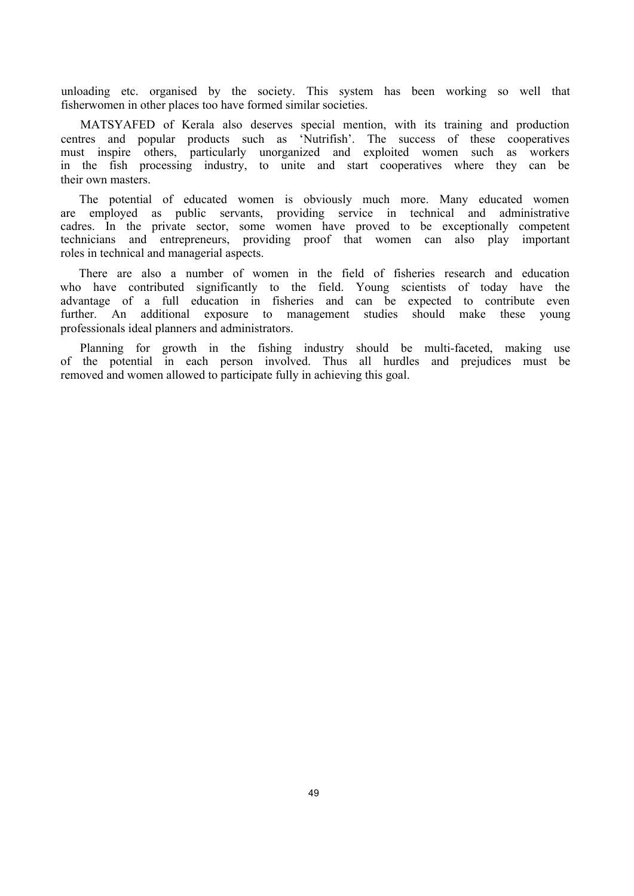unloading etc. organised by the society. This system has been working so well that fisherwomen in other places too have formed similar societies.

MATSYAFED of Kerala also deserves special mention, with its training and production centres and popular products such as 'Nutrifish'. The success of these cooperatives must inspire others, particularly unorganized and exploited women such as workers in the fish processing industry, to unite and start cooperatives where they can be their own masters.

The potential of educated women is obviously much more. Many educated women are employed as public servants, providing service in technical and administrative cadres. In the private sector, some women have proved to be exceptionally competent technicians and entrepreneurs, providing proof that women can also play important roles in technical and managerial aspects.

There are also a number of women in the field of fisheries research and education who have contributed significantly to the field. Young scientists of today have the advantage of a full education in fisheries and can be expected to contribute even further. An additional exposure to management studies should make these young professionals ideal planners and administrators.

Planning for growth in the fishing industry should be multi-faceted, making use of the potential in each person involved. Thus all hurdles and prejudices must be removed and women allowed to participate fully in achieving this goal.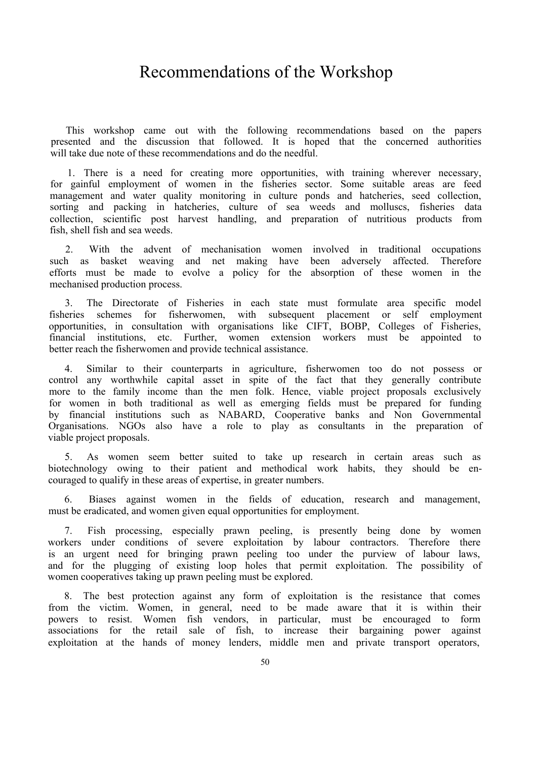# Recommendations of the Workshop

This workshop came out with the following recommendations based on the papers presented and the discussion that followed. It is hoped that the concerned authorities will take due note of these recommendations and do the needful.

1. There is a need for creating more opportunities, with training wherever necessary, for gainful employment of women in the fisheries sector. Some suitable areas are feed management and water quality monitoring in culture ponds and hatcheries, seed collection, sorting and packing in hatcheries, culture of sea weeds and molluscs, fisheries data collection, scientific post harvest handling, and preparation of nutritious products from fish, shell fish and sea weeds.

2. With the advent of mechanisation women involved in traditional occupations such as basket weaving and net making have been adversely affected. Therefore efforts must be made to evolve a policy for the absorption of these women in the mechanised production process.

3. The Directorate of Fisheries in each state must formulate area specific model fisheries schemes for fisherwomen, with subsequent placement or self employment opportunities, in consultation with organisations like CIFT, BOBP, Colleges of Fisheries, financial institutions, etc. Further, women extension workers must be appointed to better reach the fisherwomen and provide technical assistance.

4. Similar to their counterparts in agriculture, fisherwomen too do not possess or control any worthwhile capital asset in spite of the fact that they generally contribute more to the family income than the men folk. Hence, viable project proposals exclusively for women in both traditional as well as emerging fields must be prepared for funding by financial institutions such as NABARD, Cooperative banks and Non Governmental Organisations. NGOs also have a role to play as consultants in the preparation of viable project proposals.

5. As women seem better suited to take up research in certain areas such as biotechnology owing to their patient and methodical work habits, they should be encouraged to qualify in these areas of expertise, in greater numbers.

6. Biases against women in the fields of education, research and management, must be eradicated, and women given equal opportunities for employment.

7. Fish processing, especially prawn peeling, is presently being done by women workers under conditions of severe exploitation by labour contractors. Therefore there is an urgent need for bringing prawn peeling too under the purview of labour laws, and for the plugging of existing loop holes that permit exploitation. The possibility of women cooperatives taking up prawn peeling must be explored.

8. The best protection against any form of exploitation is the resistance that comes from the victim. Women, in general, need to be made aware that it is within their powers to resist. Women fish vendors, in particular, must be encouraged to form associations for the retail sale of fish, to increase their bargaining power against exploitation at the hands of money lenders, middle men and private transport operators,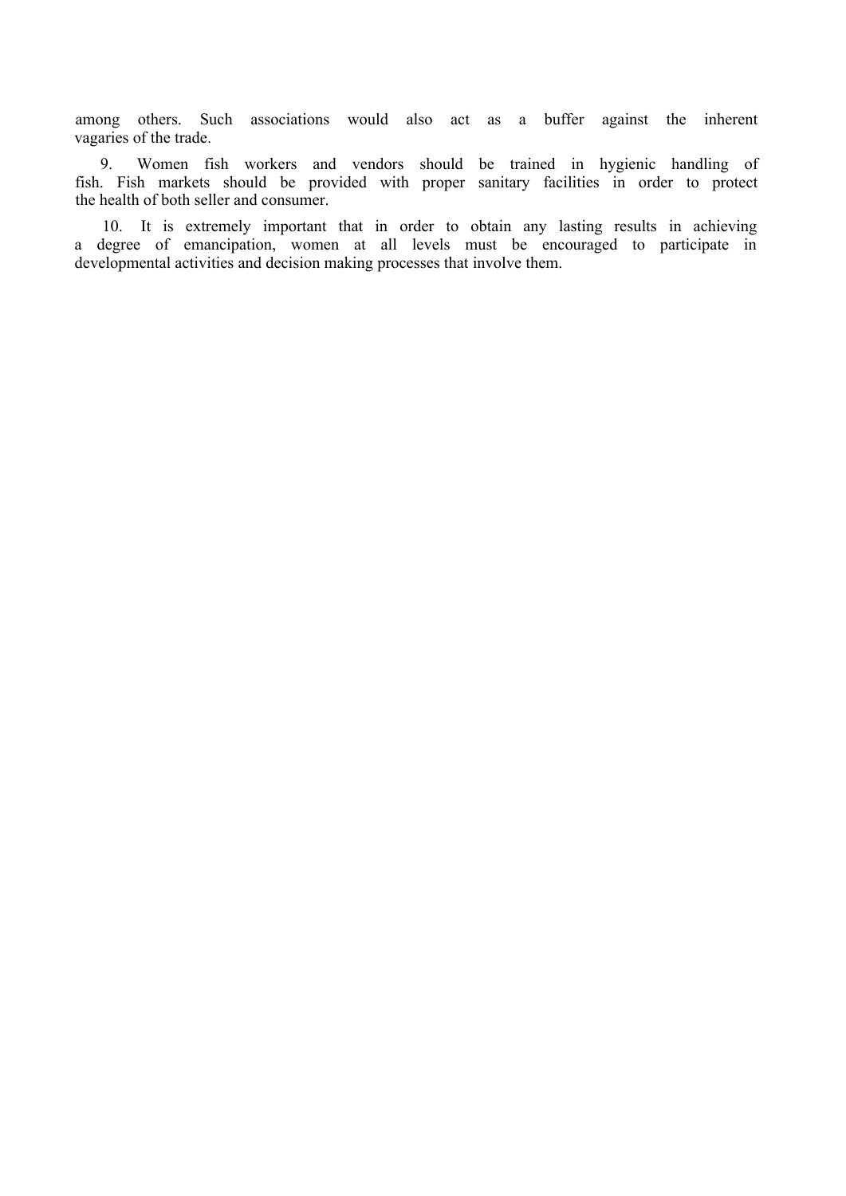among others. Such associations would also act as a buffer against the inherent vagaries of the trade.

9. Women fish workers and vendors should be trained in hygienic handling of fish. Fish markets should be provided with proper sanitary facilities in order to protect the health of both seller and consumer.

10. It is extremely important that in order to obtain any lasting results in achieving a degree of emancipation, women at all levels must be encouraged to participate in developmental activities and decision making processes that involve them.